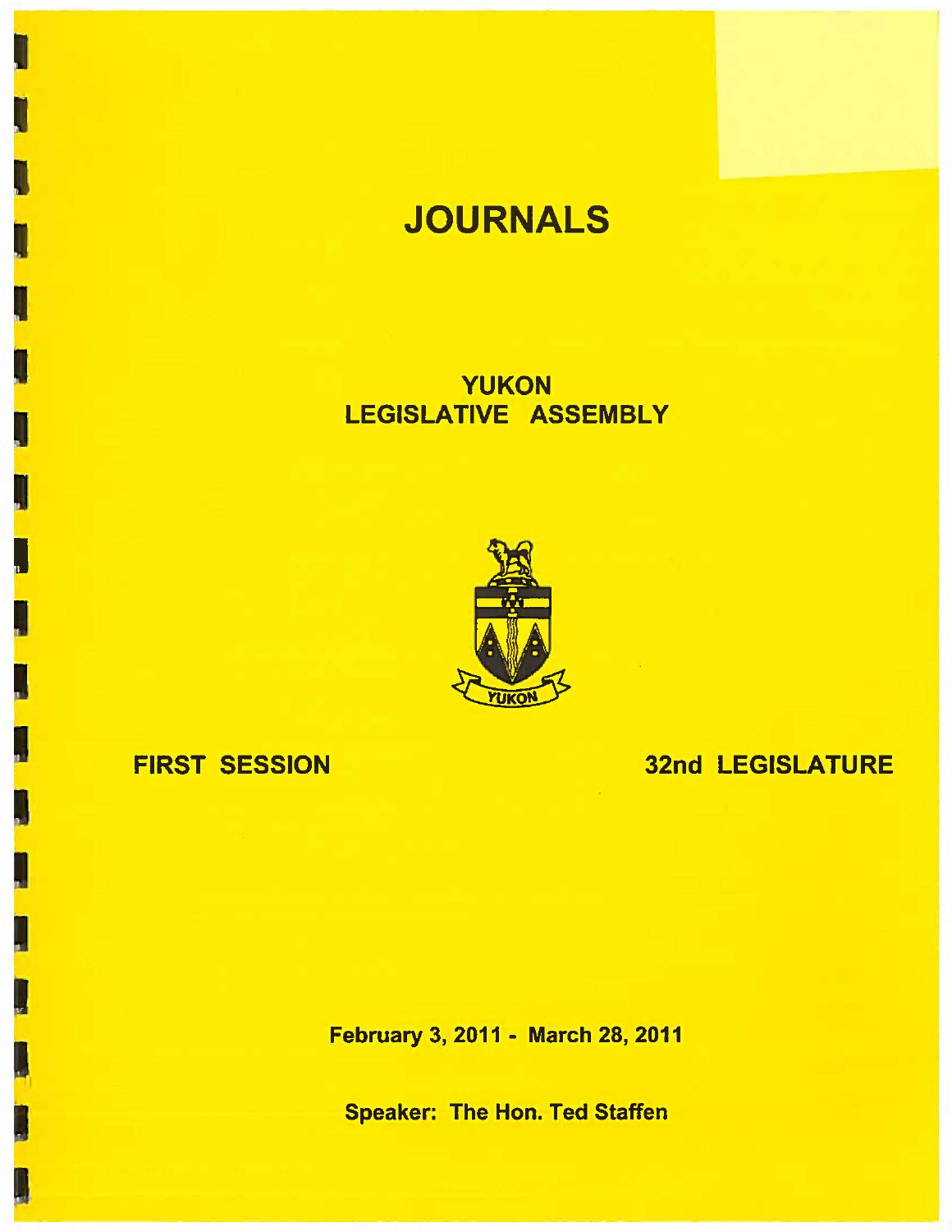# JOURNALS

## YUKON
## LEGISLATIVE ASSEMBLY

YUKON

**FIRST SESSION** **32nd LEGISLATURE**

**February 3, 2011 - March 28, 2011**

**Speaker: The Hon. Ted Staffen**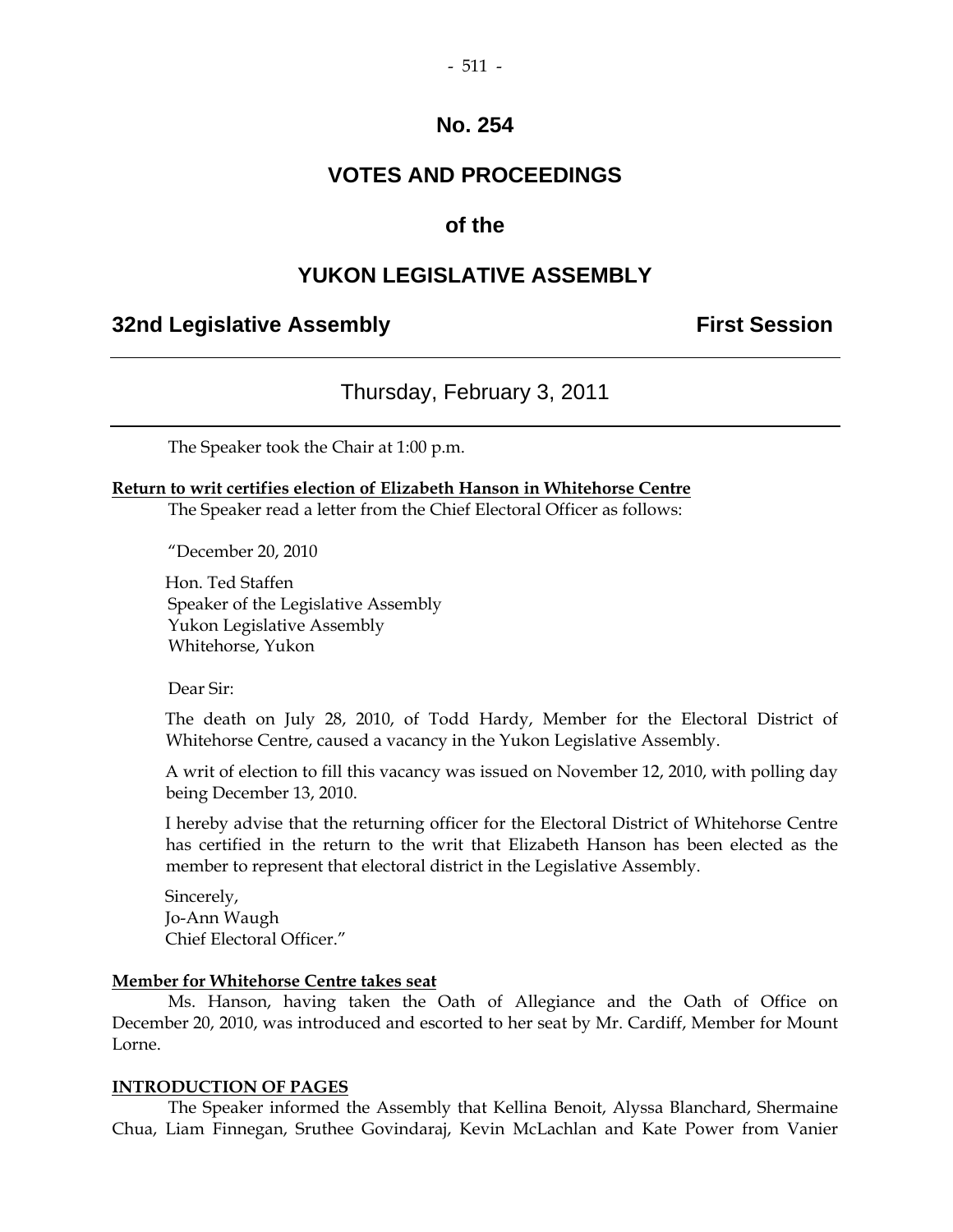# No. 254

# VOTES AND PROCEEDINGS

# of the

# YUKON LEGISLATIVE ASSEMBLY

## 32nd Legislative Assembly — First Session

---

### Thursday, February 3, 2011

---

The Speaker took the Chair at 1:00 p.m.

**Return to writ certifies election of Elizabeth Hanson in Whitehorse Centre**

The Speaker read a letter from the Chief Electoral Officer as follows:

"December 20, 2010

Hon. Ted Staffen
Speaker of the Legislative Assembly
Yukon Legislative Assembly
Whitehorse, Yukon

Dear Sir:

The death on July 28, 2010, of Todd Hardy, Member for the Electoral District of Whitehorse Centre, caused a vacancy in the Yukon Legislative Assembly.

A writ of election to fill this vacancy was issued on November 12, 2010, with polling day being December 13, 2010.

I hereby advise that the returning officer for the Electoral District of Whitehorse Centre has certified in the return to the writ that Elizabeth Hanson has been elected as the member to represent that electoral district in the Legislative Assembly.

Sincerely,
Jo-Ann Waugh
Chief Electoral Officer."

**Member for Whitehorse Centre takes seat**

Ms. Hanson, having taken the Oath of Allegiance and the Oath of Office on December 20, 2010, was introduced and escorted to her seat by Mr. Cardiff, Member for Mount Lorne.

**INTRODUCTION OF PAGES**

The Speaker informed the Assembly that Kellina Benoit, Alyssa Blanchard, Shermaine Chua, Liam Finnegan, Sruthee Govindaraj, Kevin McLachlan and Kate Power from Vanier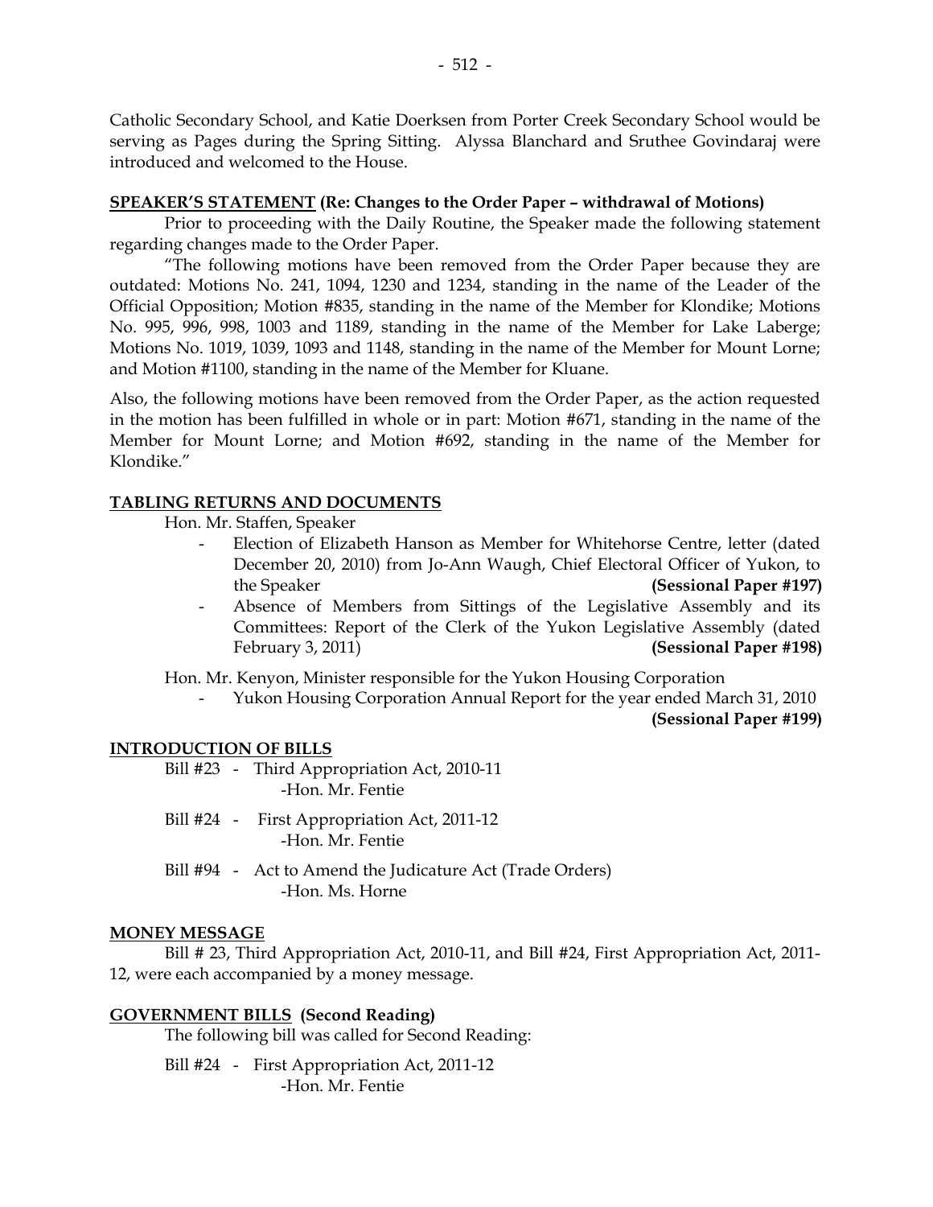Catholic Secondary School, and Katie Doerksen from Porter Creek Secondary School would be serving as Pages during the Spring Sitting. Alyssa Blanchard and Sruthee Govindaraj were introduced and welcomed to the House.

**SPEAKER'S STATEMENT (Re: Changes to the Order Paper – withdrawal of Motions)**

Prior to proceeding with the Daily Routine, the Speaker made the following statement regarding changes made to the Order Paper.

"The following motions have been removed from the Order Paper because they are outdated: Motions No. 241, 1094, 1230 and 1234, standing in the name of the Leader of the Official Opposition; Motion #835, standing in the name of the Member for Klondike; Motions No. 995, 996, 998, 1003 and 1189, standing in the name of the Member for Lake Laberge; Motions No. 1019, 1039, 1093 and 1148, standing in the name of the Member for Mount Lorne; and Motion #1100, standing in the name of the Member for Kluane.

Also, the following motions have been removed from the Order Paper, as the action requested in the motion has been fulfilled in whole or in part: Motion #671, standing in the name of the Member for Mount Lorne; and Motion #692, standing in the name of the Member for Klondike."

**TABLING RETURNS AND DOCUMENTS**

Hon. Mr. Staffen, Speaker

- Election of Elizabeth Hanson as Member for Whitehorse Centre, letter (dated December 20, 2010) from Jo-Ann Waugh, Chief Electoral Officer of Yukon, to the Speaker **(Sessional Paper #197)**
- Absence of Members from Sittings of the Legislative Assembly and its Committees: Report of the Clerk of the Yukon Legislative Assembly (dated February 3, 2011) **(Sessional Paper #198)**

Hon. Mr. Kenyon, Minister responsible for the Yukon Housing Corporation

- Yukon Housing Corporation Annual Report for the year ended March 31, 2010 **(Sessional Paper #199)**

**INTRODUCTION OF BILLS**

Bill #23 - Third Appropriation Act, 2010-11
-Hon. Mr. Fentie

Bill #24 - First Appropriation Act, 2011-12
-Hon. Mr. Fentie

Bill #94 - Act to Amend the Judicature Act (Trade Orders)
-Hon. Ms. Horne

**MONEY MESSAGE**

Bill # 23, Third Appropriation Act, 2010-11, and Bill #24, First Appropriation Act, 2011-12, were each accompanied by a money message.

**GOVERNMENT BILLS (Second Reading)**

The following bill was called for Second Reading:

Bill #24 - First Appropriation Act, 2011-12
-Hon. Mr. Fentie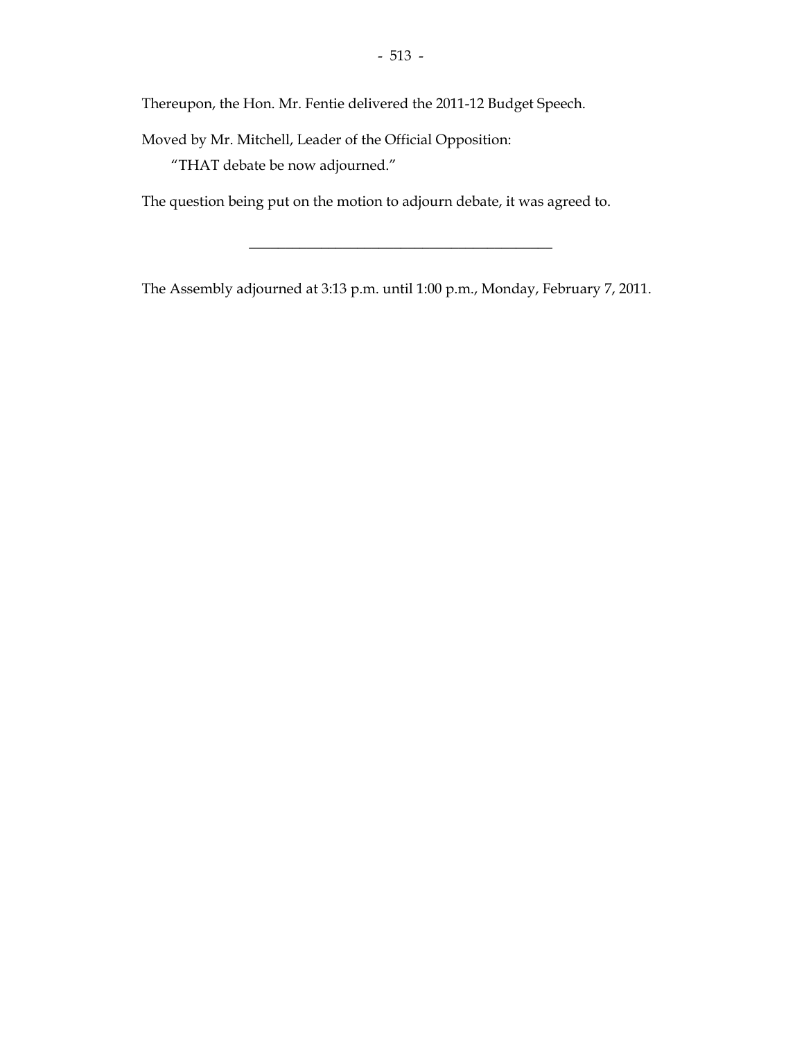Thereupon, the Hon. Mr. Fentie delivered the 2011-12 Budget Speech.

Moved by Mr. Mitchell, Leader of the Official Opposition:

"THAT debate be now adjourned."

The question being put on the motion to adjourn debate, it was agreed to.

---

The Assembly adjourned at 3:13 p.m. until 1:00 p.m., Monday, February 7, 2011.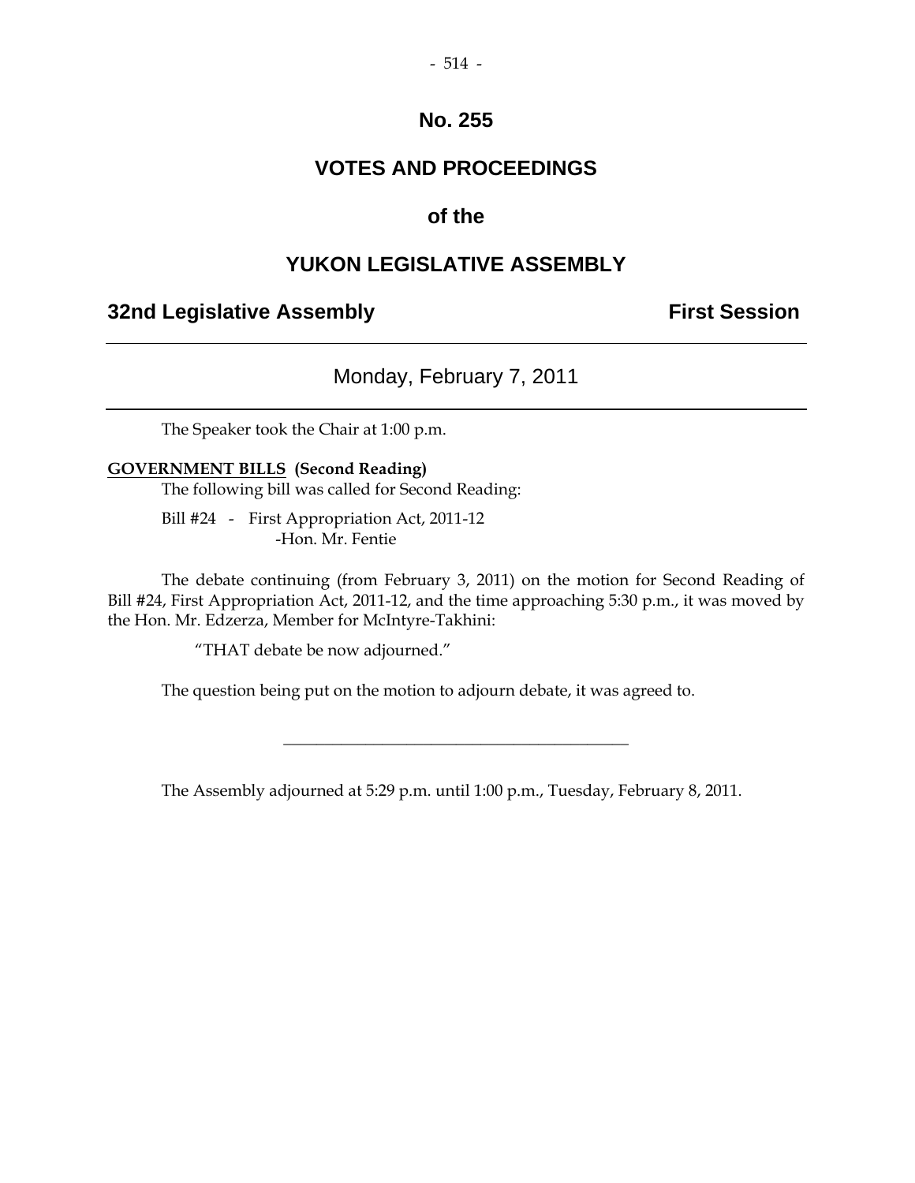# No. 255

## VOTES AND PROCEEDINGS

## of the

## YUKON LEGISLATIVE ASSEMBLY

**32nd Legislative Assembly** **First Session**

---

Monday, February 7, 2011

---

The Speaker took the Chair at 1:00 p.m.

**GOVERNMENT BILLS (Second Reading)**

The following bill was called for Second Reading:

Bill #24 - First Appropriation Act, 2011-12
-Hon. Mr. Fentie

The debate continuing (from February 3, 2011) on the motion for Second Reading of Bill #24, First Appropriation Act, 2011-12, and the time approaching 5:30 p.m., it was moved by the Hon. Mr. Edzerza, Member for McIntyre-Takhini:

"THAT debate be now adjourned."

The question being put on the motion to adjourn debate, it was agreed to.

---

The Assembly adjourned at 5:29 p.m. until 1:00 p.m., Tuesday, February 8, 2011.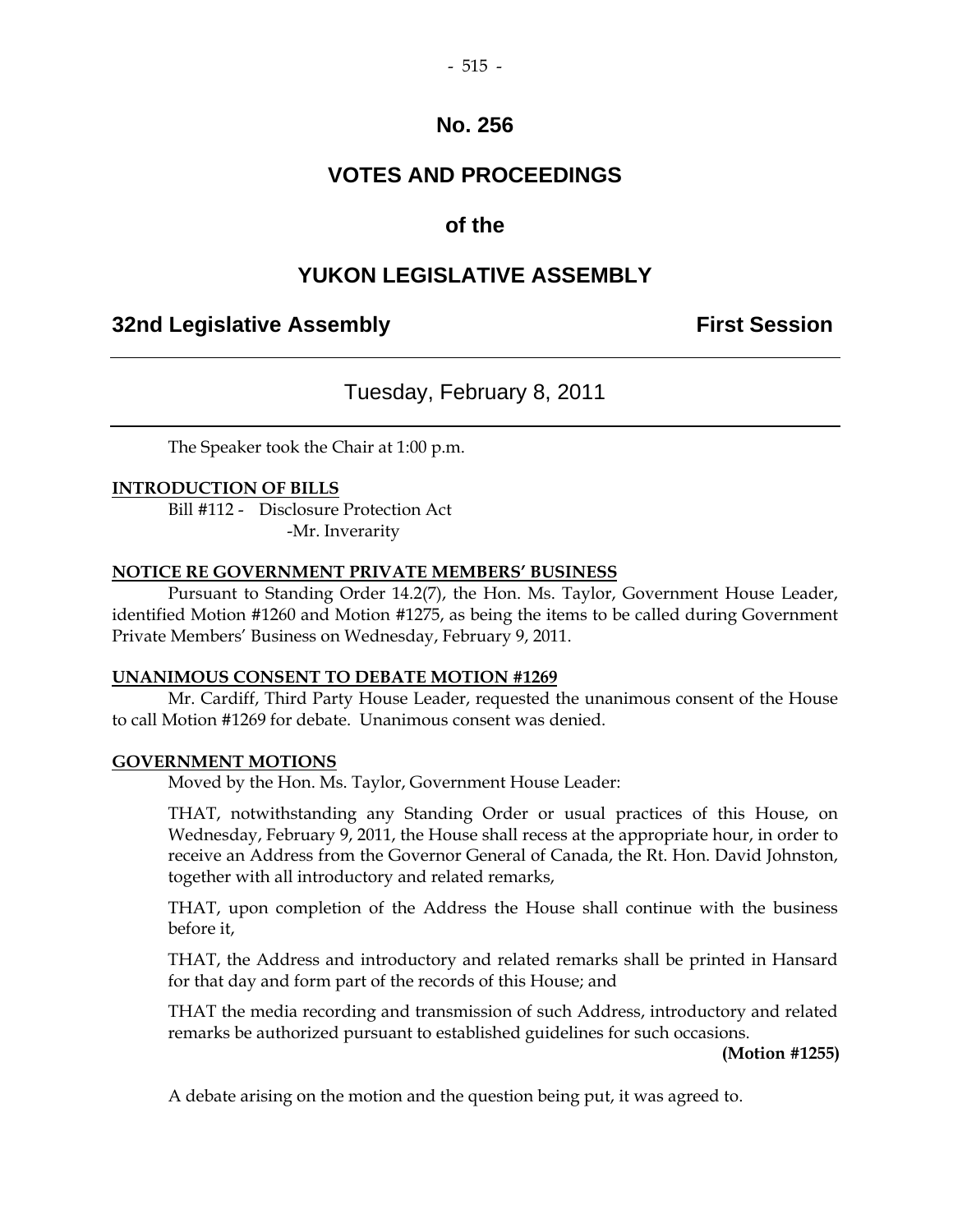# No. 256

# VOTES AND PROCEEDINGS

# of the

# YUKON LEGISLATIVE ASSEMBLY

**32nd Legislative Assembly** **First Session**

---

## Tuesday, February 8, 2011

---

The Speaker took the Chair at 1:00 p.m.

**INTRODUCTION OF BILLS**

Bill #112 - Disclosure Protection Act
-Mr. Inverarity

**NOTICE RE GOVERNMENT PRIVATE MEMBERS' BUSINESS**

Pursuant to Standing Order 14.2(7), the Hon. Ms. Taylor, Government House Leader, identified Motion #1260 and Motion #1275, as being the items to be called during Government Private Members' Business on Wednesday, February 9, 2011.

**UNANIMOUS CONSENT TO DEBATE MOTION #1269**

Mr. Cardiff, Third Party House Leader, requested the unanimous consent of the House to call Motion #1269 for debate. Unanimous consent was denied.

**GOVERNMENT MOTIONS**

Moved by the Hon. Ms. Taylor, Government House Leader:

THAT, notwithstanding any Standing Order or usual practices of this House, on Wednesday, February 9, 2011, the House shall recess at the appropriate hour, in order to receive an Address from the Governor General of Canada, the Rt. Hon. David Johnston, together with all introductory and related remarks,

THAT, upon completion of the Address the House shall continue with the business before it,

THAT, the Address and introductory and related remarks shall be printed in Hansard for that day and form part of the records of this House; and

THAT the media recording and transmission of such Address, introductory and related remarks be authorized pursuant to established guidelines for such occasions.

**(Motion #1255)**

A debate arising on the motion and the question being put, it was agreed to.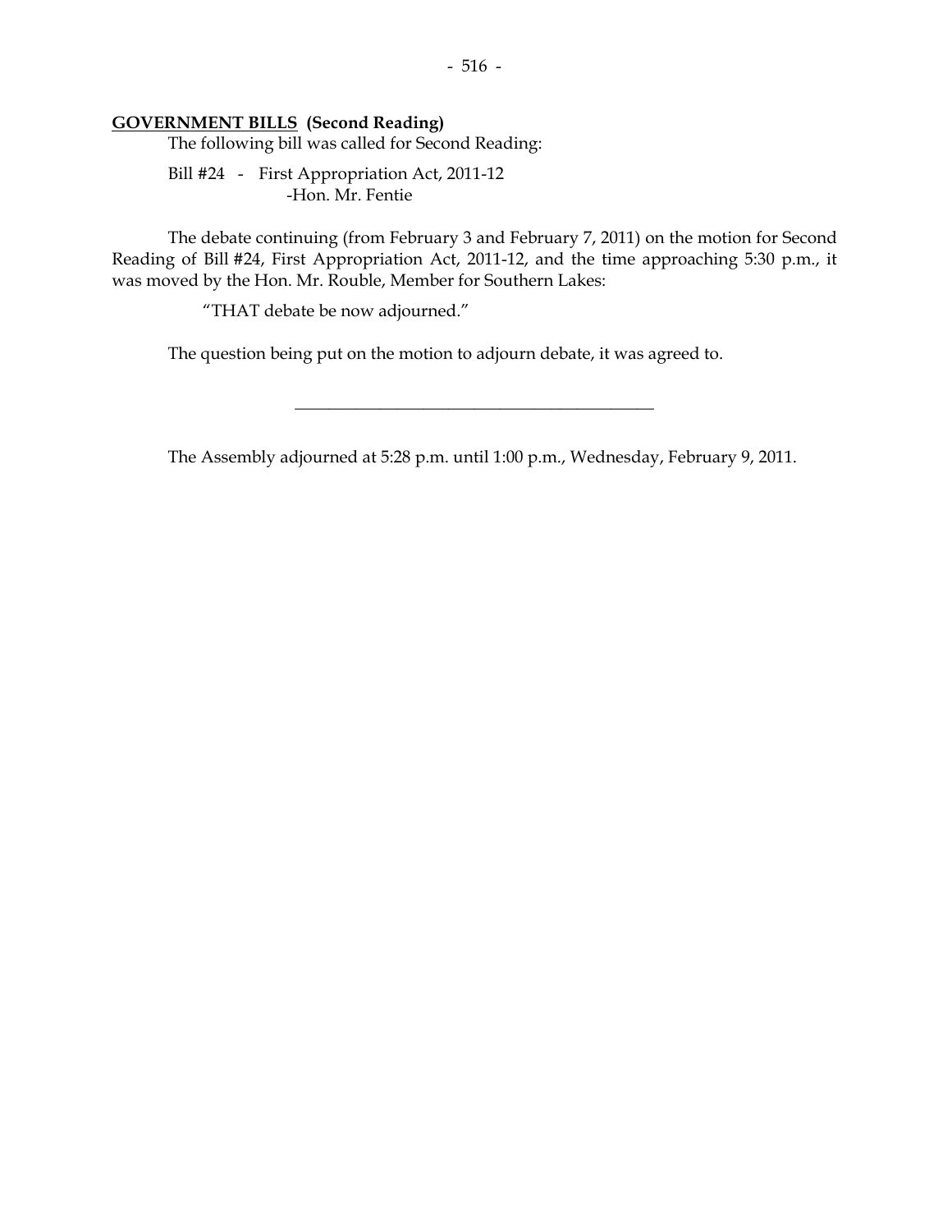**<u>GOVERNMENT BILLS</u> (Second Reading)**

The following bill was called for Second Reading:

Bill #24 - First Appropriation Act, 2011-12
-Hon. Mr. Fentie

The debate continuing (from February 3 and February 7, 2011) on the motion for Second Reading of Bill #24, First Appropriation Act, 2011-12, and the time approaching 5:30 p.m., it was moved by the Hon. Mr. Rouble, Member for Southern Lakes:

"THAT debate be now adjourned."

The question being put on the motion to adjourn debate, it was agreed to.

---

The Assembly adjourned at 5:28 p.m. until 1:00 p.m., Wednesday, February 9, 2011.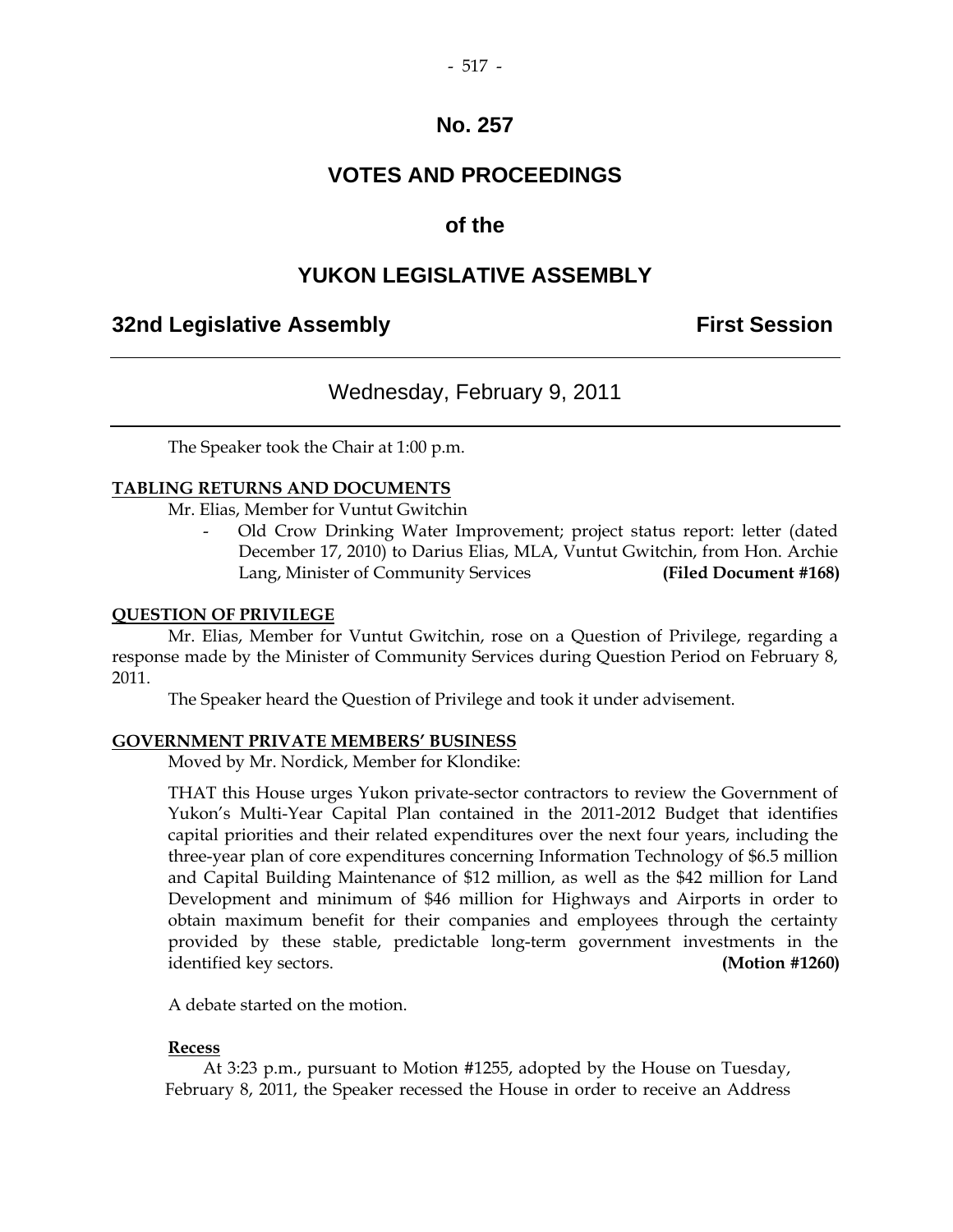# No. 257

# VOTES AND PROCEEDINGS

# of the

# YUKON LEGISLATIVE ASSEMBLY

## 32nd Legislative Assembly First Session

---

### Wednesday, February 9, 2011

---

The Speaker took the Chair at 1:00 p.m.

**TABLING RETURNS AND DOCUMENTS**

Mr. Elias, Member for Vuntut Gwitchin

- Old Crow Drinking Water Improvement; project status report: letter (dated December 17, 2010) to Darius Elias, MLA, Vuntut Gwitchin, from Hon. Archie Lang, Minister of Community Services **(Filed Document #168)**

**QUESTION OF PRIVILEGE**

Mr. Elias, Member for Vuntut Gwitchin, rose on a Question of Privilege, regarding a response made by the Minister of Community Services during Question Period on February 8, 2011.

The Speaker heard the Question of Privilege and took it under advisement.

**GOVERNMENT PRIVATE MEMBERS' BUSINESS**

Moved by Mr. Nordick, Member for Klondike:

THAT this House urges Yukon private-sector contractors to review the Government of Yukon's Multi-Year Capital Plan contained in the 2011-2012 Budget that identifies capital priorities and their related expenditures over the next four years, including the three-year plan of core expenditures concerning Information Technology of $6.5 million and Capital Building Maintenance of $12 million, as well as the $42 million for Land Development and minimum of $46 million for Highways and Airports in order to obtain maximum benefit for their companies and employees through the certainty provided by these stable, predictable long-term government investments in the identified key sectors. **(Motion #1260)**

A debate started on the motion.

**Recess**

At 3:23 p.m., pursuant to Motion #1255, adopted by the House on Tuesday, February 8, 2011, the Speaker recessed the House in order to receive an Address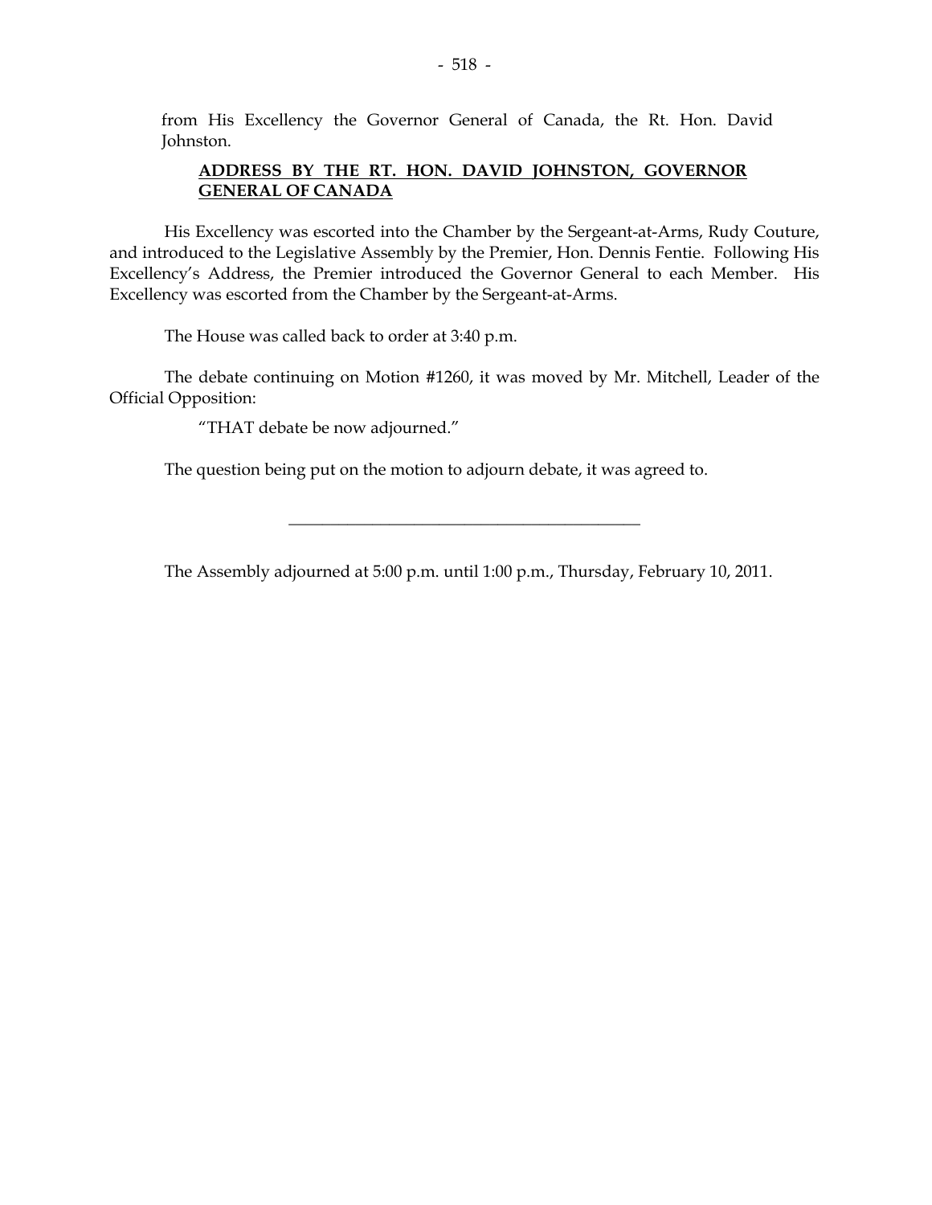from His Excellency the Governor General of Canada, the Rt. Hon. David Johnston.

### **ADDRESS BY THE RT. HON. DAVID JOHNSTON, GOVERNOR GENERAL OF CANADA**

His Excellency was escorted into the Chamber by the Sergeant-at-Arms, Rudy Couture, and introduced to the Legislative Assembly by the Premier, Hon. Dennis Fentie. Following His Excellency's Address, the Premier introduced the Governor General to each Member. His Excellency was escorted from the Chamber by the Sergeant-at-Arms.

The House was called back to order at 3:40 p.m.

The debate continuing on Motion #1260, it was moved by Mr. Mitchell, Leader of the Official Opposition:

"THAT debate be now adjourned."

The question being put on the motion to adjourn debate, it was agreed to.

---

The Assembly adjourned at 5:00 p.m. until 1:00 p.m., Thursday, February 10, 2011.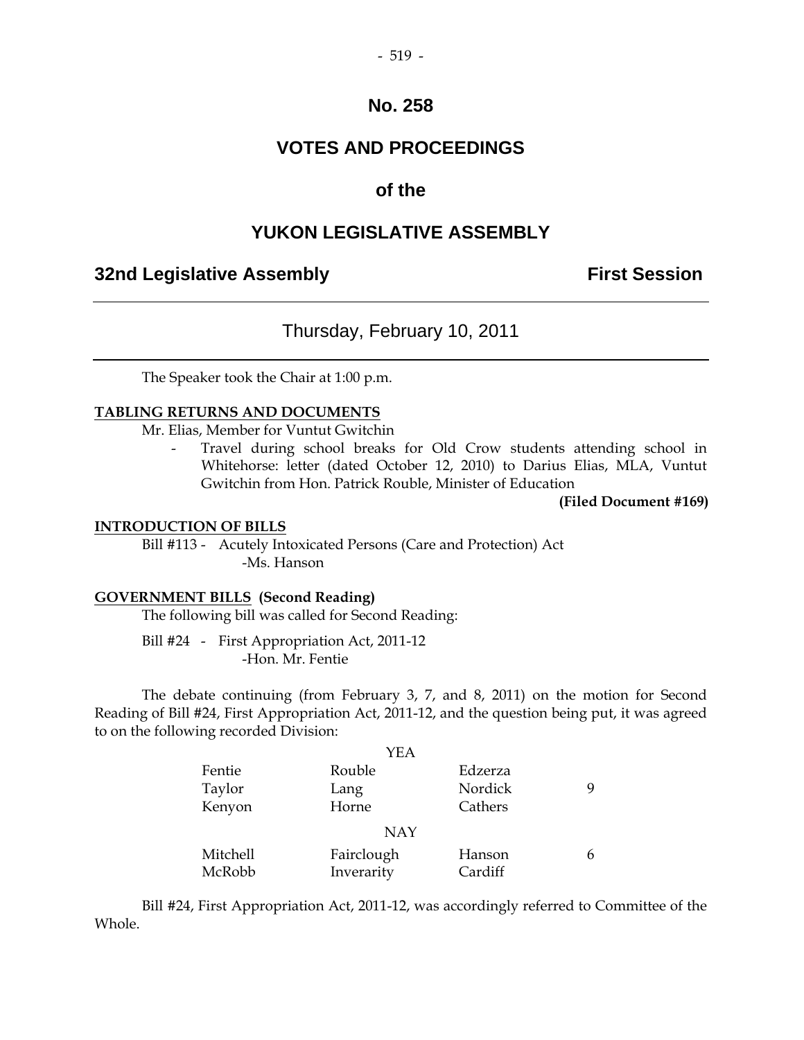# No. 258

# VOTES AND PROCEEDINGS

# of the

# YUKON LEGISLATIVE ASSEMBLY

## 32nd Legislative Assembly — First Session

### Thursday, February 10, 2011

The Speaker took the Chair at 1:00 p.m.

**TABLING RETURNS AND DOCUMENTS**

Mr. Elias, Member for Vuntut Gwitchin

- Travel during school breaks for Old Crow students attending school in Whitehorse: letter (dated October 12, 2010) to Darius Elias, MLA, Vuntut Gwitchin from Hon. Patrick Rouble, Minister of Education

**(Filed Document #169)**

**INTRODUCTION OF BILLS**

Bill #113 - Acutely Intoxicated Persons (Care and Protection) Act
-Ms. Hanson

**GOVERNMENT BILLS (Second Reading)**

The following bill was called for Second Reading:

Bill #24 - First Appropriation Act, 2011-12
-Hon. Mr. Fentie

The debate continuing (from February 3, 7, and 8, 2011) on the motion for Second Reading of Bill #24, First Appropriation Act, 2011-12, and the question being put, it was agreed to on the following recorded Division:

| | YEA | | |
|---|---|---|---|
| Fentie | Rouble | Edzerza | |
| Taylor | Lang | Nordick | 9 |
| Kenyon | Horne | Cathers | |
| | **NAY** | | |
| Mitchell | Fairclough | Hanson | 6 |
| McRobb | Inverarity | Cardiff | |

Bill #24, First Appropriation Act, 2011-12, was accordingly referred to Committee of the Whole.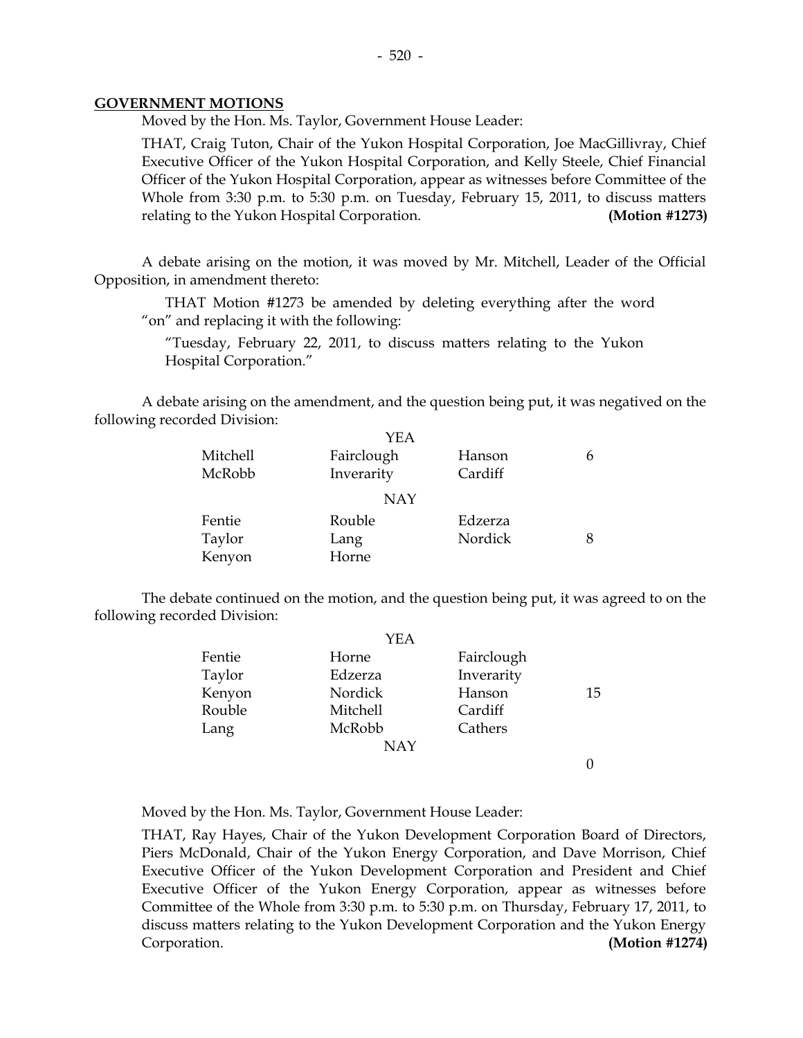## GOVERNMENT MOTIONS

Moved by the Hon. Ms. Taylor, Government House Leader:

THAT, Craig Tuton, Chair of the Yukon Hospital Corporation, Joe MacGillivray, Chief Executive Officer of the Yukon Hospital Corporation, and Kelly Steele, Chief Financial Officer of the Yukon Hospital Corporation, appear as witnesses before Committee of the Whole from 3:30 p.m. to 5:30 p.m. on Tuesday, February 15, 2011, to discuss matters relating to the Yukon Hospital Corporation. **(Motion #1273)**

A debate arising on the motion, it was moved by Mr. Mitchell, Leader of the Official Opposition, in amendment thereto:

> THAT Motion #1273 be amended by deleting everything after the word "on" and replacing it with the following:
>
> "Tuesday, February 22, 2011, to discuss matters relating to the Yukon Hospital Corporation."

A debate arising on the amendment, and the question being put, it was negatived on the following recorded Division:

| | YEA | | |
|---|---|---|---|
| Mitchell | Fairclough | Hanson | 6 |
| McRobb | Inverarity | Cardiff | |
| | **NAY** | | |
| Fentie | Rouble | Edzerza | |
| Taylor | Lang | Nordick | 8 |
| Kenyon | Horne | | |

The debate continued on the motion, and the question being put, it was agreed to on the following recorded Division:

| | YEA | | |
|---|---|---|---|
| Fentie | Horne | Fairclough | |
| Taylor | Edzerza | Inverarity | |
| Kenyon | Nordick | Hanson | 15 |
| Rouble | Mitchell | Cardiff | |
| Lang | McRobb | Cathers | |
| | **NAY** | | |
| | | | 0 |

Moved by the Hon. Ms. Taylor, Government House Leader:

THAT, Ray Hayes, Chair of the Yukon Development Corporation Board of Directors, Piers McDonald, Chair of the Yukon Energy Corporation, and Dave Morrison, Chief Executive Officer of the Yukon Development Corporation and President and Chief Executive Officer of the Yukon Energy Corporation, appear as witnesses before Committee of the Whole from 3:30 p.m. to 5:30 p.m. on Thursday, February 17, 2011, to discuss matters relating to the Yukon Development Corporation and the Yukon Energy Corporation. **(Motion #1274)**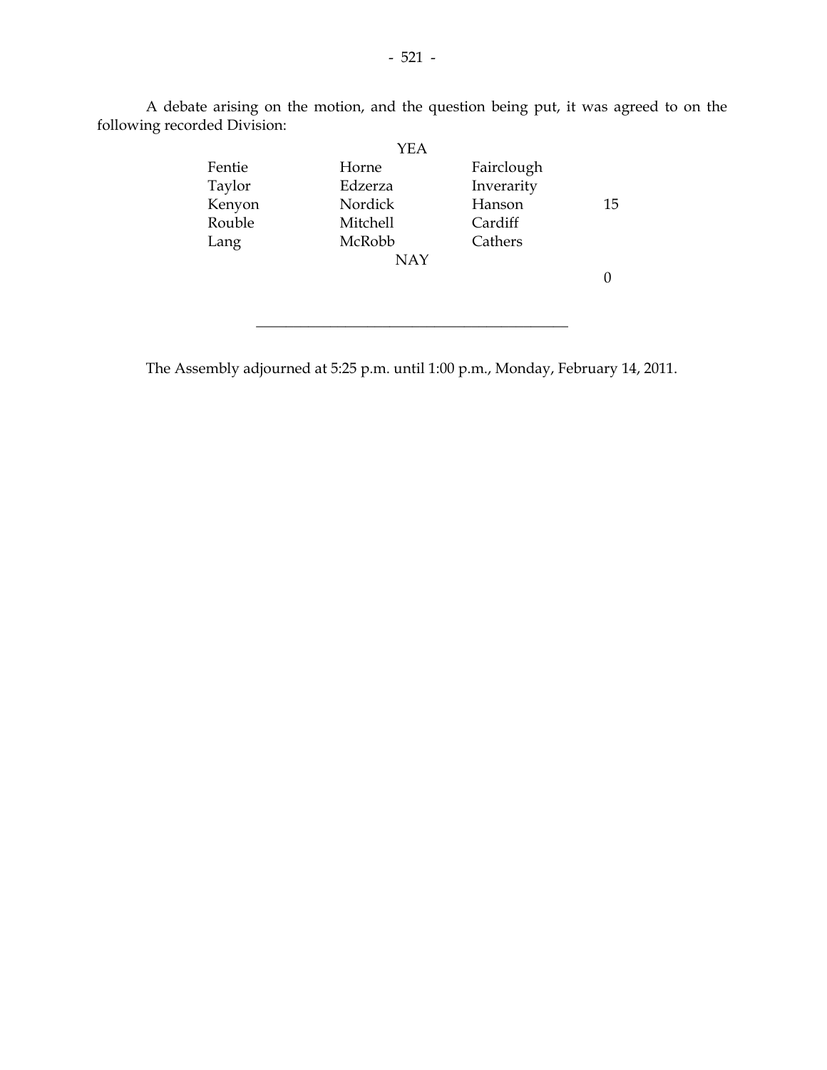A debate arising on the motion, and the question being put, it was agreed to on the following recorded Division:

**YEA**

| | | | |
|---|---|---|---|
| Fentie | Horne | Fairclough | |
| Taylor | Edzerza | Inverarity | |
| Kenyon | Nordick | Hanson | 15 |
| Rouble | Mitchell | Cardiff | |
| Lang | McRobb | Cathers | |

**NAY**

0

---

The Assembly adjourned at 5:25 p.m. until 1:00 p.m., Monday, February 14, 2011.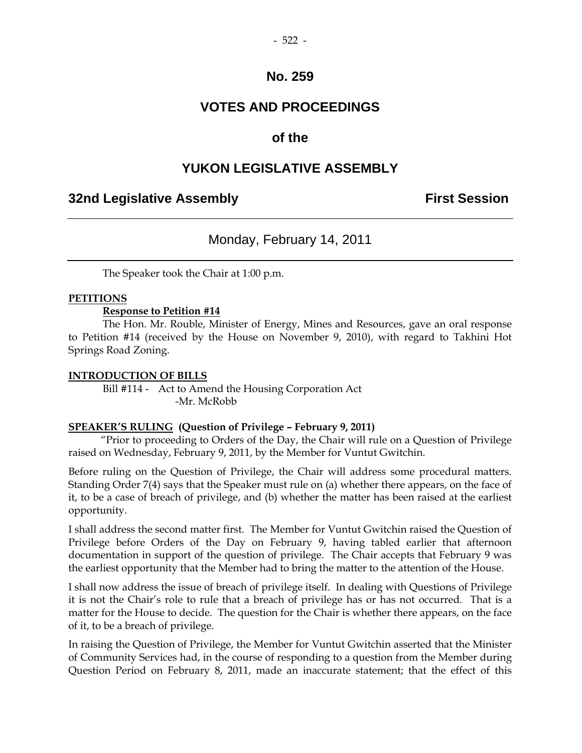# No. 259

# VOTES AND PROCEEDINGS

## of the

# YUKON LEGISLATIVE ASSEMBLY

**32nd Legislative Assembly** **First Session**

---

Monday, February 14, 2011

---

The Speaker took the Chair at 1:00 p.m.

**PETITIONS**

**Response to Petition #14**

The Hon. Mr. Rouble, Minister of Energy, Mines and Resources, gave an oral response to Petition #14 (received by the House on November 9, 2010), with regard to Takhini Hot Springs Road Zoning.

**INTRODUCTION OF BILLS**

Bill #114 - Act to Amend the Housing Corporation Act
-Mr. McRobb

**SPEAKER'S RULING (Question of Privilege – February 9, 2011)**

"Prior to proceeding to Orders of the Day, the Chair will rule on a Question of Privilege raised on Wednesday, February 9, 2011, by the Member for Vuntut Gwitchin.

Before ruling on the Question of Privilege, the Chair will address some procedural matters. Standing Order 7(4) says that the Speaker must rule on (a) whether there appears, on the face of it, to be a case of breach of privilege, and (b) whether the matter has been raised at the earliest opportunity.

I shall address the second matter first. The Member for Vuntut Gwitchin raised the Question of Privilege before Orders of the Day on February 9, having tabled earlier that afternoon documentation in support of the question of privilege. The Chair accepts that February 9 was the earliest opportunity that the Member had to bring the matter to the attention of the House.

I shall now address the issue of breach of privilege itself. In dealing with Questions of Privilege it is not the Chair's role to rule that a breach of privilege has or has not occurred. That is a matter for the House to decide. The question for the Chair is whether there appears, on the face of it, to be a breach of privilege.

In raising the Question of Privilege, the Member for Vuntut Gwitchin asserted that the Minister of Community Services had, in the course of responding to a question from the Member during Question Period on February 8, 2011, made an inaccurate statement; that the effect of this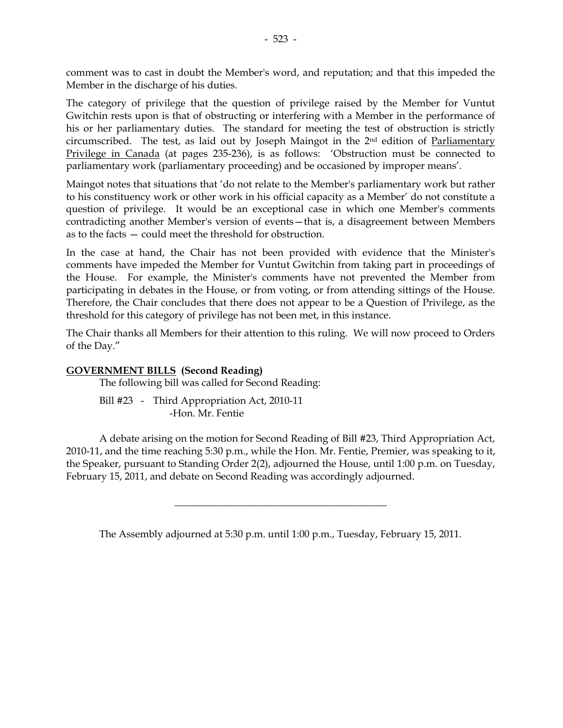comment was to cast in doubt the Member's word, and reputation; and that this impeded the Member in the discharge of his duties.

The category of privilege that the question of privilege raised by the Member for Vuntut Gwitchin rests upon is that of obstructing or interfering with a Member in the performance of his or her parliamentary duties. The standard for meeting the test of obstruction is strictly circumscribed. The test, as laid out by Joseph Maingot in the 2nd edition of Parliamentary Privilege in Canada (at pages 235-236), is as follows: 'Obstruction must be connected to parliamentary work (parliamentary proceeding) and be occasioned by improper means'.

Maingot notes that situations that 'do not relate to the Member's parliamentary work but rather to his constituency work or other work in his official capacity as a Member' do not constitute a question of privilege. It would be an exceptional case in which one Member's comments contradicting another Member's version of events—that is, a disagreement between Members as to the facts — could meet the threshold for obstruction.

In the case at hand, the Chair has not been provided with evidence that the Minister's comments have impeded the Member for Vuntut Gwitchin from taking part in proceedings of the House. For example, the Minister's comments have not prevented the Member from participating in debates in the House, or from voting, or from attending sittings of the House. Therefore, the Chair concludes that there does not appear to be a Question of Privilege, as the threshold for this category of privilege has not been met, in this instance.

The Chair thanks all Members for their attention to this ruling. We will now proceed to Orders of the Day."

**GOVERNMENT BILLS (Second Reading)**

The following bill was called for Second Reading:

Bill #23 - Third Appropriation Act, 2010-11
-Hon. Mr. Fentie

A debate arising on the motion for Second Reading of Bill #23, Third Appropriation Act, 2010-11, and the time reaching 5:30 p.m., while the Hon. Mr. Fentie, Premier, was speaking to it, the Speaker, pursuant to Standing Order 2(2), adjourned the House, until 1:00 p.m. on Tuesday, February 15, 2011, and debate on Second Reading was accordingly adjourned.

---

The Assembly adjourned at 5:30 p.m. until 1:00 p.m., Tuesday, February 15, 2011.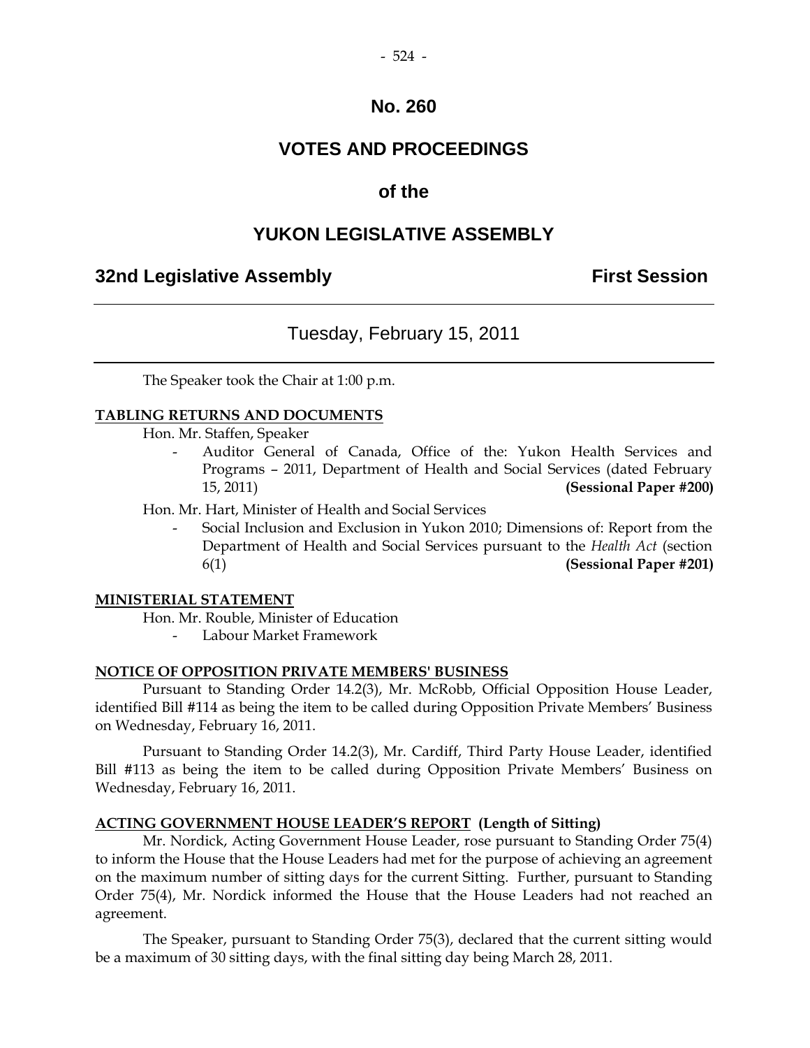# No. 260

# VOTES AND PROCEEDINGS

# of the

# YUKON LEGISLATIVE ASSEMBLY

## 32nd Legislative Assembly — First Session

---

### Tuesday, February 15, 2011

---

The Speaker took the Chair at 1:00 p.m.

**TABLING RETURNS AND DOCUMENTS**

Hon. Mr. Staffen, Speaker

- Auditor General of Canada, Office of the: Yukon Health Services and Programs – 2011, Department of Health and Social Services (dated February 15, 2011) **(Sessional Paper #200)**

Hon. Mr. Hart, Minister of Health and Social Services

- Social Inclusion and Exclusion in Yukon 2010; Dimensions of: Report from the Department of Health and Social Services pursuant to the *Health Act* (section 6(1) **(Sessional Paper #201)**

**MINISTERIAL STATEMENT**

Hon. Mr. Rouble, Minister of Education

- Labour Market Framework

**NOTICE OF OPPOSITION PRIVATE MEMBERS' BUSINESS**

Pursuant to Standing Order 14.2(3), Mr. McRobb, Official Opposition House Leader, identified Bill #114 as being the item to be called during Opposition Private Members' Business on Wednesday, February 16, 2011.

Pursuant to Standing Order 14.2(3), Mr. Cardiff, Third Party House Leader, identified Bill #113 as being the item to be called during Opposition Private Members' Business on Wednesday, February 16, 2011.

**ACTING GOVERNMENT HOUSE LEADER'S REPORT (Length of Sitting)**

Mr. Nordick, Acting Government House Leader, rose pursuant to Standing Order 75(4) to inform the House that the House Leaders had met for the purpose of achieving an agreement on the maximum number of sitting days for the current Sitting. Further, pursuant to Standing Order 75(4), Mr. Nordick informed the House that the House Leaders had not reached an agreement.

The Speaker, pursuant to Standing Order 75(3), declared that the current sitting would be a maximum of 30 sitting days, with the final sitting day being March 28, 2011.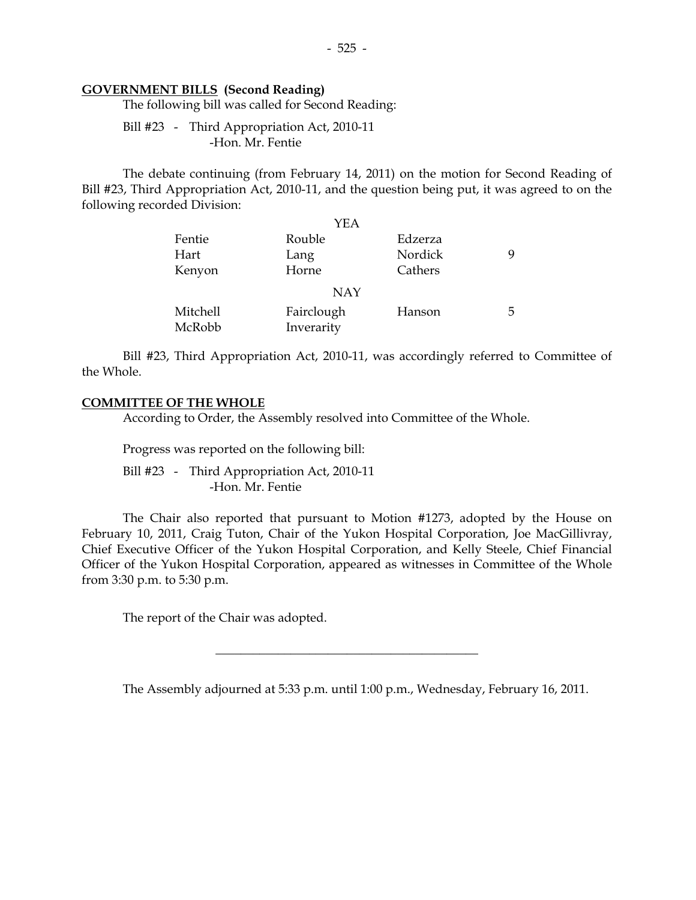**GOVERNMENT BILLS (Second Reading)**

The following bill was called for Second Reading:

Bill #23 - Third Appropriation Act, 2010-11
-Hon. Mr. Fentie

The debate continuing (from February 14, 2011) on the motion for Second Reading of Bill #23, Third Appropriation Act, 2010-11, and the question being put, it was agreed to on the following recorded Division:

| | YEA | | |
|---|---|---|---|
| Fentie | Rouble | Edzerza | |
| Hart | Lang | Nordick | 9 |
| Kenyon | Horne | Cathers | |
| | **NAY** | | |
| Mitchell | Fairclough | Hanson | 5 |
| McRobb | Inverarity | | |

Bill #23, Third Appropriation Act, 2010-11, was accordingly referred to Committee of the Whole.

**COMMITTEE OF THE WHOLE**

According to Order, the Assembly resolved into Committee of the Whole.

Progress was reported on the following bill:

Bill #23 - Third Appropriation Act, 2010-11
-Hon. Mr. Fentie

The Chair also reported that pursuant to Motion #1273, adopted by the House on February 10, 2011, Craig Tuton, Chair of the Yukon Hospital Corporation, Joe MacGillivray, Chief Executive Officer of the Yukon Hospital Corporation, and Kelly Steele, Chief Financial Officer of the Yukon Hospital Corporation, appeared as witnesses in Committee of the Whole from 3:30 p.m. to 5:30 p.m.

The report of the Chair was adopted.

---

The Assembly adjourned at 5:33 p.m. until 1:00 p.m., Wednesday, February 16, 2011.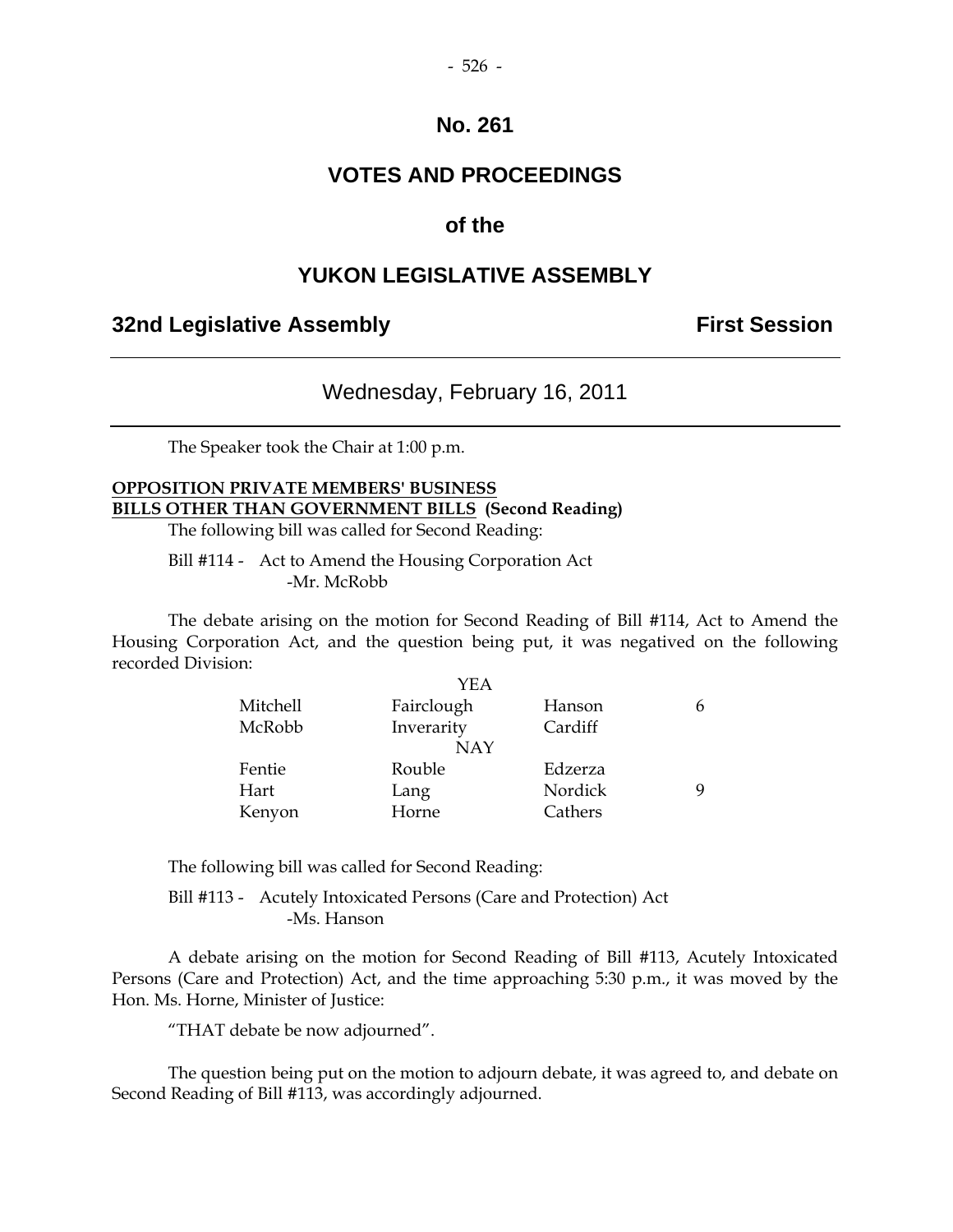# No. 261

# VOTES AND PROCEEDINGS

# of the

# YUKON LEGISLATIVE ASSEMBLY

## 32nd Legislative Assembly — First Session

---

### Wednesday, February 16, 2011

---

The Speaker took the Chair at 1:00 p.m.

**OPPOSITION PRIVATE MEMBERS' BUSINESS**
**BILLS OTHER THAN GOVERNMENT BILLS (Second Reading)**

The following bill was called for Second Reading:

Bill #114 - Act to Amend the Housing Corporation Act
-Mr. McRobb

The debate arising on the motion for Second Reading of Bill #114, Act to Amend the Housing Corporation Act, and the question being put, it was negatived on the following recorded Division:

| | YEA | | |
|---|---|---|---|
| Mitchell | Fairclough | Hanson | 6 |
| McRobb | Inverarity | Cardiff | |
| | **NAY** | | |
| Fentie | Rouble | Edzerza | |
| Hart | Lang | Nordick | 9 |
| Kenyon | Horne | Cathers | |

The following bill was called for Second Reading:

Bill #113 - Acutely Intoxicated Persons (Care and Protection) Act
-Ms. Hanson

A debate arising on the motion for Second Reading of Bill #113, Acutely Intoxicated Persons (Care and Protection) Act, and the time approaching 5:30 p.m., it was moved by the Hon. Ms. Horne, Minister of Justice:

"THAT debate be now adjourned".

The question being put on the motion to adjourn debate, it was agreed to, and debate on Second Reading of Bill #113, was accordingly adjourned.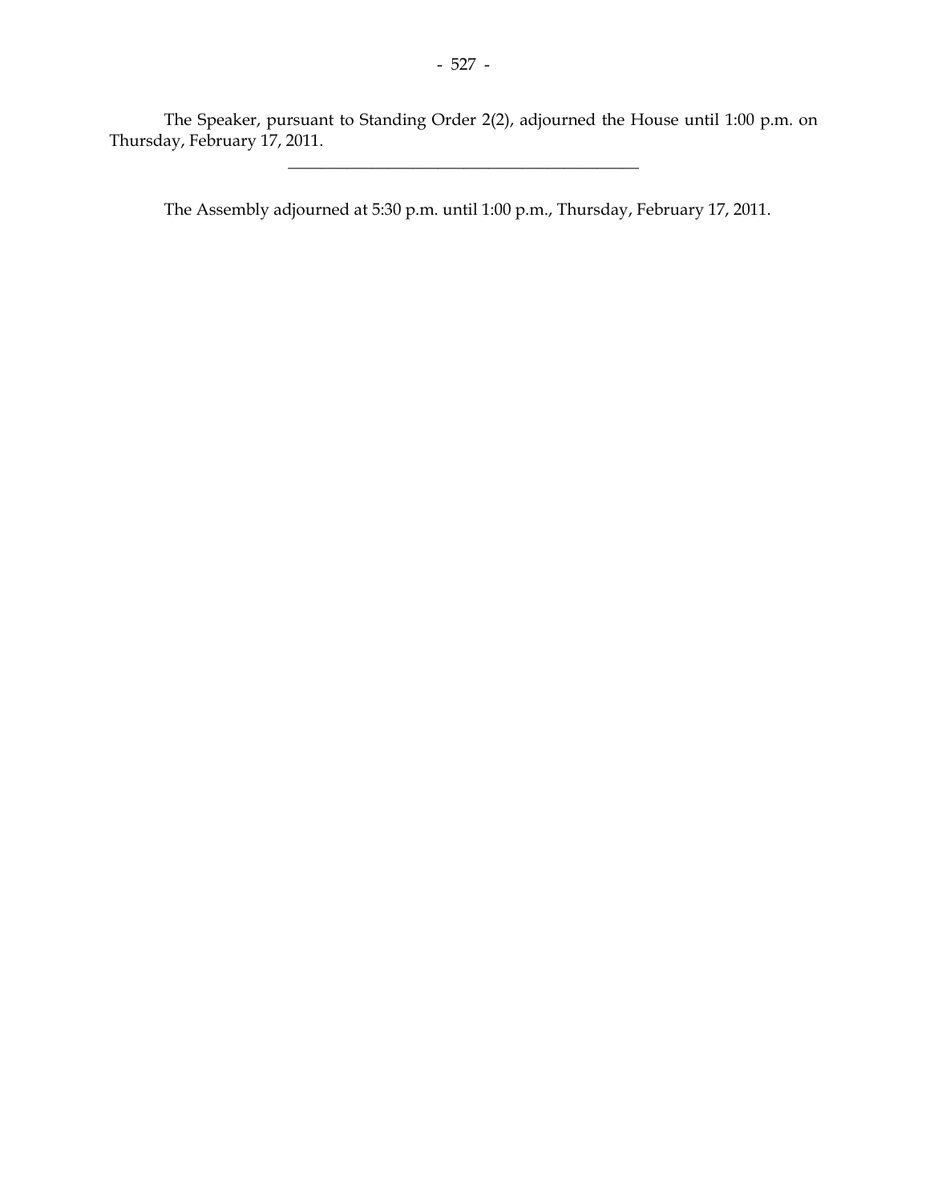The Speaker, pursuant to Standing Order 2(2), adjourned the House until 1:00 p.m. on Thursday, February 17, 2011.

---

The Assembly adjourned at 5:30 p.m. until 1:00 p.m., Thursday, February 17, 2011.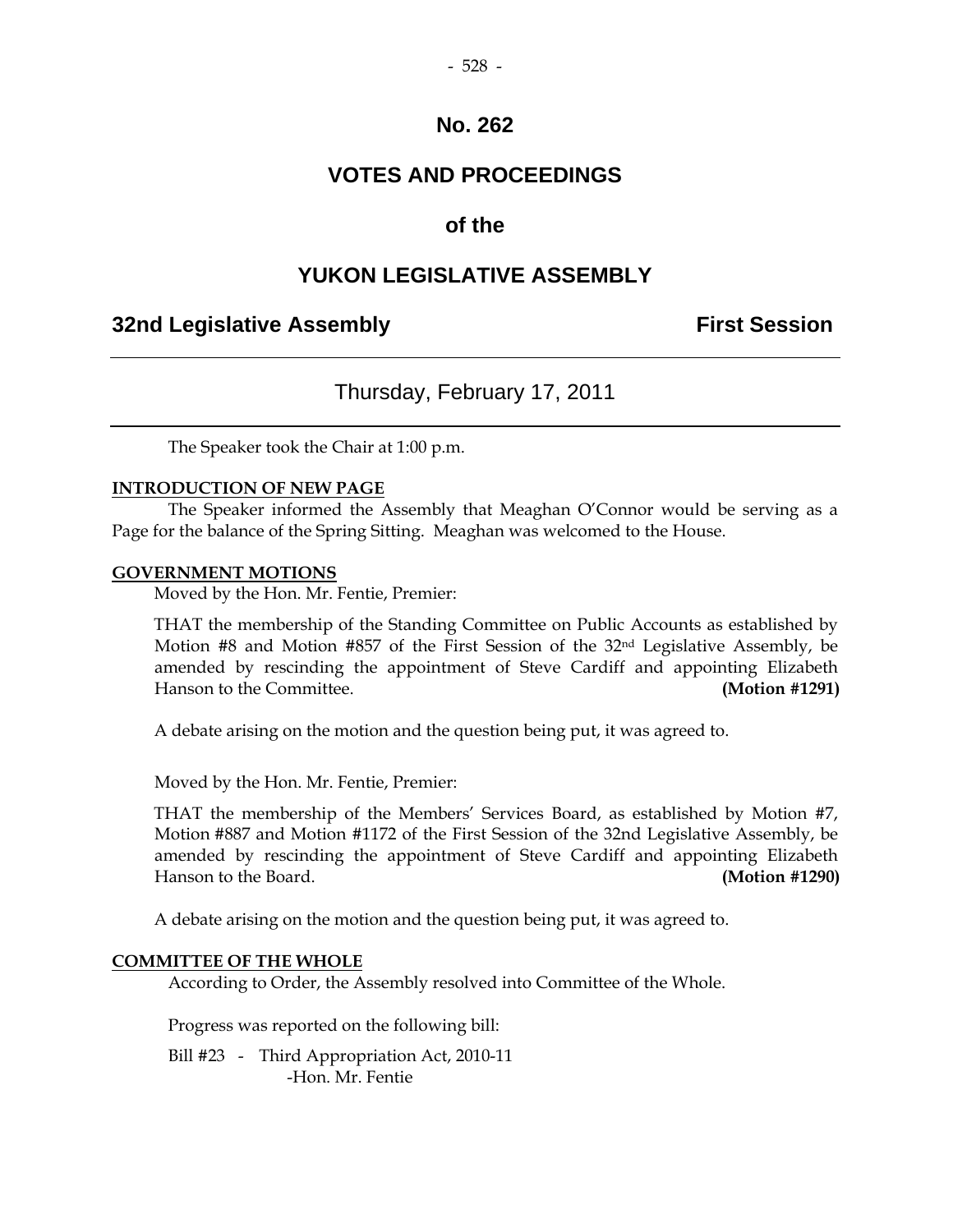# No. 262

## VOTES AND PROCEEDINGS

## of the

## YUKON LEGISLATIVE ASSEMBLY

**32nd Legislative Assembly** **First Session**

---

Thursday, February 17, 2011

---

The Speaker took the Chair at 1:00 p.m.

**INTRODUCTION OF NEW PAGE**

The Speaker informed the Assembly that Meaghan O'Connor would be serving as a Page for the balance of the Spring Sitting. Meaghan was welcomed to the House.

**GOVERNMENT MOTIONS**

Moved by the Hon. Mr. Fentie, Premier:

THAT the membership of the Standing Committee on Public Accounts as established by Motion #8 and Motion #857 of the First Session of the 32nd Legislative Assembly, be amended by rescinding the appointment of Steve Cardiff and appointing Elizabeth Hanson to the Committee. **(Motion #1291)**

A debate arising on the motion and the question being put, it was agreed to.

Moved by the Hon. Mr. Fentie, Premier:

THAT the membership of the Members' Services Board, as established by Motion #7, Motion #887 and Motion #1172 of the First Session of the 32nd Legislative Assembly, be amended by rescinding the appointment of Steve Cardiff and appointing Elizabeth Hanson to the Board. **(Motion #1290)**

A debate arising on the motion and the question being put, it was agreed to.

**COMMITTEE OF THE WHOLE**

According to Order, the Assembly resolved into Committee of the Whole.

Progress was reported on the following bill:

Bill #23 - Third Appropriation Act, 2010-11
-Hon. Mr. Fentie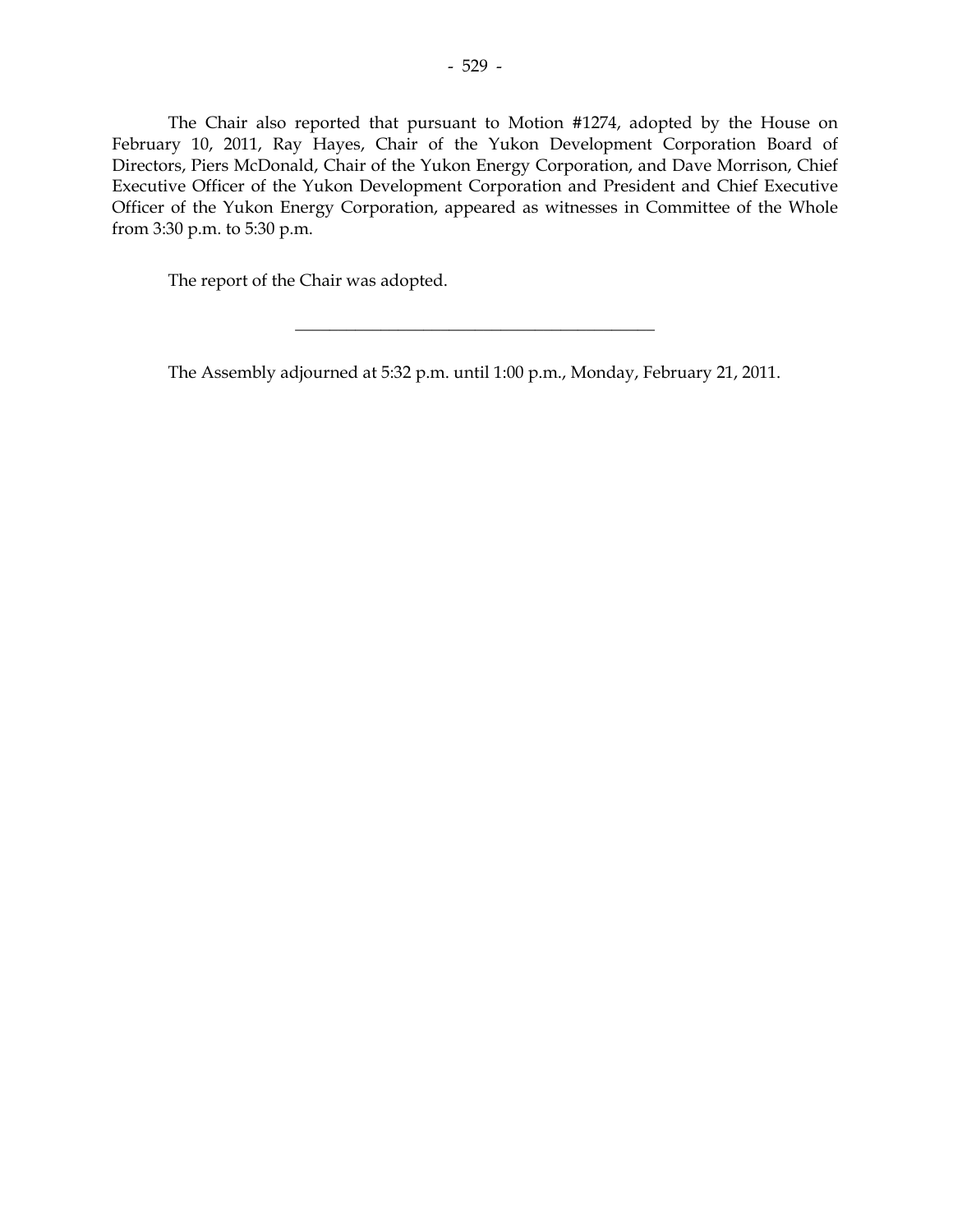The Chair also reported that pursuant to Motion #1274, adopted by the House on February 10, 2011, Ray Hayes, Chair of the Yukon Development Corporation Board of Directors, Piers McDonald, Chair of the Yukon Energy Corporation, and Dave Morrison, Chief Executive Officer of the Yukon Development Corporation and President and Chief Executive Officer of the Yukon Energy Corporation, appeared as witnesses in Committee of the Whole from 3:30 p.m. to 5:30 p.m.

The report of the Chair was adopted.

---

The Assembly adjourned at 5:32 p.m. until 1:00 p.m., Monday, February 21, 2011.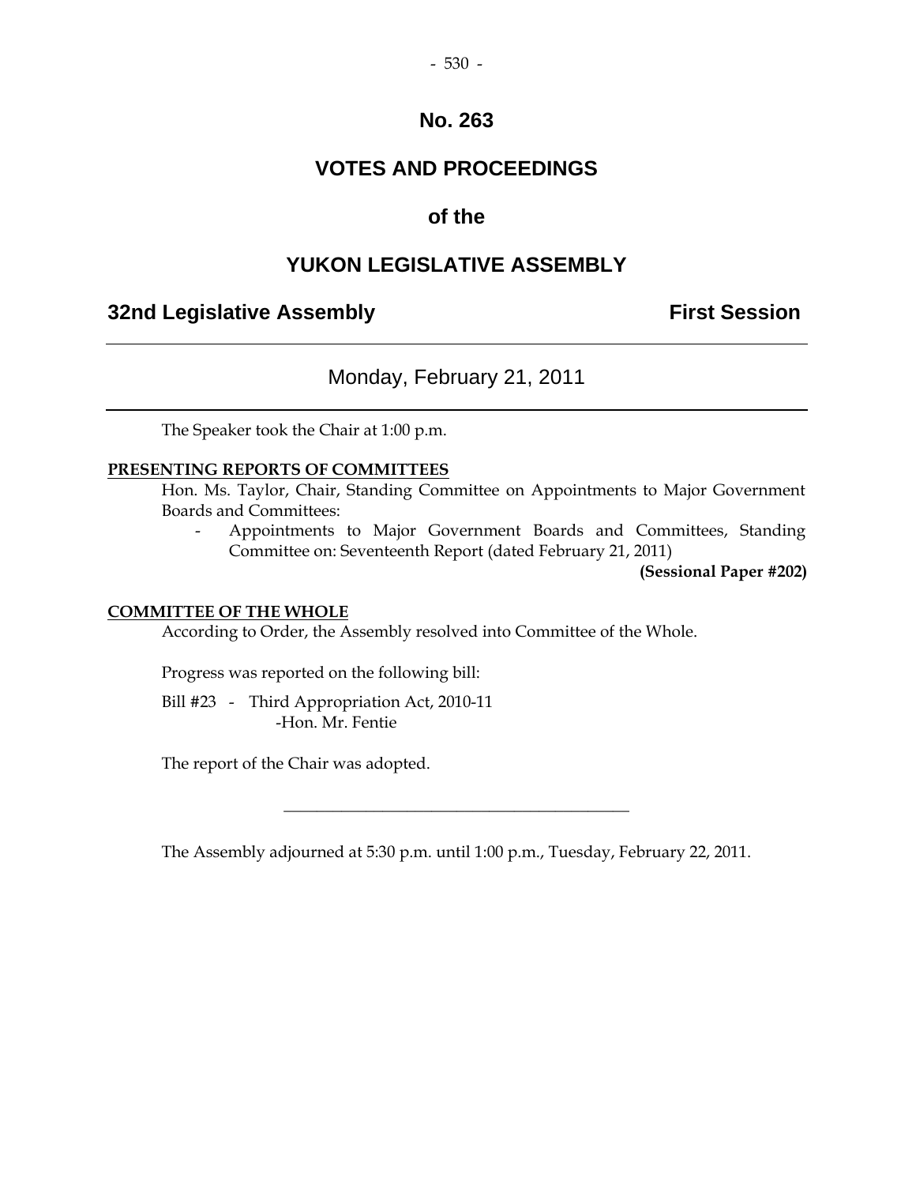# No. 263

# VOTES AND PROCEEDINGS

# of the

# YUKON LEGISLATIVE ASSEMBLY

## 32nd Legislative Assembly — First Session

---

### Monday, February 21, 2011

---

The Speaker took the Chair at 1:00 p.m.

**PRESENTING REPORTS OF COMMITTEES**

Hon. Ms. Taylor, Chair, Standing Committee on Appointments to Major Government Boards and Committees:

- Appointments to Major Government Boards and Committees, Standing Committee on: Seventeenth Report (dated February 21, 2011)

**(Sessional Paper #202)**

**COMMITTEE OF THE WHOLE**

According to Order, the Assembly resolved into Committee of the Whole.

Progress was reported on the following bill:

Bill #23 - Third Appropriation Act, 2010-11
-Hon. Mr. Fentie

The report of the Chair was adopted.

---

The Assembly adjourned at 5:30 p.m. until 1:00 p.m., Tuesday, February 22, 2011.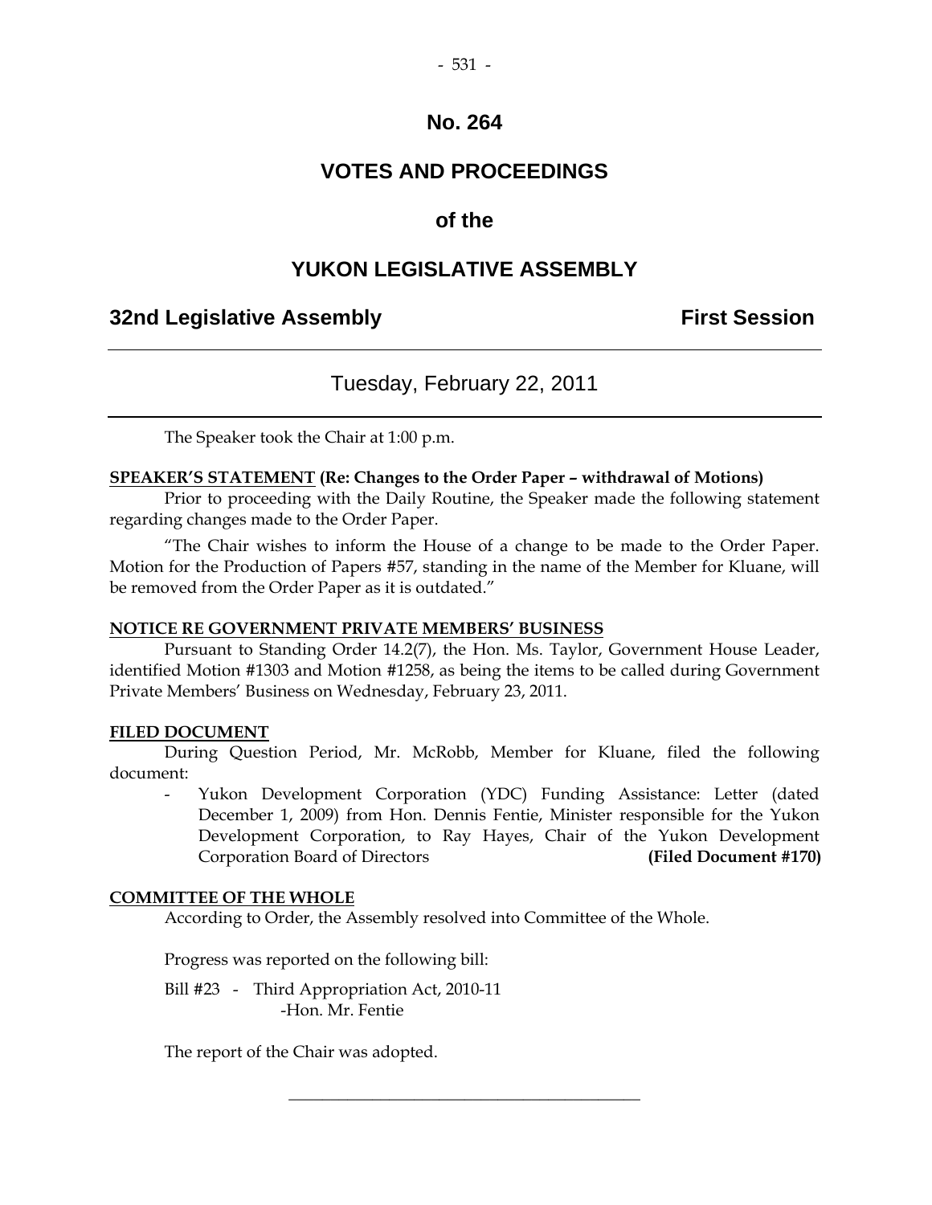# No. 264

# VOTES AND PROCEEDINGS

# of the

# YUKON LEGISLATIVE ASSEMBLY

## 32nd Legislative Assembly — First Session

---

### Tuesday, February 22, 2011

---

The Speaker took the Chair at 1:00 p.m.

**SPEAKER'S STATEMENT (Re: Changes to the Order Paper – withdrawal of Motions)**

Prior to proceeding with the Daily Routine, the Speaker made the following statement regarding changes made to the Order Paper.

"The Chair wishes to inform the House of a change to be made to the Order Paper. Motion for the Production of Papers #57, standing in the name of the Member for Kluane, will be removed from the Order Paper as it is outdated."

**NOTICE RE GOVERNMENT PRIVATE MEMBERS' BUSINESS**

Pursuant to Standing Order 14.2(7), the Hon. Ms. Taylor, Government House Leader, identified Motion #1303 and Motion #1258, as being the items to be called during Government Private Members' Business on Wednesday, February 23, 2011.

**FILED DOCUMENT**

During Question Period, Mr. McRobb, Member for Kluane, filed the following document:

- Yukon Development Corporation (YDC) Funding Assistance: Letter (dated December 1, 2009) from Hon. Dennis Fentie, Minister responsible for the Yukon Development Corporation, to Ray Hayes, Chair of the Yukon Development Corporation Board of Directors **(Filed Document #170)**

**COMMITTEE OF THE WHOLE**

According to Order, the Assembly resolved into Committee of the Whole.

Progress was reported on the following bill:

Bill #23 - Third Appropriation Act, 2010-11
-Hon. Mr. Fentie

The report of the Chair was adopted.

---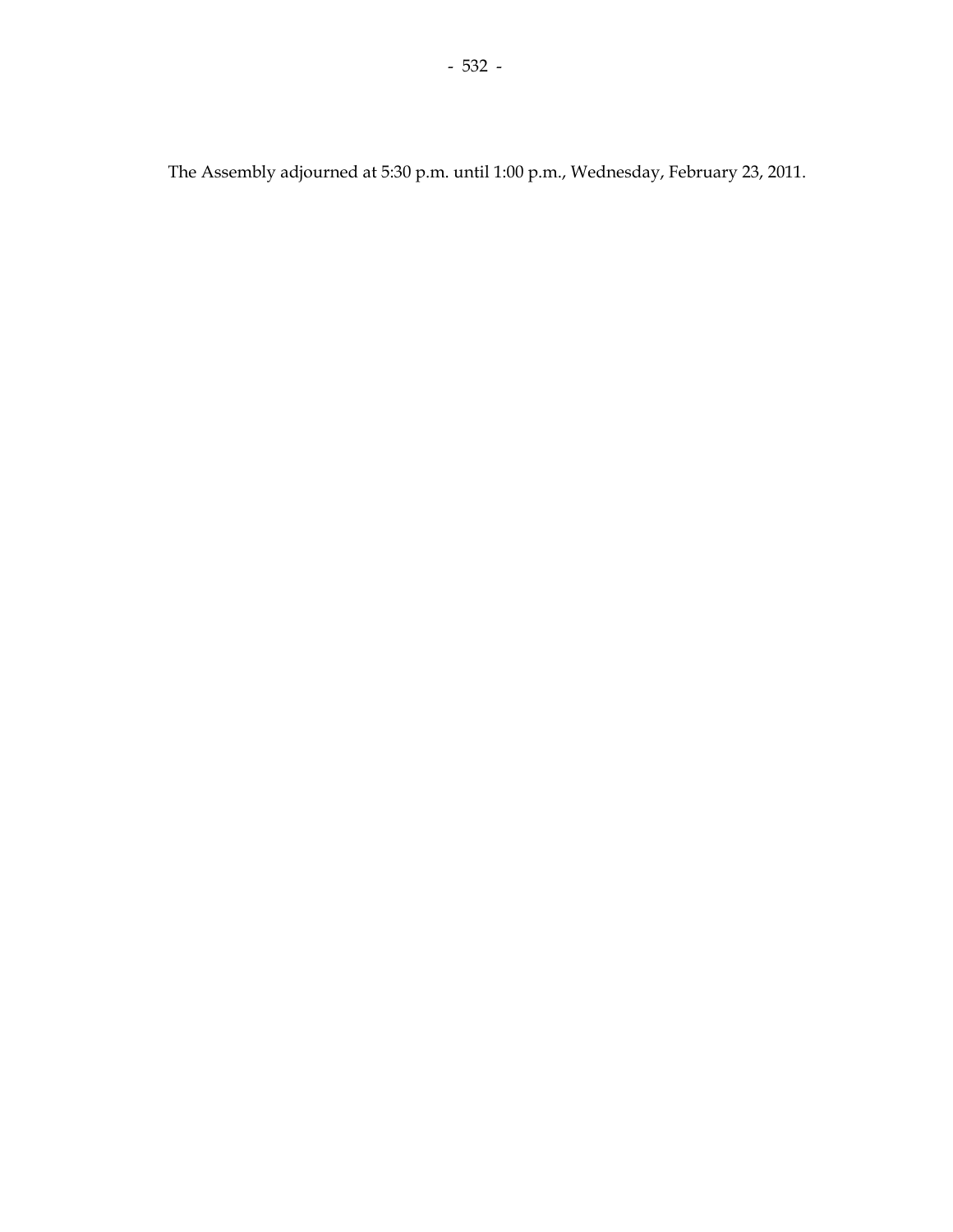The Assembly adjourned at 5:30 p.m. until 1:00 p.m., Wednesday, February 23, 2011.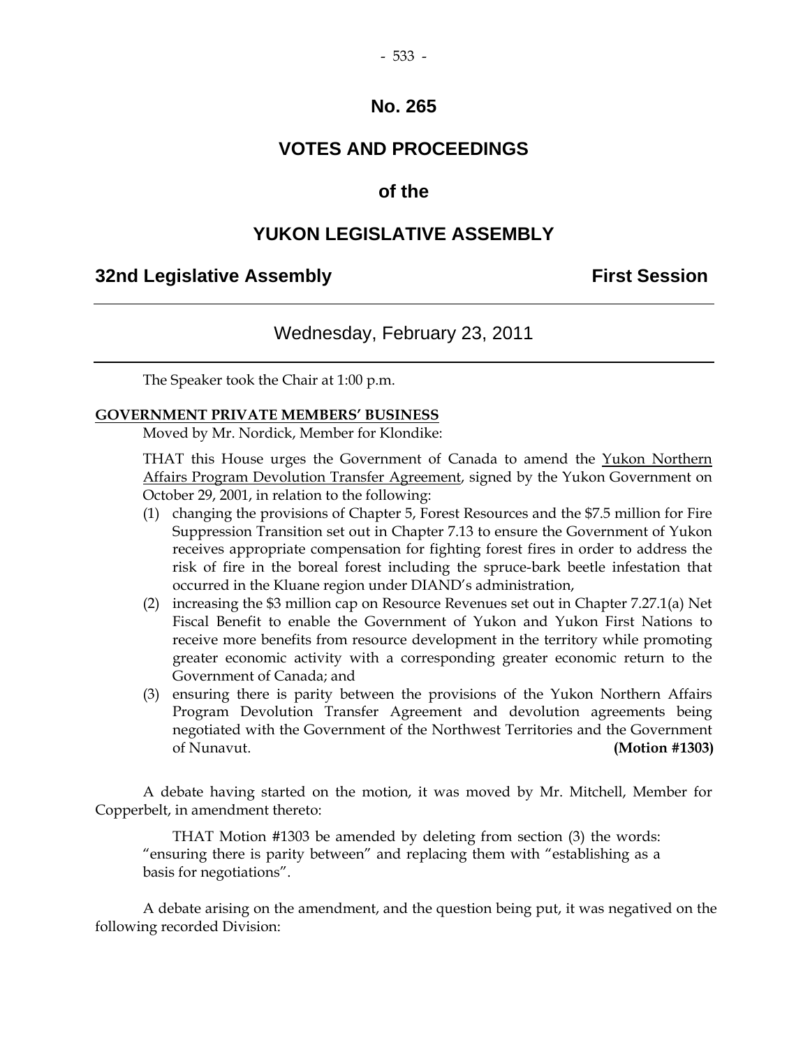# No. 265

# VOTES AND PROCEEDINGS

# of the

# YUKON LEGISLATIVE ASSEMBLY

## 32nd Legislative Assembly — First Session

---

### Wednesday, February 23, 2011

---

The Speaker took the Chair at 1:00 p.m.

**GOVERNMENT PRIVATE MEMBERS' BUSINESS**

Moved by Mr. Nordick, Member for Klondike:

THAT this House urges the Government of Canada to amend the Yukon Northern Affairs Program Devolution Transfer Agreement, signed by the Yukon Government on October 29, 2001, in relation to the following:

(1) changing the provisions of Chapter 5, Forest Resources and the $7.5 million for Fire Suppression Transition set out in Chapter 7.13 to ensure the Government of Yukon receives appropriate compensation for fighting forest fires in order to address the risk of fire in the boreal forest including the spruce-bark beetle infestation that occurred in the Kluane region under DIAND's administration,

(2) increasing the $3 million cap on Resource Revenues set out in Chapter 7.27.1(a) Net Fiscal Benefit to enable the Government of Yukon and Yukon First Nations to receive more benefits from resource development in the territory while promoting greater economic activity with a corresponding greater economic return to the Government of Canada; and

(3) ensuring there is parity between the provisions of the Yukon Northern Affairs Program Devolution Transfer Agreement and devolution agreements being negotiated with the Government of the Northwest Territories and the Government of Nunavut. **(Motion #1303)**

A debate having started on the motion, it was moved by Mr. Mitchell, Member for Copperbelt, in amendment thereto:

THAT Motion #1303 be amended by deleting from section (3) the words: "ensuring there is parity between" and replacing them with "establishing as a basis for negotiations".

A debate arising on the amendment, and the question being put, it was negatived on the following recorded Division: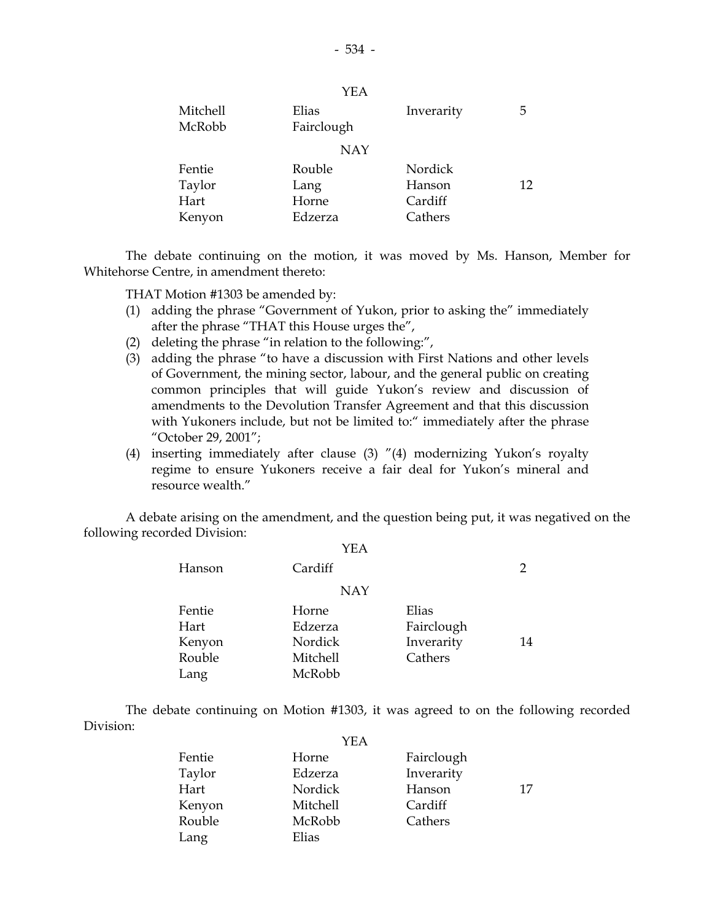YEA

| | | | |
|---|---|---|---|
| Mitchell | Elias | Inverarity | 5 |
| McRobb | Fairclough | | |

NAY

| | | | |
|---|---|---|---|
| Fentie | Rouble | Nordick | |
| Taylor | Lang | Hanson | 12 |
| Hart | Horne | Cardiff | |
| Kenyon | Edzerza | Cathers | |

The debate continuing on the motion, it was moved by Ms. Hanson, Member for Whitehorse Centre, in amendment thereto:

THAT Motion #1303 be amended by:

(1) adding the phrase "Government of Yukon, prior to asking the" immediately after the phrase "THAT this House urges the",
(2) deleting the phrase "in relation to the following:",
(3) adding the phrase "to have a discussion with First Nations and other levels of Government, the mining sector, labour, and the general public on creating common principles that will guide Yukon's review and discussion of amendments to the Devolution Transfer Agreement and that this discussion with Yukoners include, but not be limited to:" immediately after the phrase "October 29, 2001";
(4) inserting immediately after clause (3) "(4) modernizing Yukon's royalty regime to ensure Yukoners receive a fair deal for Yukon's mineral and resource wealth."

A debate arising on the amendment, and the question being put, it was negatived on the following recorded Division:

YEA

| | | | |
|---|---|---|---|
| Hanson | Cardiff | | 2 |

NAY

| | | | |
|---|---|---|---|
| Fentie | Horne | Elias | |
| Hart | Edzerza | Fairclough | |
| Kenyon | Nordick | Inverarity | 14 |
| Rouble | Mitchell | Cathers | |
| Lang | McRobb | | |

The debate continuing on Motion #1303, it was agreed to on the following recorded Division:

YEA

| | | | |
|---|---|---|---|
| Fentie | Horne | Fairclough | |
| Taylor | Edzerza | Inverarity | |
| Hart | Nordick | Hanson | 17 |
| Kenyon | Mitchell | Cardiff | |
| Rouble | McRobb | Cathers | |
| Lang | Elias | | |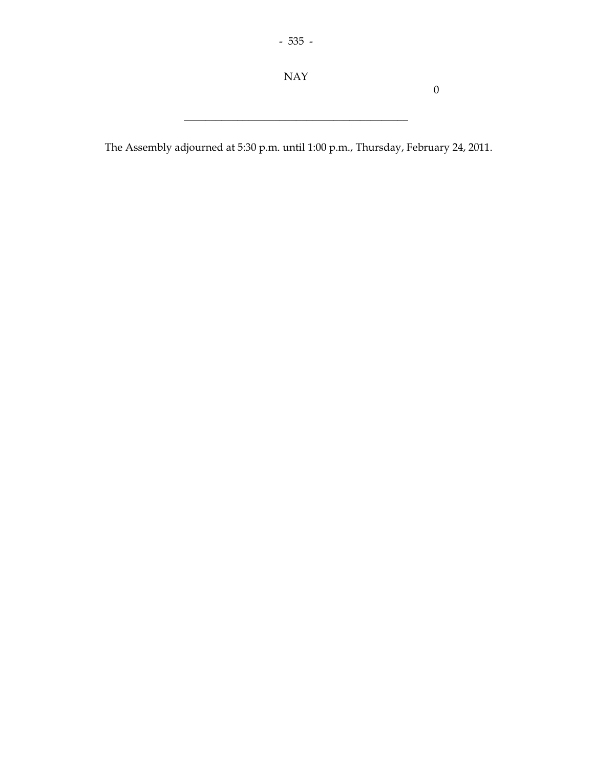NAY

0

---

The Assembly adjourned at 5:30 p.m. until 1:00 p.m., Thursday, February 24, 2011.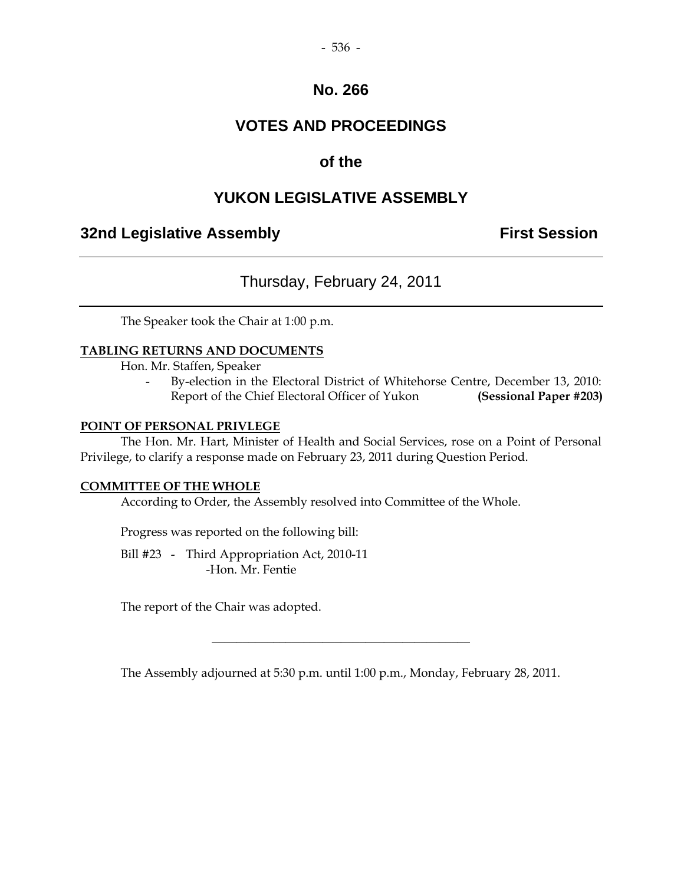## No. 266

## VOTES AND PROCEEDINGS

## of the

## YUKON LEGISLATIVE ASSEMBLY

**32nd Legislative Assembly** **First Session**

---

Thursday, February 24, 2011

---

The Speaker took the Chair at 1:00 p.m.

**TABLING RETURNS AND DOCUMENTS**

Hon. Mr. Staffen, Speaker

- By-election in the Electoral District of Whitehorse Centre, December 13, 2010: Report of the Chief Electoral Officer of Yukon **(Sessional Paper #203)**

**POINT OF PERSONAL PRIVLEGE**

The Hon. Mr. Hart, Minister of Health and Social Services, rose on a Point of Personal Privilege, to clarify a response made on February 23, 2011 during Question Period.

**COMMITTEE OF THE WHOLE**

According to Order, the Assembly resolved into Committee of the Whole.

Progress was reported on the following bill:

Bill #23 - Third Appropriation Act, 2010-11
-Hon. Mr. Fentie

The report of the Chair was adopted.

---

The Assembly adjourned at 5:30 p.m. until 1:00 p.m., Monday, February 28, 2011.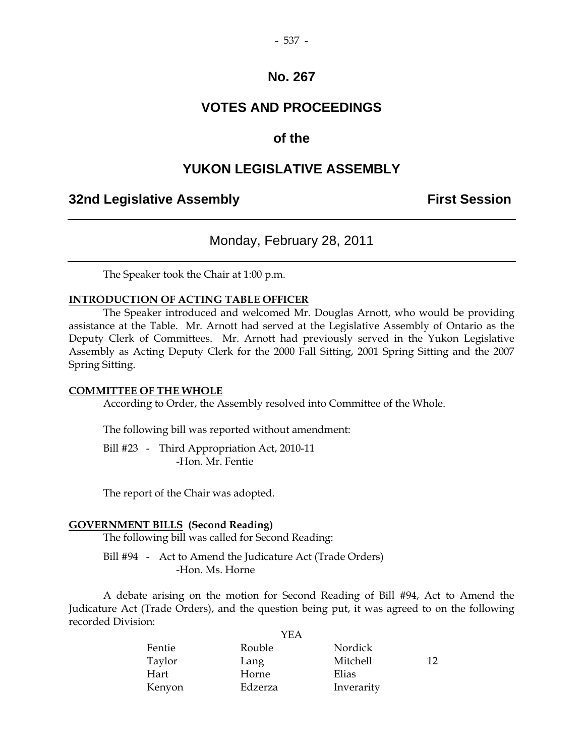# No. 267

# VOTES AND PROCEEDINGS

# of the

# YUKON LEGISLATIVE ASSEMBLY

## 32nd Legislative Assembly — First Session

---

### Monday, February 28, 2011

---

The Speaker took the Chair at 1:00 p.m.

**INTRODUCTION OF ACTING TABLE OFFICER**

The Speaker introduced and welcomed Mr. Douglas Arnott, who would be providing assistance at the Table. Mr. Arnott had served at the Legislative Assembly of Ontario as the Deputy Clerk of Committees. Mr. Arnott had previously served in the Yukon Legislative Assembly as Acting Deputy Clerk for the 2000 Fall Sitting, 2001 Spring Sitting and the 2007 Spring Sitting.

**COMMITTEE OF THE WHOLE**

According to Order, the Assembly resolved into Committee of the Whole.

The following bill was reported without amendment:

Bill #23 - Third Appropriation Act, 2010-11
-Hon. Mr. Fentie

The report of the Chair was adopted.

**GOVERNMENT BILLS (Second Reading)**

The following bill was called for Second Reading:

Bill #94 - Act to Amend the Judicature Act (Trade Orders)
-Hon. Ms. Horne

A debate arising on the motion for Second Reading of Bill #94, Act to Amend the Judicature Act (Trade Orders), and the question being put, it was agreed to on the following recorded Division:

| | YEA | | |
|---|---|---|---|
| Fentie | Rouble | Nordick | |
| Taylor | Lang | Mitchell | 12 |
| Hart | Horne | Elias | |
| Kenyon | Edzerza | Inverarity | |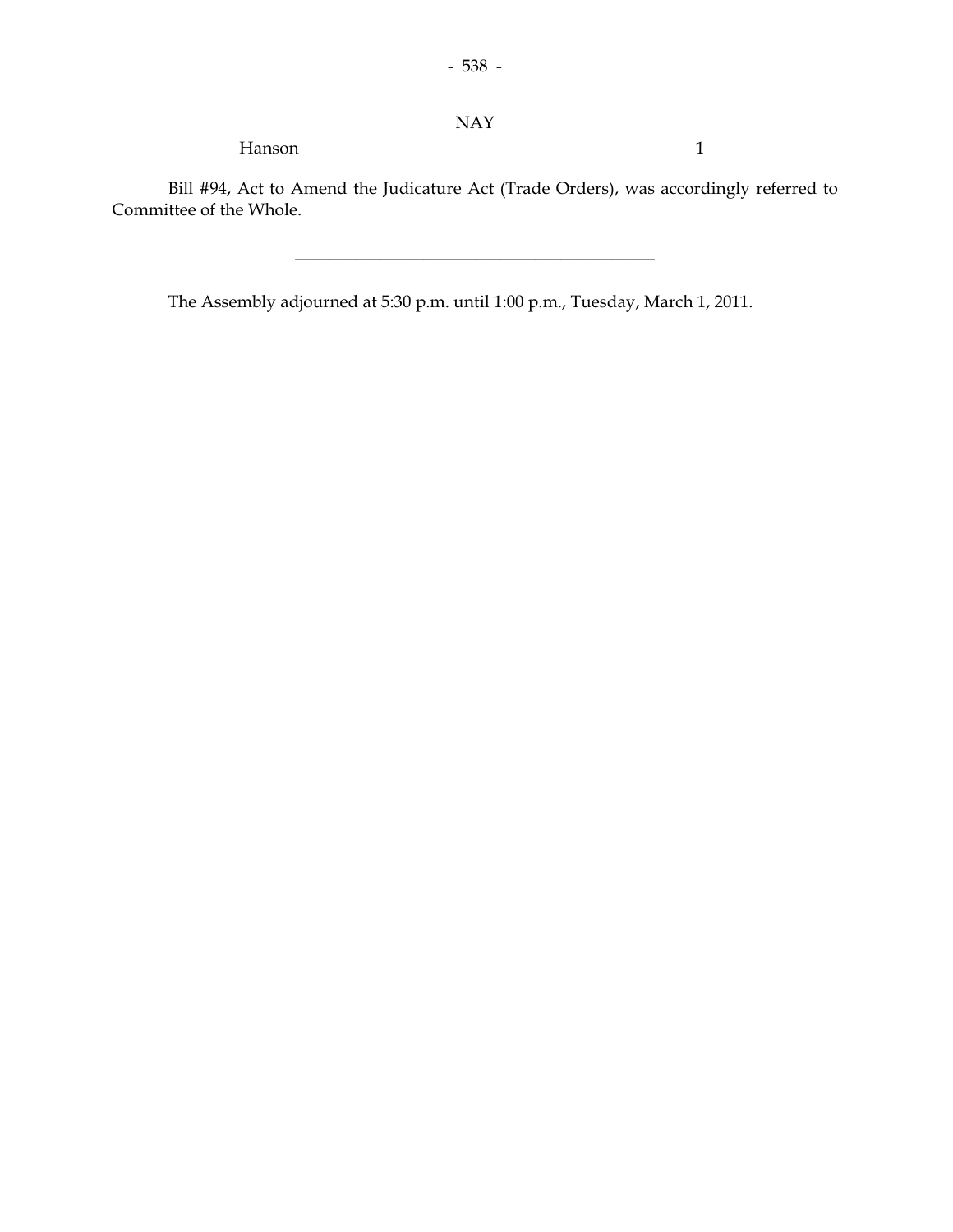NAY

| | |
|---|---|
| Hanson | 1 |

Bill #94, Act to Amend the Judicature Act (Trade Orders), was accordingly referred to Committee of the Whole.

---

The Assembly adjourned at 5:30 p.m. until 1:00 p.m., Tuesday, March 1, 2011.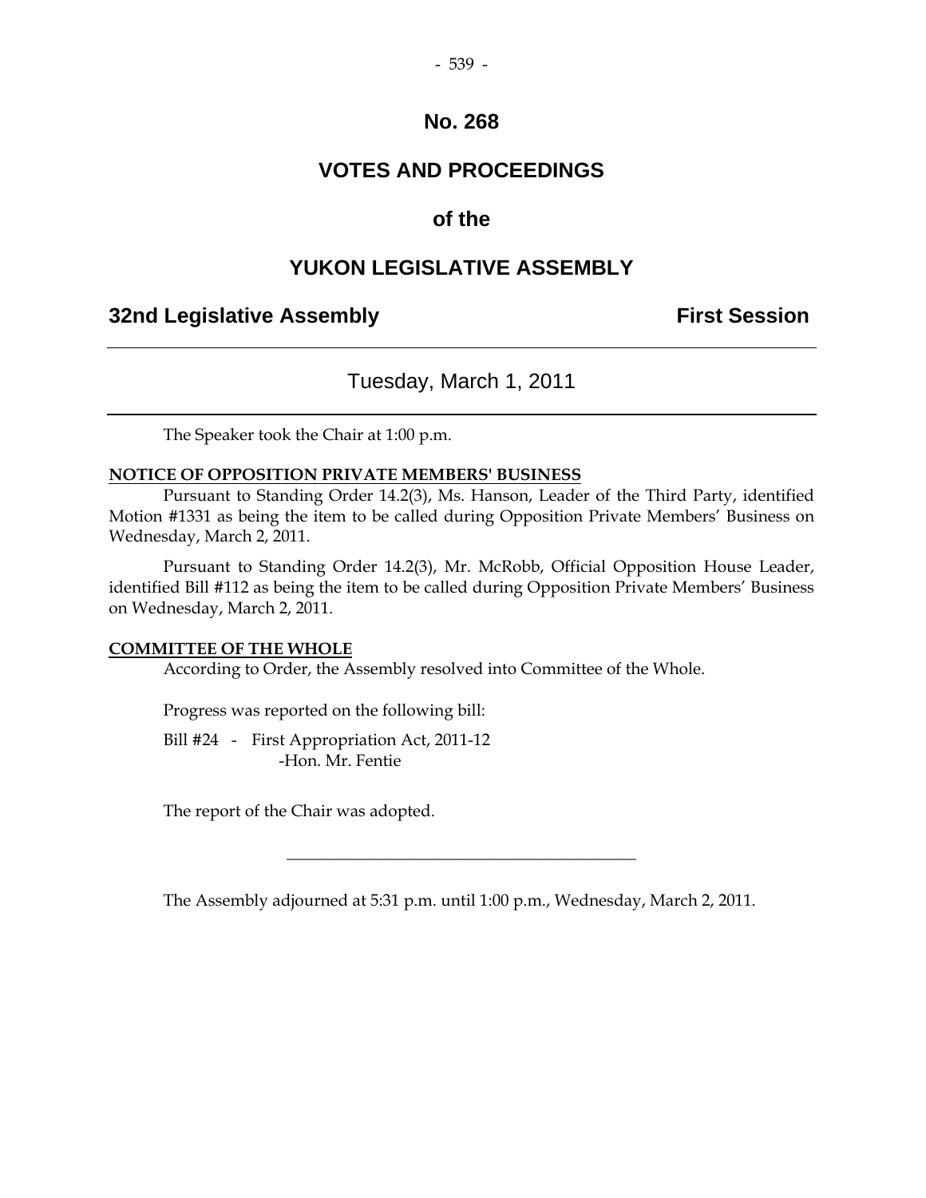# No. 268

# VOTES AND PROCEEDINGS

# of the

# YUKON LEGISLATIVE ASSEMBLY

## 32nd Legislative Assembly — First Session

---

### Tuesday, March 1, 2011

---

The Speaker took the Chair at 1:00 p.m.

**NOTICE OF OPPOSITION PRIVATE MEMBERS' BUSINESS**

Pursuant to Standing Order 14.2(3), Ms. Hanson, Leader of the Third Party, identified Motion #1331 as being the item to be called during Opposition Private Members' Business on Wednesday, March 2, 2011.

Pursuant to Standing Order 14.2(3), Mr. McRobb, Official Opposition House Leader, identified Bill #112 as being the item to be called during Opposition Private Members' Business on Wednesday, March 2, 2011.

**COMMITTEE OF THE WHOLE**

According to Order, the Assembly resolved into Committee of the Whole.

Progress was reported on the following bill:

Bill #24 - First Appropriation Act, 2011-12
-Hon. Mr. Fentie

The report of the Chair was adopted.

---

The Assembly adjourned at 5:31 p.m. until 1:00 p.m., Wednesday, March 2, 2011.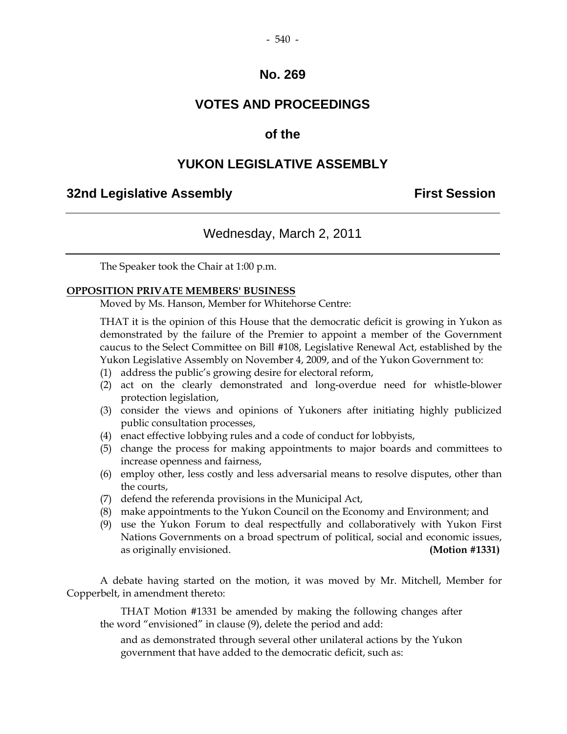# No. 269

## VOTES AND PROCEEDINGS

## of the

## YUKON LEGISLATIVE ASSEMBLY

**32nd Legislative Assembly** **First Session**

---

Wednesday, March 2, 2011

---

The Speaker took the Chair at 1:00 p.m.

**OPPOSITION PRIVATE MEMBERS' BUSINESS**

Moved by Ms. Hanson, Member for Whitehorse Centre:

THAT it is the opinion of this House that the democratic deficit is growing in Yukon as demonstrated by the failure of the Premier to appoint a member of the Government caucus to the Select Committee on Bill #108, Legislative Renewal Act, established by the Yukon Legislative Assembly on November 4, 2009, and of the Yukon Government to:

(1) address the public's growing desire for electoral reform,
(2) act on the clearly demonstrated and long-overdue need for whistle-blower protection legislation,
(3) consider the views and opinions of Yukoners after initiating highly publicized public consultation processes,
(4) enact effective lobbying rules and a code of conduct for lobbyists,
(5) change the process for making appointments to major boards and committees to increase openness and fairness,
(6) employ other, less costly and less adversarial means to resolve disputes, other than the courts,
(7) defend the referenda provisions in the Municipal Act,
(8) make appointments to the Yukon Council on the Economy and Environment; and
(9) use the Yukon Forum to deal respectfully and collaboratively with Yukon First Nations Governments on a broad spectrum of political, social and economic issues, as originally envisioned. **(Motion #1331)**

A debate having started on the motion, it was moved by Mr. Mitchell, Member for Copperbelt, in amendment thereto:

THAT Motion #1331 be amended by making the following changes after the word "envisioned" in clause (9), delete the period and add:

and as demonstrated through several other unilateral actions by the Yukon government that have added to the democratic deficit, such as: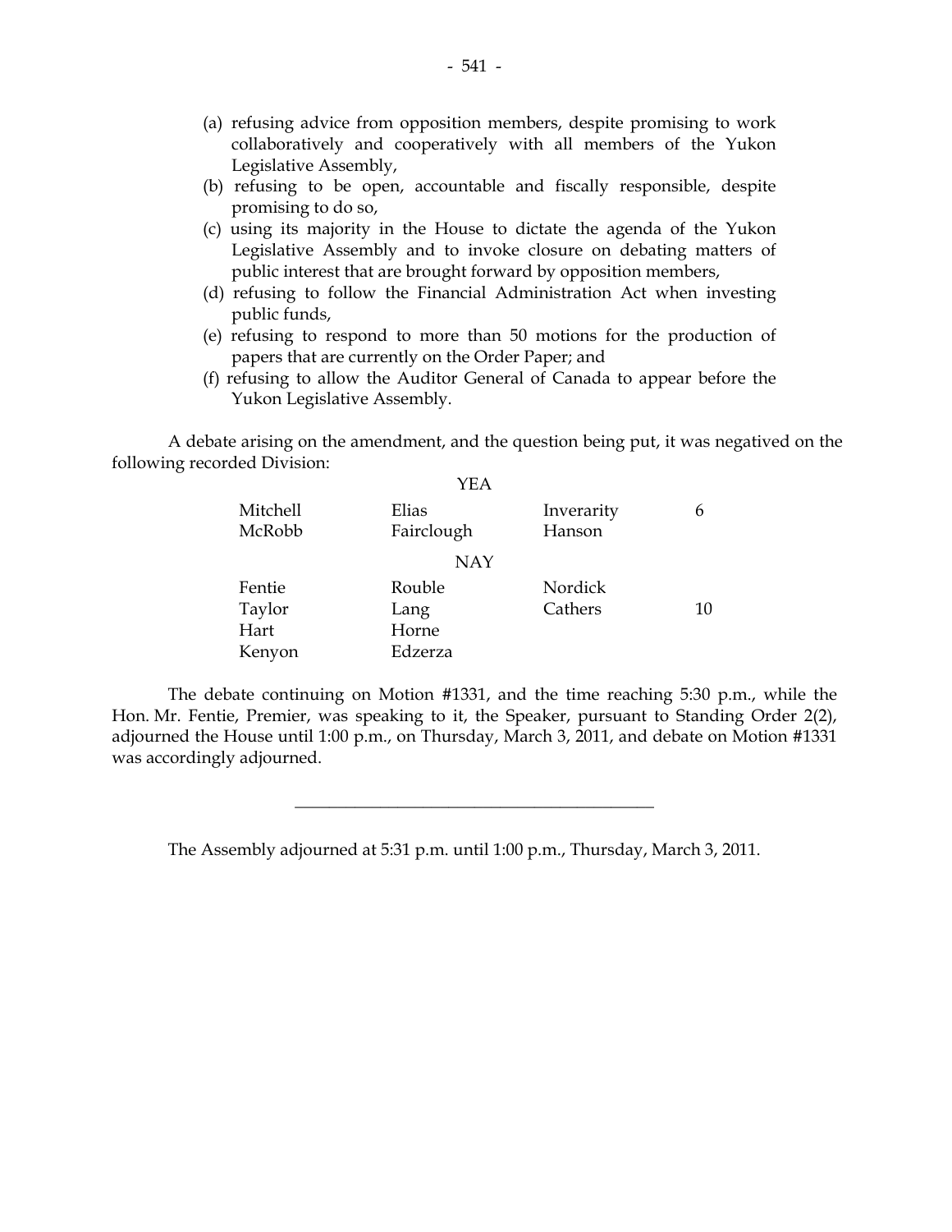(a) refusing advice from opposition members, despite promising to work collaboratively and cooperatively with all members of the Yukon Legislative Assembly,
(b) refusing to be open, accountable and fiscally responsible, despite promising to do so,
(c) using its majority in the House to dictate the agenda of the Yukon Legislative Assembly and to invoke closure on debating matters of public interest that are brought forward by opposition members,
(d) refusing to follow the Financial Administration Act when investing public funds,
(e) refusing to respond to more than 50 motions for the production of papers that are currently on the Order Paper; and
(f) refusing to allow the Auditor General of Canada to appear before the Yukon Legislative Assembly.

A debate arising on the amendment, and the question being put, it was negatived on the following recorded Division:

YEA

| | | | |
|---|---|---|---|
| Mitchell | Elias | Inverarity | 6 |
| McRobb | Fairclough | Hanson | |

NAY

| | | | |
|---|---|---|---|
| Fentie | Rouble | Nordick | |
| Taylor | Lang | Cathers | 10 |
| Hart | Horne | | |
| Kenyon | Edzerza | | |

The debate continuing on Motion #1331, and the time reaching 5:30 p.m., while the Hon. Mr. Fentie, Premier, was speaking to it, the Speaker, pursuant to Standing Order 2(2), adjourned the House until 1:00 p.m., on Thursday, March 3, 2011, and debate on Motion #1331 was accordingly adjourned.

---

The Assembly adjourned at 5:31 p.m. until 1:00 p.m., Thursday, March 3, 2011.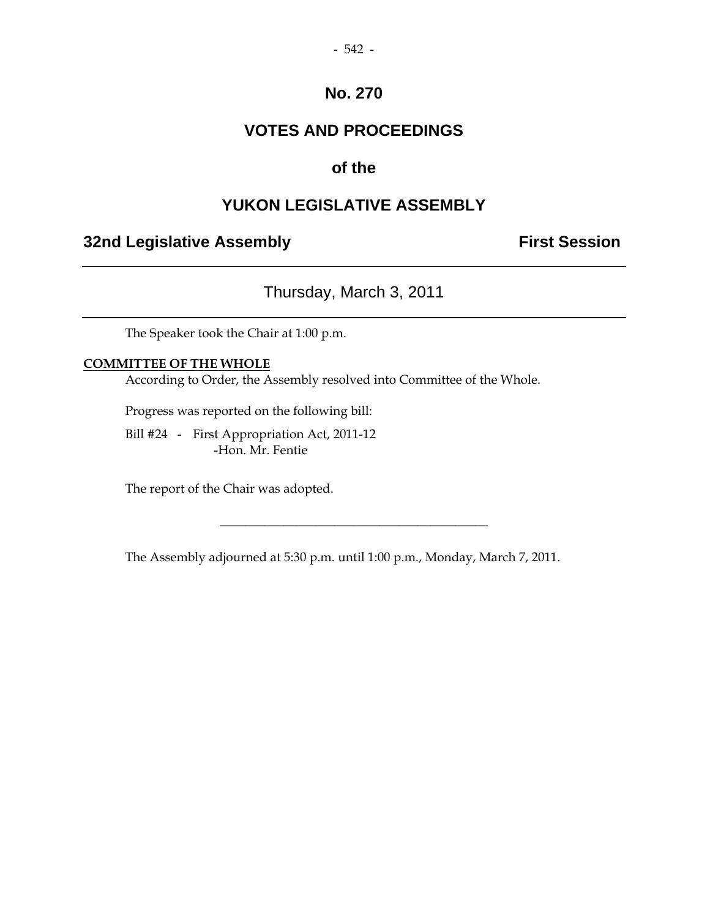# No. 270

# VOTES AND PROCEEDINGS

# of the

# YUKON LEGISLATIVE ASSEMBLY

**32nd Legislative Assembly** **First Session**

---

Thursday, March 3, 2011

---

The Speaker took the Chair at 1:00 p.m.

**COMMITTEE OF THE WHOLE**

According to Order, the Assembly resolved into Committee of the Whole.

Progress was reported on the following bill:

Bill #24 - First Appropriation Act, 2011-12
-Hon. Mr. Fentie

The report of the Chair was adopted.

---

The Assembly adjourned at 5:30 p.m. until 1:00 p.m., Monday, March 7, 2011.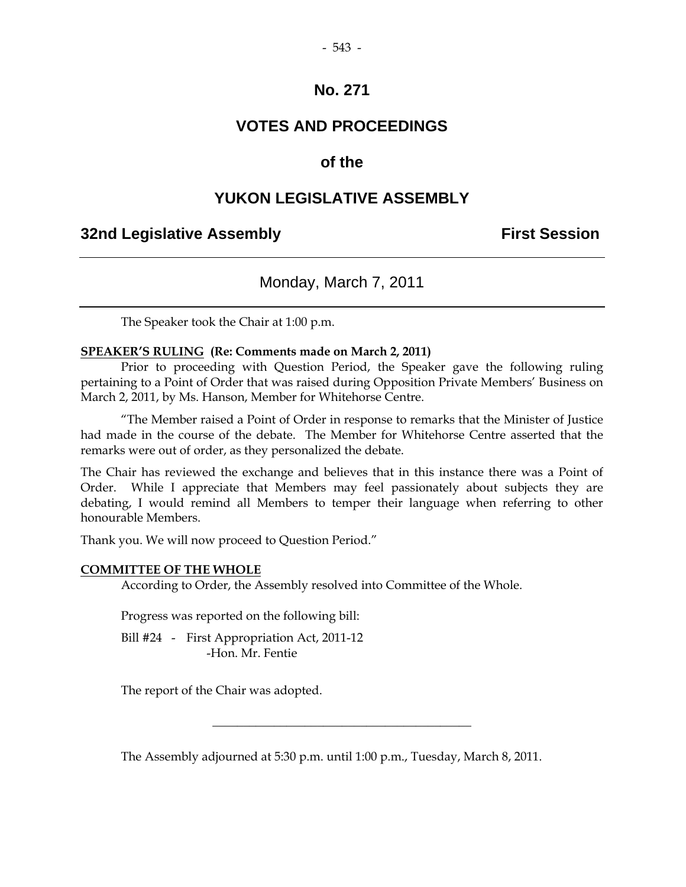# No. 271

## VOTES AND PROCEEDINGS

### of the

## YUKON LEGISLATIVE ASSEMBLY

**32nd Legislative Assembly** **First Session**

---

Monday, March 7, 2011

---

The Speaker took the Chair at 1:00 p.m.

**SPEAKER'S RULING (Re: Comments made on March 2, 2011)**

Prior to proceeding with Question Period, the Speaker gave the following ruling pertaining to a Point of Order that was raised during Opposition Private Members' Business on March 2, 2011, by Ms. Hanson, Member for Whitehorse Centre.

"The Member raised a Point of Order in response to remarks that the Minister of Justice had made in the course of the debate. The Member for Whitehorse Centre asserted that the remarks were out of order, as they personalized the debate.

The Chair has reviewed the exchange and believes that in this instance there was a Point of Order. While I appreciate that Members may feel passionately about subjects they are debating, I would remind all Members to temper their language when referring to other honourable Members.

Thank you. We will now proceed to Question Period."

**COMMITTEE OF THE WHOLE**

According to Order, the Assembly resolved into Committee of the Whole.

Progress was reported on the following bill:

Bill #24 - First Appropriation Act, 2011-12
-Hon. Mr. Fentie

The report of the Chair was adopted.

---

The Assembly adjourned at 5:30 p.m. until 1:00 p.m., Tuesday, March 8, 2011.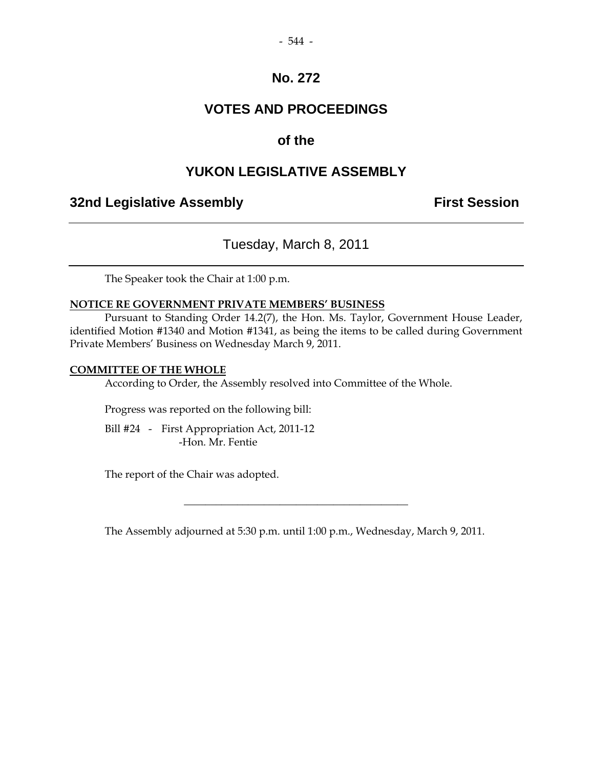# No. 272

# VOTES AND PROCEEDINGS

# of the

# YUKON LEGISLATIVE ASSEMBLY

## 32nd Legislative Assembly — First Session

---

Tuesday, March 8, 2011

---

The Speaker took the Chair at 1:00 p.m.

**NOTICE RE GOVERNMENT PRIVATE MEMBERS' BUSINESS**

Pursuant to Standing Order 14.2(7), the Hon. Ms. Taylor, Government House Leader, identified Motion #1340 and Motion #1341, as being the items to be called during Government Private Members' Business on Wednesday March 9, 2011.

**COMMITTEE OF THE WHOLE**

According to Order, the Assembly resolved into Committee of the Whole.

Progress was reported on the following bill:

Bill #24 - First Appropriation Act, 2011-12
-Hon. Mr. Fentie

The report of the Chair was adopted.

---

The Assembly adjourned at 5:30 p.m. until 1:00 p.m., Wednesday, March 9, 2011.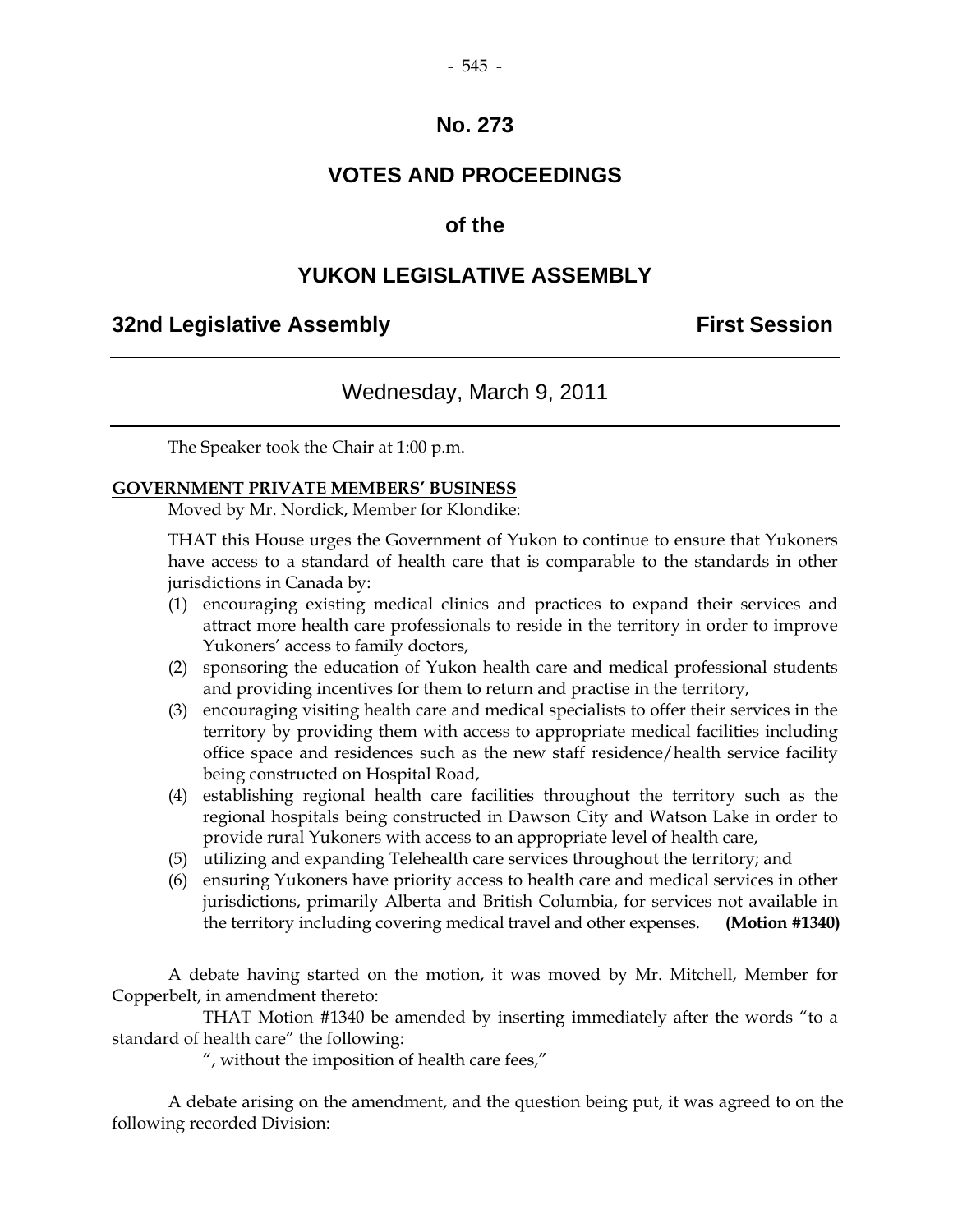# No. 273

# VOTES AND PROCEEDINGS

## of the

# YUKON LEGISLATIVE ASSEMBLY

**32nd Legislative Assembly** **First Session**

---

Wednesday, March 9, 2011

---

The Speaker took the Chair at 1:00 p.m.

**GOVERNMENT PRIVATE MEMBERS' BUSINESS**

Moved by Mr. Nordick, Member for Klondike:

THAT this House urges the Government of Yukon to continue to ensure that Yukoners have access to a standard of health care that is comparable to the standards in other jurisdictions in Canada by:

(1) encouraging existing medical clinics and practices to expand their services and attract more health care professionals to reside in the territory in order to improve Yukoners' access to family doctors,
(2) sponsoring the education of Yukon health care and medical professional students and providing incentives for them to return and practise in the territory,
(3) encouraging visiting health care and medical specialists to offer their services in the territory by providing them with access to appropriate medical facilities including office space and residences such as the new staff residence/health service facility being constructed on Hospital Road,
(4) establishing regional health care facilities throughout the territory such as the regional hospitals being constructed in Dawson City and Watson Lake in order to provide rural Yukoners with access to an appropriate level of health care,
(5) utilizing and expanding Telehealth care services throughout the territory; and
(6) ensuring Yukoners have priority access to health care and medical services in other jurisdictions, primarily Alberta and British Columbia, for services not available in the territory including covering medical travel and other expenses. **(Motion #1340)**

A debate having started on the motion, it was moved by Mr. Mitchell, Member for Copperbelt, in amendment thereto:

THAT Motion #1340 be amended by inserting immediately after the words "to a standard of health care" the following:

", without the imposition of health care fees,"

A debate arising on the amendment, and the question being put, it was agreed to on the following recorded Division: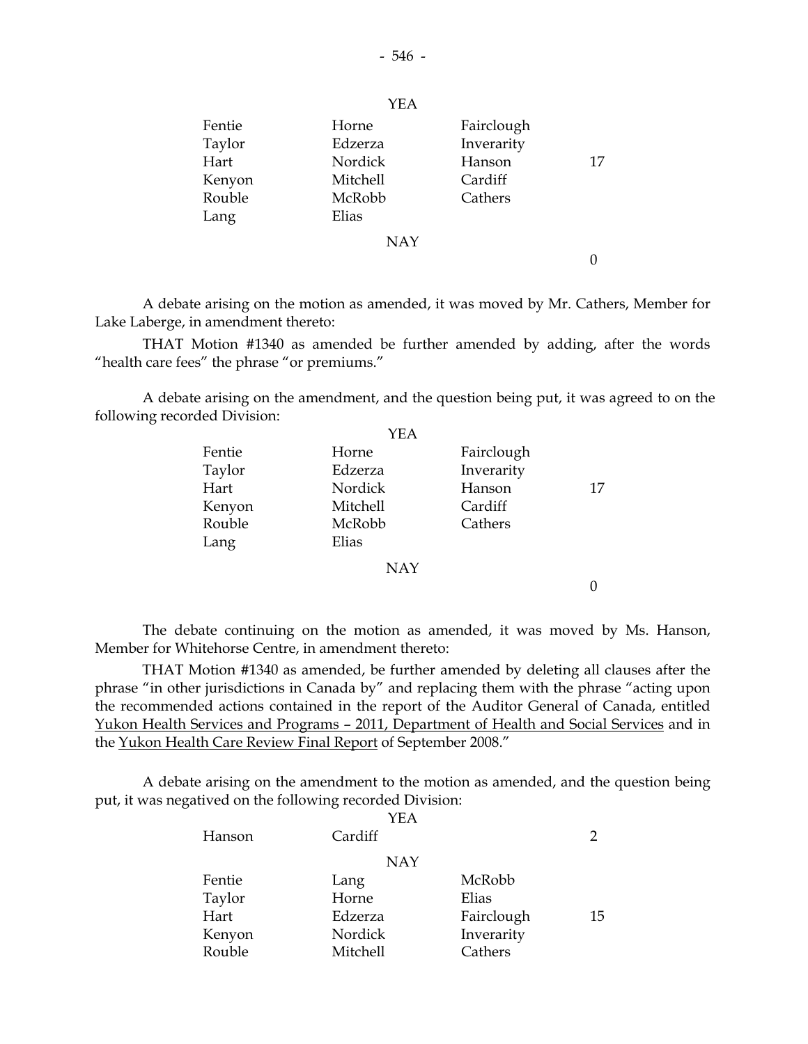YEA

| | | | |
|---|---|---|---|
| Fentie | Horne | Fairclough | |
| Taylor | Edzerza | Inverarity | |
| Hart | Nordick | Hanson | 17 |
| Kenyon | Mitchell | Cardiff | |
| Rouble | McRobb | Cathers | |
| Lang | Elias | | |

NAY

0

A debate arising on the motion as amended, it was moved by Mr. Cathers, Member for Lake Laberge, in amendment thereto:

THAT Motion #1340 as amended be further amended by adding, after the words "health care fees" the phrase "or premiums."

A debate arising on the amendment, and the question being put, it was agreed to on the following recorded Division:

YEA

| | | | |
|---|---|---|---|
| Fentie | Horne | Fairclough | |
| Taylor | Edzerza | Inverarity | |
| Hart | Nordick | Hanson | 17 |
| Kenyon | Mitchell | Cardiff | |
| Rouble | McRobb | Cathers | |
| Lang | Elias | | |

NAY

0

The debate continuing on the motion as amended, it was moved by Ms. Hanson, Member for Whitehorse Centre, in amendment thereto:

THAT Motion #1340 as amended, be further amended by deleting all clauses after the phrase "in other jurisdictions in Canada by" and replacing them with the phrase "acting upon the recommended actions contained in the report of the Auditor General of Canada, entitled Yukon Health Services and Programs – 2011, Department of Health and Social Services and in the Yukon Health Care Review Final Report of September 2008."

A debate arising on the amendment to the motion as amended, and the question being put, it was negatived on the following recorded Division:

YEA

| | | | |
|---|---|---|---|
| Hanson | Cardiff | | 2 |

NAY

| | | | |
|---|---|---|---|
| Fentie | Lang | McRobb | |
| Taylor | Horne | Elias | |
| Hart | Edzerza | Fairclough | 15 |
| Kenyon | Nordick | Inverarity | |
| Rouble | Mitchell | Cathers | |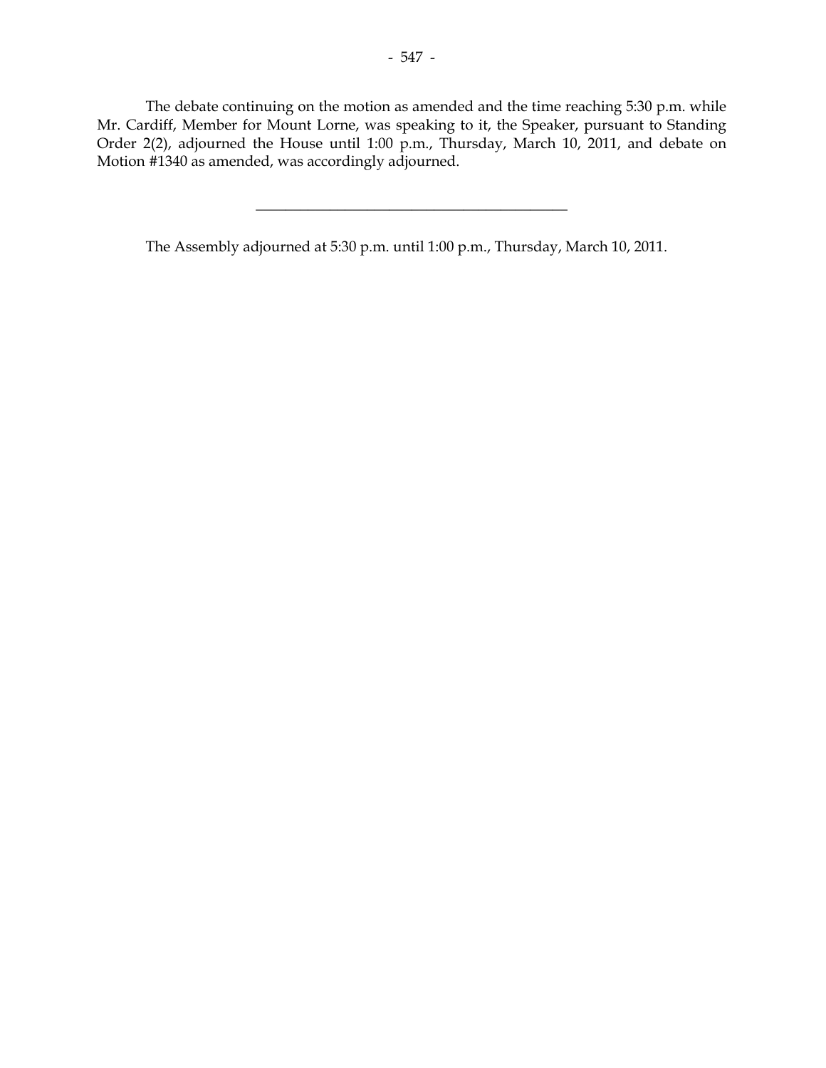The debate continuing on the motion as amended and the time reaching 5:30 p.m. while Mr. Cardiff, Member for Mount Lorne, was speaking to it, the Speaker, pursuant to Standing Order 2(2), adjourned the House until 1:00 p.m., Thursday, March 10, 2011, and debate on Motion #1340 as amended, was accordingly adjourned.

---

The Assembly adjourned at 5:30 p.m. until 1:00 p.m., Thursday, March 10, 2011.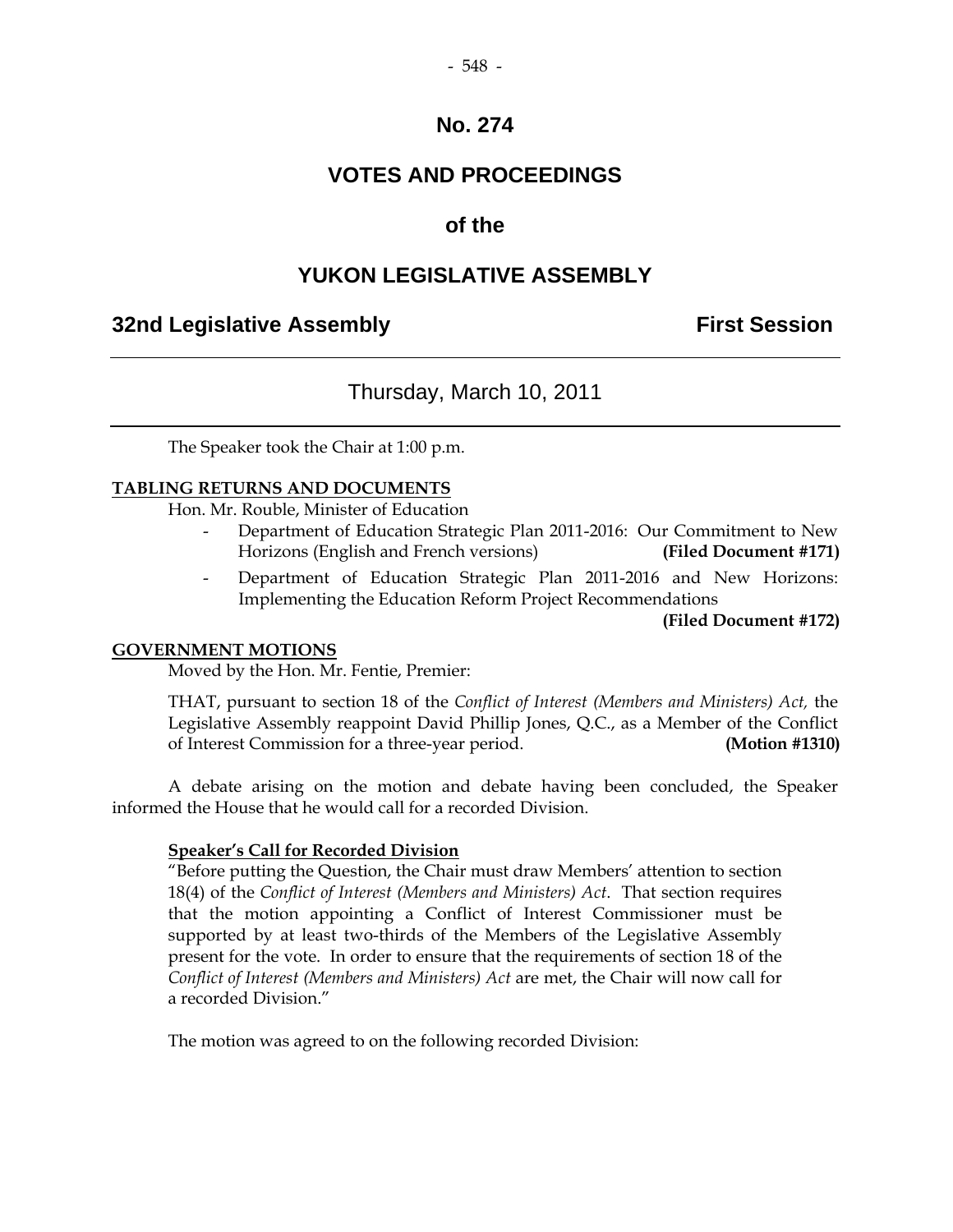# No. 274

# VOTES AND PROCEEDINGS

## of the

# YUKON LEGISLATIVE ASSEMBLY

**32nd Legislative Assembly** **First Session**

---

Thursday, March 10, 2011

---

The Speaker took the Chair at 1:00 p.m.

**TABLING RETURNS AND DOCUMENTS**

Hon. Mr. Rouble, Minister of Education

- Department of Education Strategic Plan 2011-2016: Our Commitment to New Horizons (English and French versions) **(Filed Document #171)**
- Department of Education Strategic Plan 2011-2016 and New Horizons: Implementing the Education Reform Project Recommendations **(Filed Document #172)**

**GOVERNMENT MOTIONS**

Moved by the Hon. Mr. Fentie, Premier:

THAT, pursuant to section 18 of the *Conflict of Interest (Members and Ministers) Act,* the Legislative Assembly reappoint David Phillip Jones, Q.C., as a Member of the Conflict of Interest Commission for a three-year period. **(Motion #1310)**

A debate arising on the motion and debate having been concluded, the Speaker informed the House that he would call for a recorded Division.

**Speaker's Call for Recorded Division**

"Before putting the Question, the Chair must draw Members' attention to section 18(4) of the *Conflict of Interest (Members and Ministers) Act*. That section requires that the motion appointing a Conflict of Interest Commissioner must be supported by at least two-thirds of the Members of the Legislative Assembly present for the vote. In order to ensure that the requirements of section 18 of the *Conflict of Interest (Members and Ministers) Act* are met, the Chair will now call for a recorded Division."

The motion was agreed to on the following recorded Division: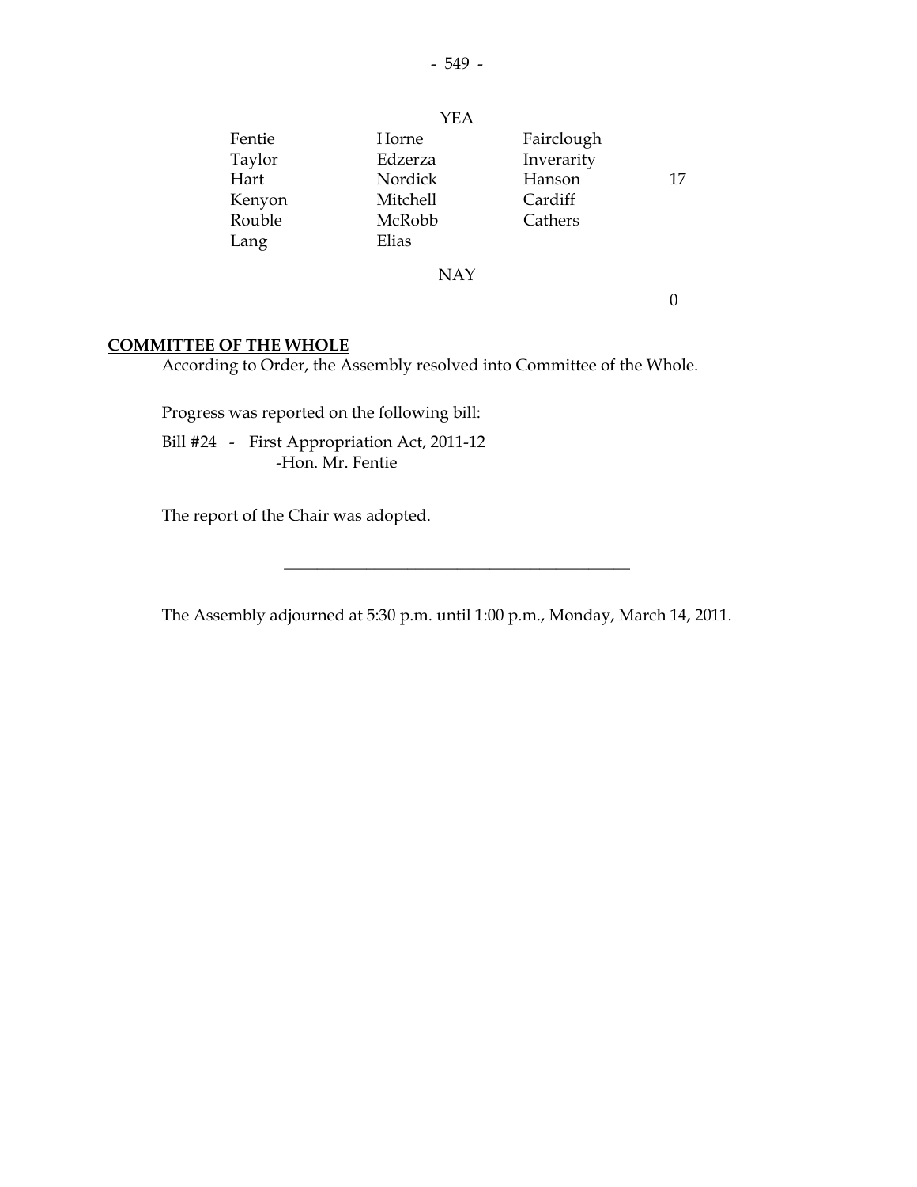YEA

| | | | |
|---|---|---|---|
| Fentie | Horne | Fairclough | |
| Taylor | Edzerza | Inverarity | |
| Hart | Nordick | Hanson | 17 |
| Kenyon | Mitchell | Cardiff | |
| Rouble | McRobb | Cathers | |
| Lang | Elias | | |

NAY

0

**COMMITTEE OF THE WHOLE**

According to Order, the Assembly resolved into Committee of the Whole.

Progress was reported on the following bill:

Bill #24 - First Appropriation Act, 2011-12
-Hon. Mr. Fentie

The report of the Chair was adopted.

---

The Assembly adjourned at 5:30 p.m. until 1:00 p.m., Monday, March 14, 2011.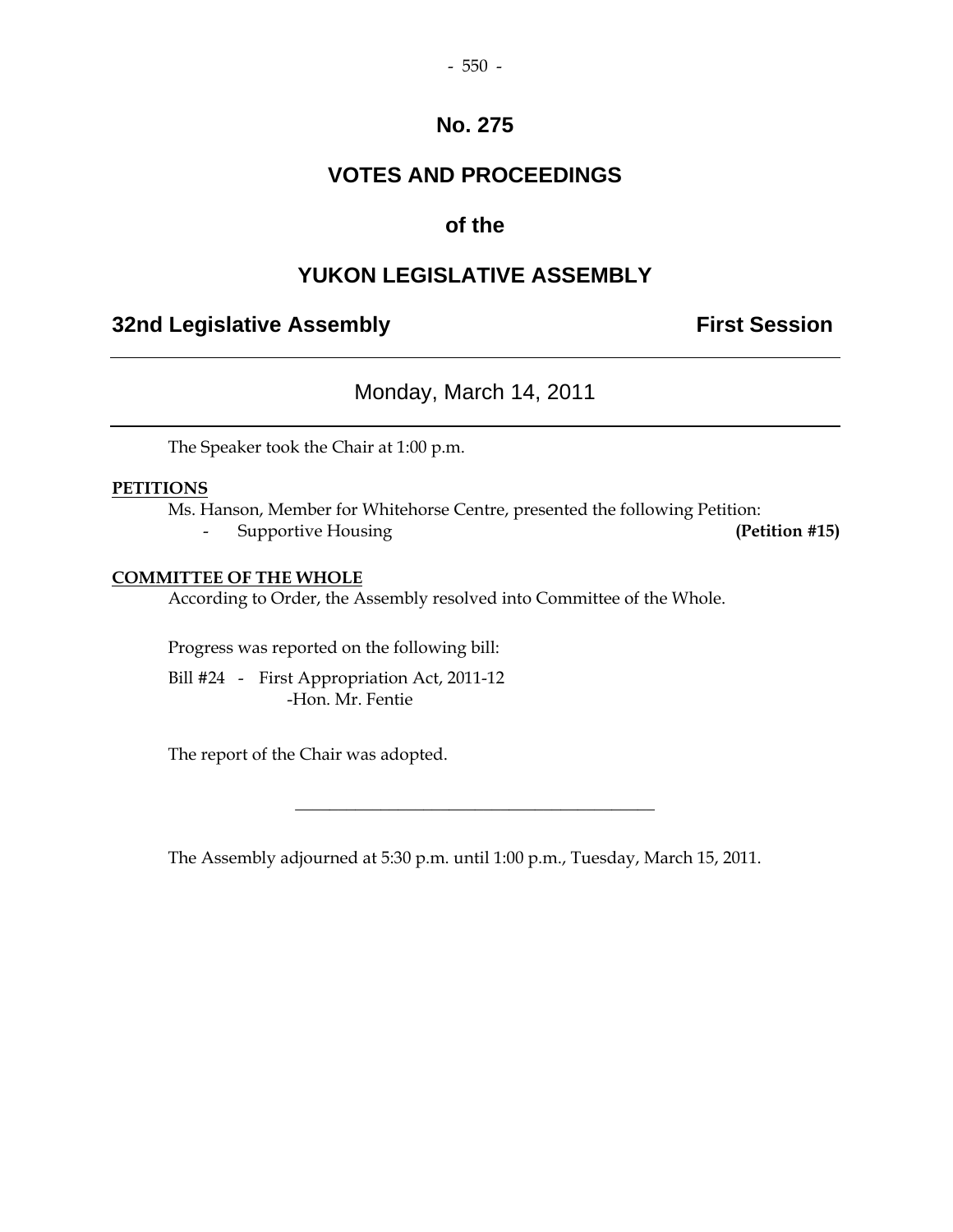# No. 275

# VOTES AND PROCEEDINGS

## of the

# YUKON LEGISLATIVE ASSEMBLY

**32nd Legislative Assembly** **First Session**

---

Monday, March 14, 2011

---

The Speaker took the Chair at 1:00 p.m.

**PETITIONS**

Ms. Hanson, Member for Whitehorse Centre, presented the following Petition:

- Supportive Housing **(Petition #15)**

**COMMITTEE OF THE WHOLE**

According to Order, the Assembly resolved into Committee of the Whole.

Progress was reported on the following bill:

Bill #24 - First Appropriation Act, 2011-12
-Hon. Mr. Fentie

The report of the Chair was adopted.

---

The Assembly adjourned at 5:30 p.m. until 1:00 p.m., Tuesday, March 15, 2011.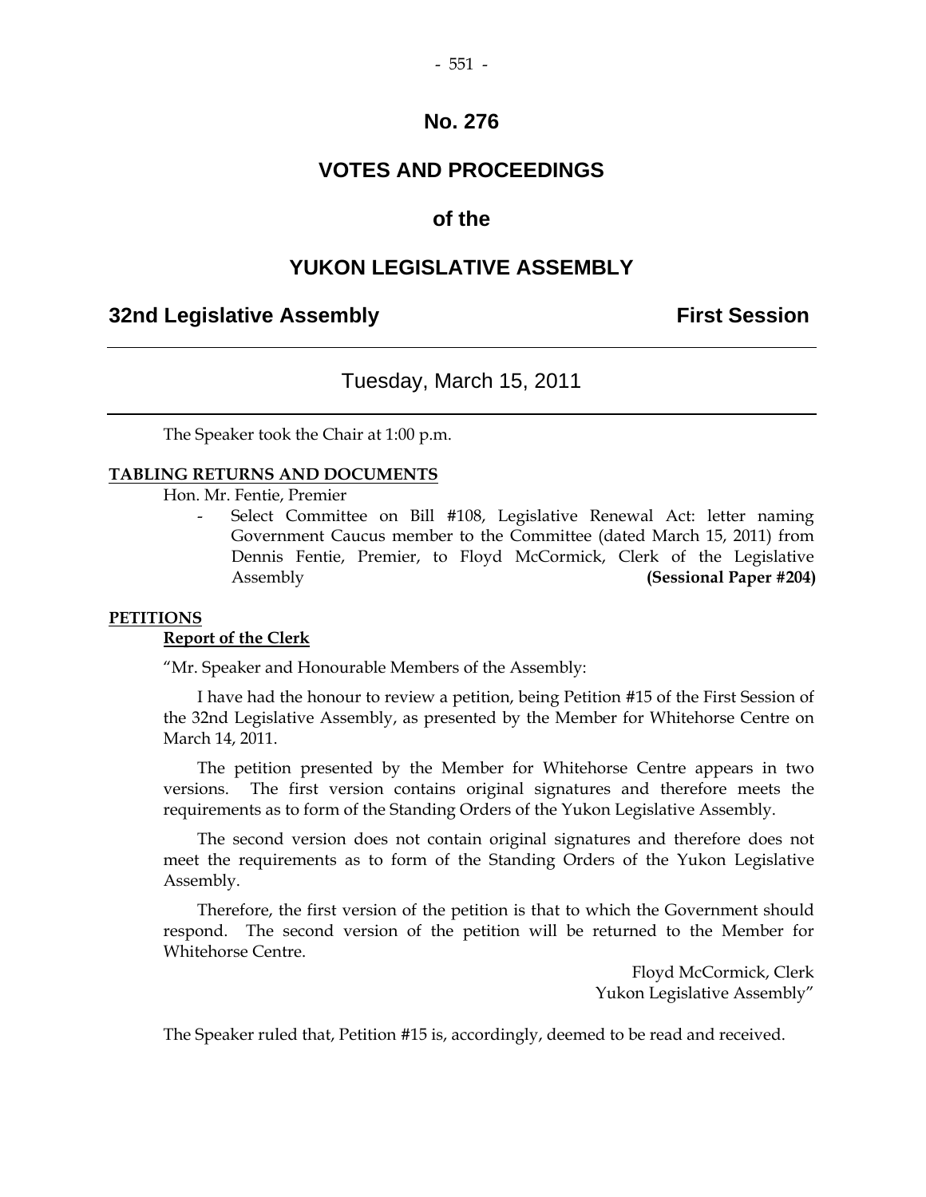# No. 276

# VOTES AND PROCEEDINGS

# of the

# YUKON LEGISLATIVE ASSEMBLY

## 32nd Legislative Assembly — First Session

---

### Tuesday, March 15, 2011

---

The Speaker took the Chair at 1:00 p.m.

**TABLING RETURNS AND DOCUMENTS**

Hon. Mr. Fentie, Premier

- Select Committee on Bill #108, Legislative Renewal Act: letter naming Government Caucus member to the Committee (dated March 15, 2011) from Dennis Fentie, Premier, to Floyd McCormick, Clerk of the Legislative Assembly **(Sessional Paper #204)**

**PETITIONS**

**Report of the Clerk**

"Mr. Speaker and Honourable Members of the Assembly:

I have had the honour to review a petition, being Petition #15 of the First Session of the 32nd Legislative Assembly, as presented by the Member for Whitehorse Centre on March 14, 2011.

The petition presented by the Member for Whitehorse Centre appears in two versions. The first version contains original signatures and therefore meets the requirements as to form of the Standing Orders of the Yukon Legislative Assembly.

The second version does not contain original signatures and therefore does not meet the requirements as to form of the Standing Orders of the Yukon Legislative Assembly.

Therefore, the first version of the petition is that to which the Government should respond. The second version of the petition will be returned to the Member for Whitehorse Centre.

Floyd McCormick, Clerk
Yukon Legislative Assembly"

The Speaker ruled that, Petition #15 is, accordingly, deemed to be read and received.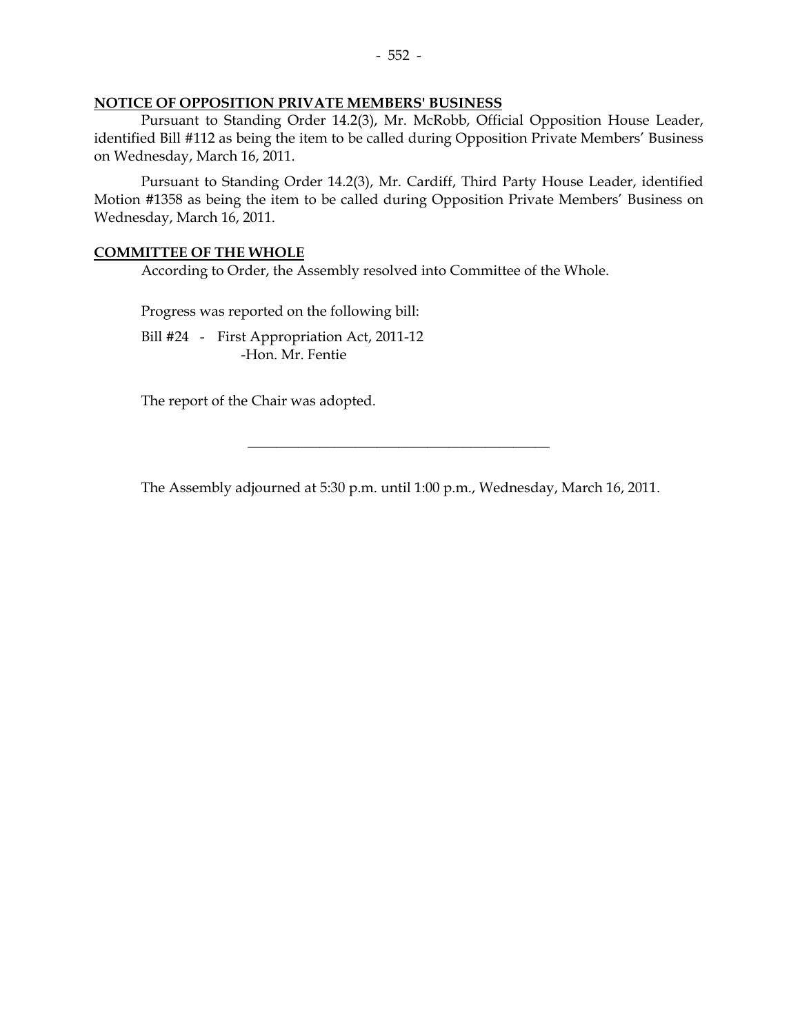**NOTICE OF OPPOSITION PRIVATE MEMBERS' BUSINESS**

Pursuant to Standing Order 14.2(3), Mr. McRobb, Official Opposition House Leader, identified Bill #112 as being the item to be called during Opposition Private Members' Business on Wednesday, March 16, 2011.

Pursuant to Standing Order 14.2(3), Mr. Cardiff, Third Party House Leader, identified Motion #1358 as being the item to be called during Opposition Private Members' Business on Wednesday, March 16, 2011.

**COMMITTEE OF THE WHOLE**

According to Order, the Assembly resolved into Committee of the Whole.

Progress was reported on the following bill:

Bill #24 - First Appropriation Act, 2011-12
-Hon. Mr. Fentie

The report of the Chair was adopted.

---

The Assembly adjourned at 5:30 p.m. until 1:00 p.m., Wednesday, March 16, 2011.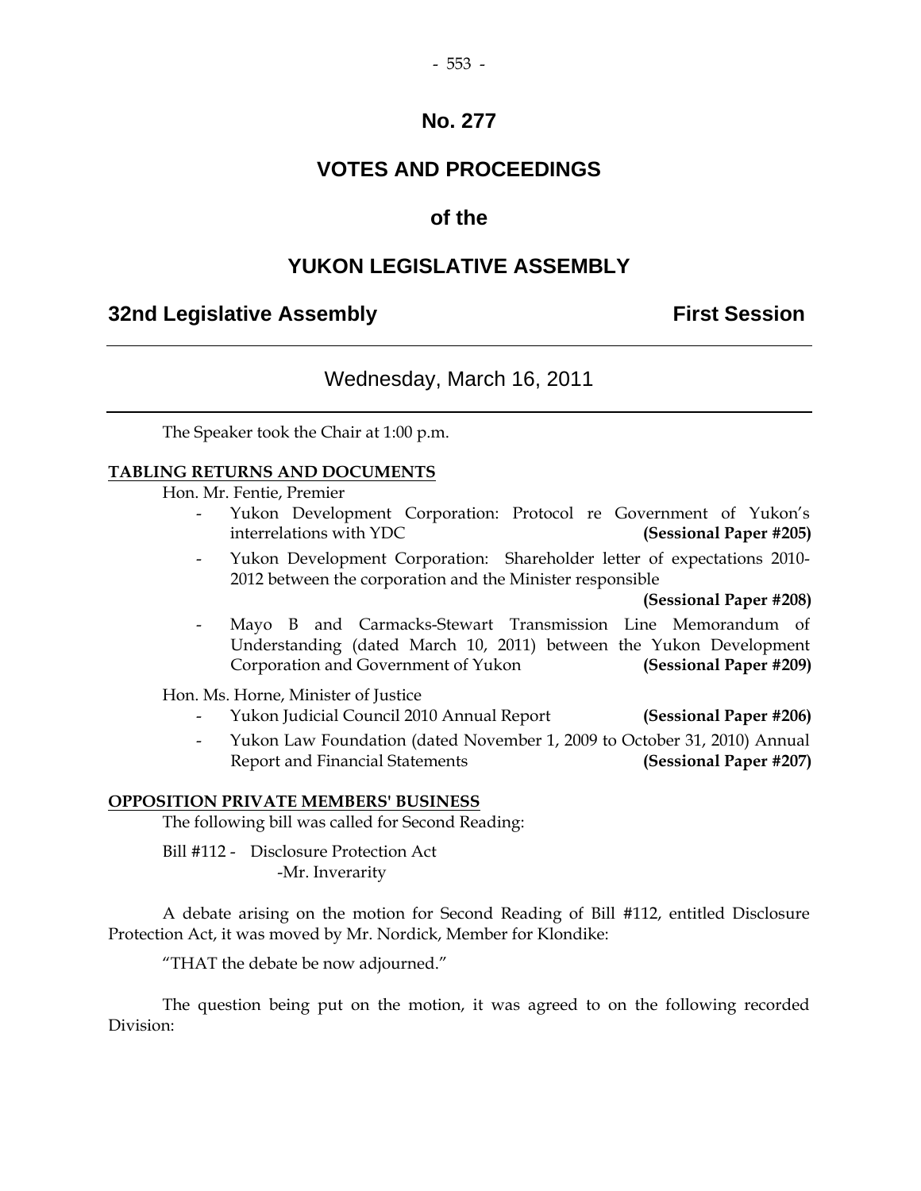# No. 277

# VOTES AND PROCEEDINGS

# of the

# YUKON LEGISLATIVE ASSEMBLY

## 32nd Legislative Assembly — First Session

---

### Wednesday, March 16, 2011

---

The Speaker took the Chair at 1:00 p.m.

**TABLING RETURNS AND DOCUMENTS**

Hon. Mr. Fentie, Premier

- Yukon Development Corporation: Protocol re Government of Yukon's interrelations with YDC **(Sessional Paper #205)**
- Yukon Development Corporation: Shareholder letter of expectations 2010-2012 between the corporation and the Minister responsible **(Sessional Paper #208)**
- Mayo B and Carmacks-Stewart Transmission Line Memorandum of Understanding (dated March 10, 2011) between the Yukon Development Corporation and Government of Yukon **(Sessional Paper #209)**

Hon. Ms. Horne, Minister of Justice

- Yukon Judicial Council 2010 Annual Report **(Sessional Paper #206)**
- Yukon Law Foundation (dated November 1, 2009 to October 31, 2010) Annual Report and Financial Statements **(Sessional Paper #207)**

**OPPOSITION PRIVATE MEMBERS' BUSINESS**

The following bill was called for Second Reading:

Bill #112 - Disclosure Protection Act
-Mr. Inverarity

A debate arising on the motion for Second Reading of Bill #112, entitled Disclosure Protection Act, it was moved by Mr. Nordick, Member for Klondike:

"THAT the debate be now adjourned."

The question being put on the motion, it was agreed to on the following recorded Division: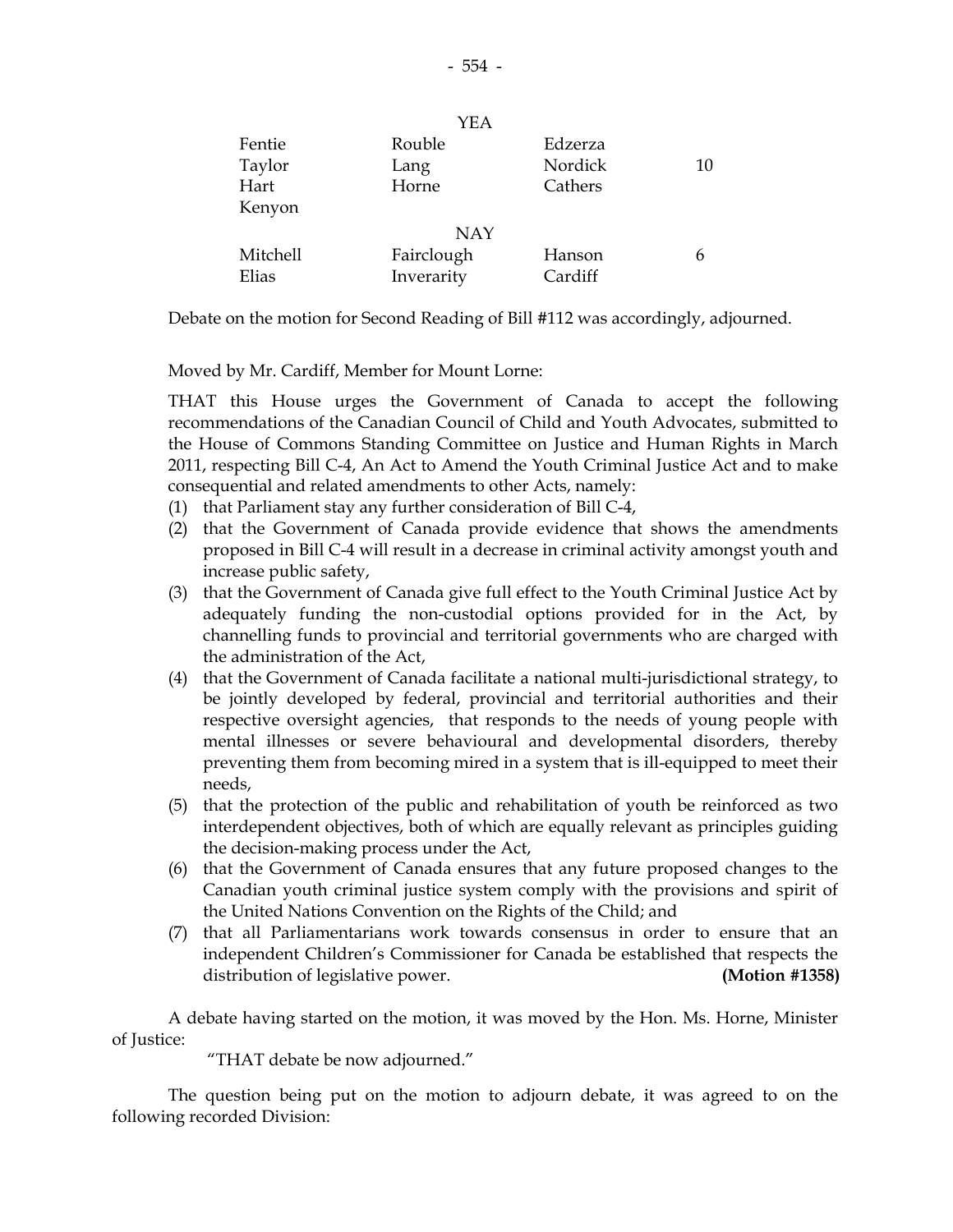YEA

| | | | |
|---|---|---|---|
| Fentie | Rouble | Edzerza | |
| Taylor | Lang | Nordick | 10 |
| Hart | Horne | Cathers | |
| Kenyon | | | |

NAY

| | | | |
|---|---|---|---|
| Mitchell | Fairclough | Hanson | 6 |
| Elias | Inverarity | Cardiff | |

Debate on the motion for Second Reading of Bill #112 was accordingly, adjourned.

Moved by Mr. Cardiff, Member for Mount Lorne:

THAT this House urges the Government of Canada to accept the following recommendations of the Canadian Council of Child and Youth Advocates, submitted to the House of Commons Standing Committee on Justice and Human Rights in March 2011, respecting Bill C-4, An Act to Amend the Youth Criminal Justice Act and to make consequential and related amendments to other Acts, namely:

(1) that Parliament stay any further consideration of Bill C-4,
(2) that the Government of Canada provide evidence that shows the amendments proposed in Bill C-4 will result in a decrease in criminal activity amongst youth and increase public safety,
(3) that the Government of Canada give full effect to the Youth Criminal Justice Act by adequately funding the non-custodial options provided for in the Act, by channelling funds to provincial and territorial governments who are charged with the administration of the Act,
(4) that the Government of Canada facilitate a national multi-jurisdictional strategy, to be jointly developed by federal, provincial and territorial authorities and their respective oversight agencies, that responds to the needs of young people with mental illnesses or severe behavioural and developmental disorders, thereby preventing them from becoming mired in a system that is ill-equipped to meet their needs,
(5) that the protection of the public and rehabilitation of youth be reinforced as two interdependent objectives, both of which are equally relevant as principles guiding the decision-making process under the Act,
(6) that the Government of Canada ensures that any future proposed changes to the Canadian youth criminal justice system comply with the provisions and spirit of the United Nations Convention on the Rights of the Child; and
(7) that all Parliamentarians work towards consensus in order to ensure that an independent Children's Commissioner for Canada be established that respects the distribution of legislative power. **(Motion #1358)**

A debate having started on the motion, it was moved by the Hon. Ms. Horne, Minister of Justice:

"THAT debate be now adjourned."

The question being put on the motion to adjourn debate, it was agreed to on the following recorded Division: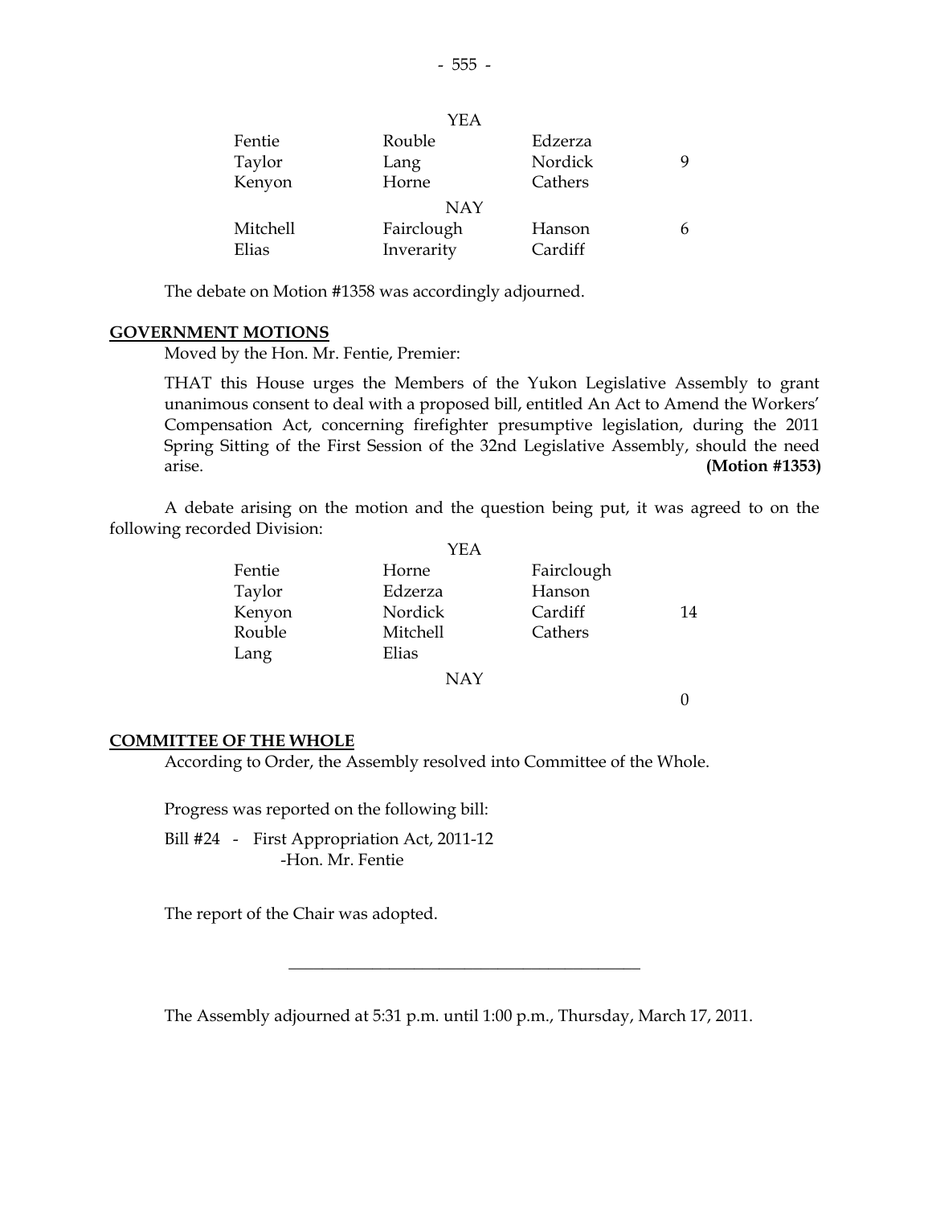| | YEA | | |
|---|---|---|---|
| Fentie | Rouble | Edzerza | |
| Taylor | Lang | Nordick | 9 |
| Kenyon | Horne | Cathers | |
| | NAY | | |
| Mitchell | Fairclough | Hanson | 6 |
| Elias | Inverarity | Cardiff | |

The debate on Motion #1358 was accordingly adjourned.

## GOVERNMENT MOTIONS

Moved by the Hon. Mr. Fentie, Premier:

THAT this House urges the Members of the Yukon Legislative Assembly to grant unanimous consent to deal with a proposed bill, entitled An Act to Amend the Workers' Compensation Act, concerning firefighter presumptive legislation, during the 2011 Spring Sitting of the First Session of the 32nd Legislative Assembly, should the need arise. **(Motion #1353)**

A debate arising on the motion and the question being put, it was agreed to on the following recorded Division:

| | YEA | | |
|---|---|---|---|
| Fentie | Horne | Fairclough | |
| Taylor | Edzerza | Hanson | |
| Kenyon | Nordick | Cardiff | 14 |
| Rouble | Mitchell | Cathers | |
| Lang | Elias | | |
| | NAY | | |
| | | | 0 |

## COMMITTEE OF THE WHOLE

According to Order, the Assembly resolved into Committee of the Whole.

Progress was reported on the following bill:

Bill #24 - First Appropriation Act, 2011-12
-Hon. Mr. Fentie

The report of the Chair was adopted.

---

The Assembly adjourned at 5:31 p.m. until 1:00 p.m., Thursday, March 17, 2011.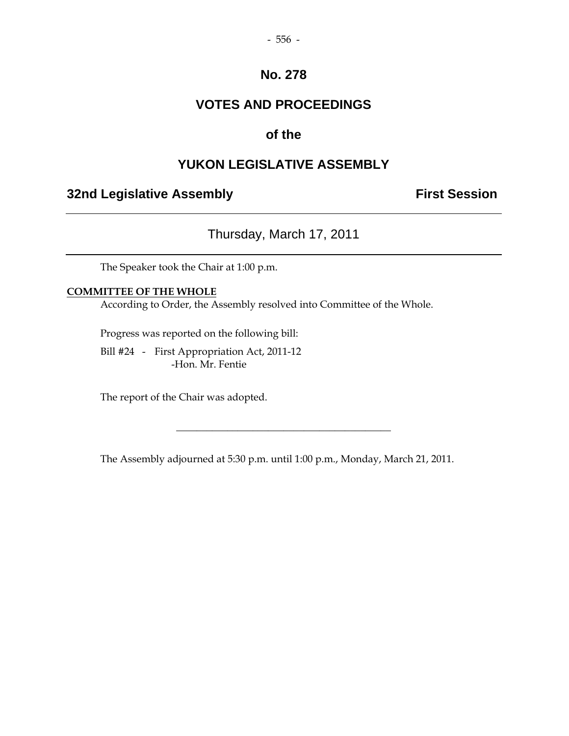# No. 278

# VOTES AND PROCEEDINGS

# of the

# YUKON LEGISLATIVE ASSEMBLY

## 32nd Legislative Assembly — First Session

---

Thursday, March 17, 2011

---

The Speaker took the Chair at 1:00 p.m.

**COMMITTEE OF THE WHOLE**

According to Order, the Assembly resolved into Committee of the Whole.

Progress was reported on the following bill:

Bill #24 - First Appropriation Act, 2011-12
-Hon. Mr. Fentie

The report of the Chair was adopted.

---

The Assembly adjourned at 5:30 p.m. until 1:00 p.m., Monday, March 21, 2011.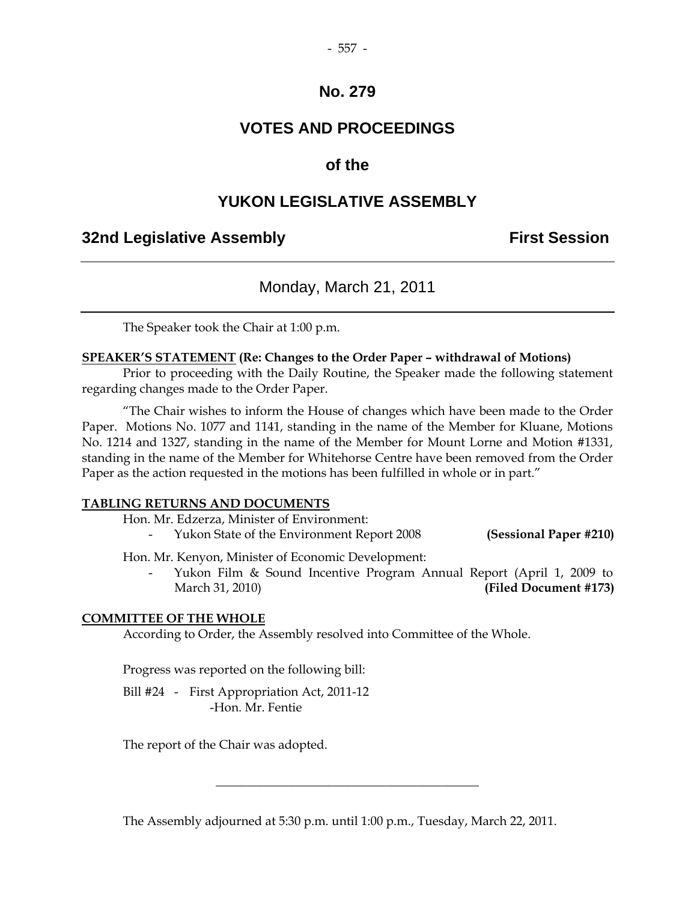# No. 279

# VOTES AND PROCEEDINGS

# of the

# YUKON LEGISLATIVE ASSEMBLY

**32nd Legislative Assembly** **First Session**

---

Monday, March 21, 2011

---

The Speaker took the Chair at 1:00 p.m.

**SPEAKER'S STATEMENT (Re: Changes to the Order Paper – withdrawal of Motions)**

Prior to proceeding with the Daily Routine, the Speaker made the following statement regarding changes made to the Order Paper.

"The Chair wishes to inform the House of changes which have been made to the Order Paper. Motions No. 1077 and 1141, standing in the name of the Member for Kluane, Motions No. 1214 and 1327, standing in the name of the Member for Mount Lorne and Motion #1331, standing in the name of the Member for Whitehorse Centre have been removed from the Order Paper as the action requested in the motions has been fulfilled in whole or in part."

**TABLING RETURNS AND DOCUMENTS**

Hon. Mr. Edzerza, Minister of Environment:

- Yukon State of the Environment Report 2008 **(Sessional Paper #210)**

Hon. Mr. Kenyon, Minister of Economic Development:

- Yukon Film & Sound Incentive Program Annual Report (April 1, 2009 to March 31, 2010) **(Filed Document #173)**

**COMMITTEE OF THE WHOLE**

According to Order, the Assembly resolved into Committee of the Whole.

Progress was reported on the following bill:

Bill #24 - First Appropriation Act, 2011-12
-Hon. Mr. Fentie

The report of the Chair was adopted.

---

The Assembly adjourned at 5:30 p.m. until 1:00 p.m., Tuesday, March 22, 2011.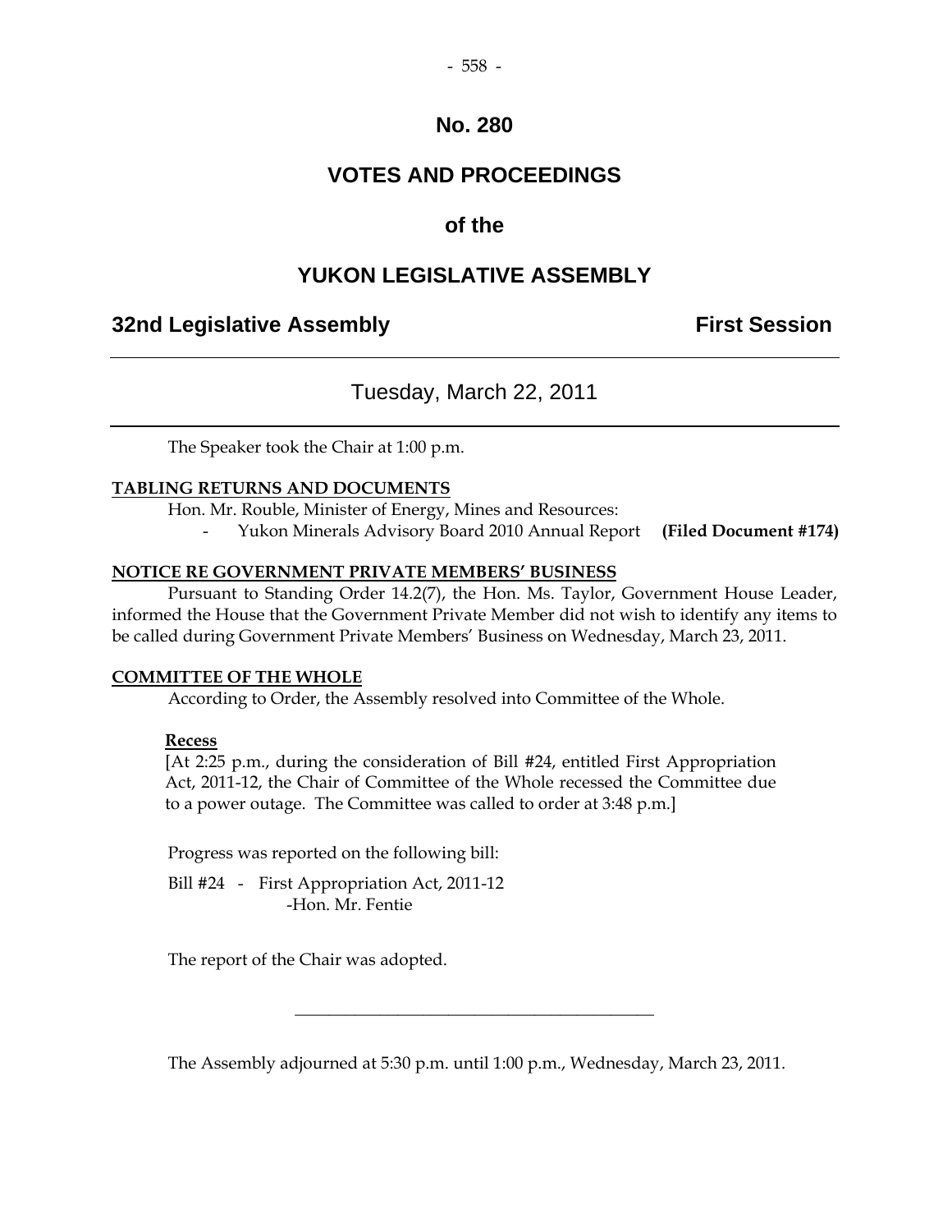# No. 280

# VOTES AND PROCEEDINGS

# of the

# YUKON LEGISLATIVE ASSEMBLY

## 32nd Legislative Assembly — First Session

---

### Tuesday, March 22, 2011

---

The Speaker took the Chair at 1:00 p.m.

**TABLING RETURNS AND DOCUMENTS**

Hon. Mr. Rouble, Minister of Energy, Mines and Resources:

- Yukon Minerals Advisory Board 2010 Annual Report **(Filed Document #174)**

**NOTICE RE GOVERNMENT PRIVATE MEMBERS' BUSINESS**

Pursuant to Standing Order 14.2(7), the Hon. Ms. Taylor, Government House Leader, informed the House that the Government Private Member did not wish to identify any items to be called during Government Private Members' Business on Wednesday, March 23, 2011.

**COMMITTEE OF THE WHOLE**

According to Order, the Assembly resolved into Committee of the Whole.

**Recess**

[At 2:25 p.m., during the consideration of Bill #24, entitled First Appropriation Act, 2011-12, the Chair of Committee of the Whole recessed the Committee due to a power outage. The Committee was called to order at 3:48 p.m.]

Progress was reported on the following bill:

Bill #24 - First Appropriation Act, 2011-12
-Hon. Mr. Fentie

The report of the Chair was adopted.

---

The Assembly adjourned at 5:30 p.m. until 1:00 p.m., Wednesday, March 23, 2011.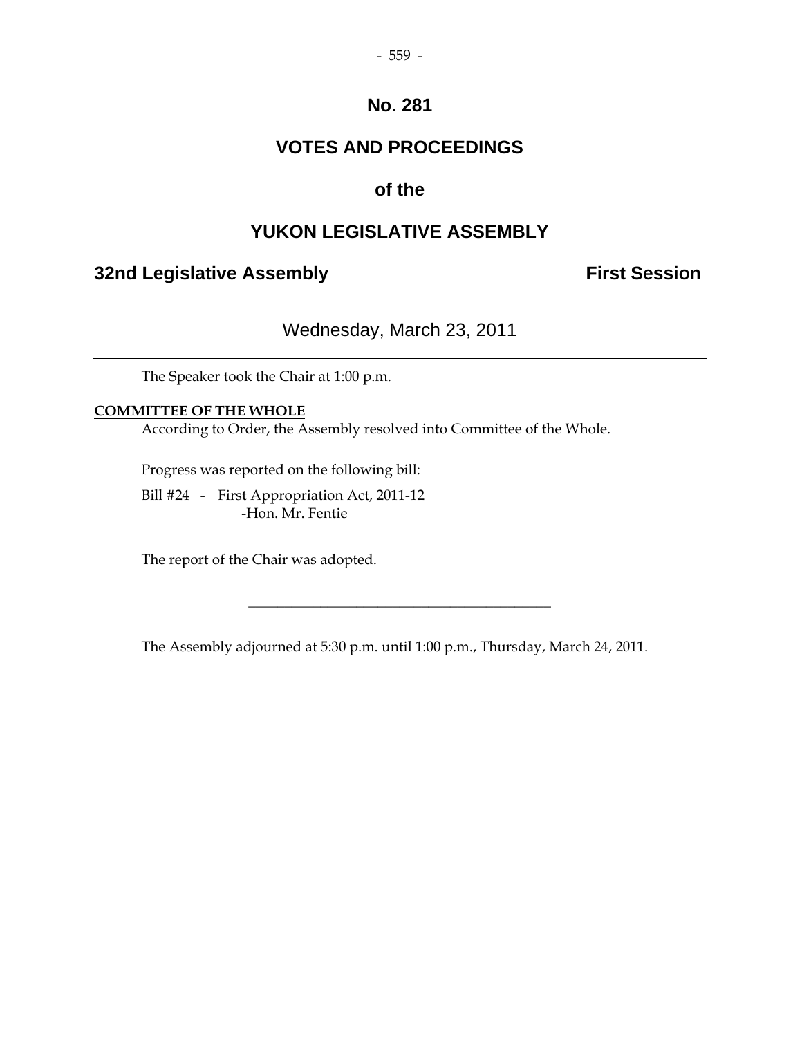# No. 281

# VOTES AND PROCEEDINGS

# of the

# YUKON LEGISLATIVE ASSEMBLY

**32nd Legislative Assembly** **First Session**

---

Wednesday, March 23, 2011

---

The Speaker took the Chair at 1:00 p.m.

**COMMITTEE OF THE WHOLE**

According to Order, the Assembly resolved into Committee of the Whole.

Progress was reported on the following bill:

Bill #24 - First Appropriation Act, 2011-12
-Hon. Mr. Fentie

The report of the Chair was adopted.

---

The Assembly adjourned at 5:30 p.m. until 1:00 p.m., Thursday, March 24, 2011.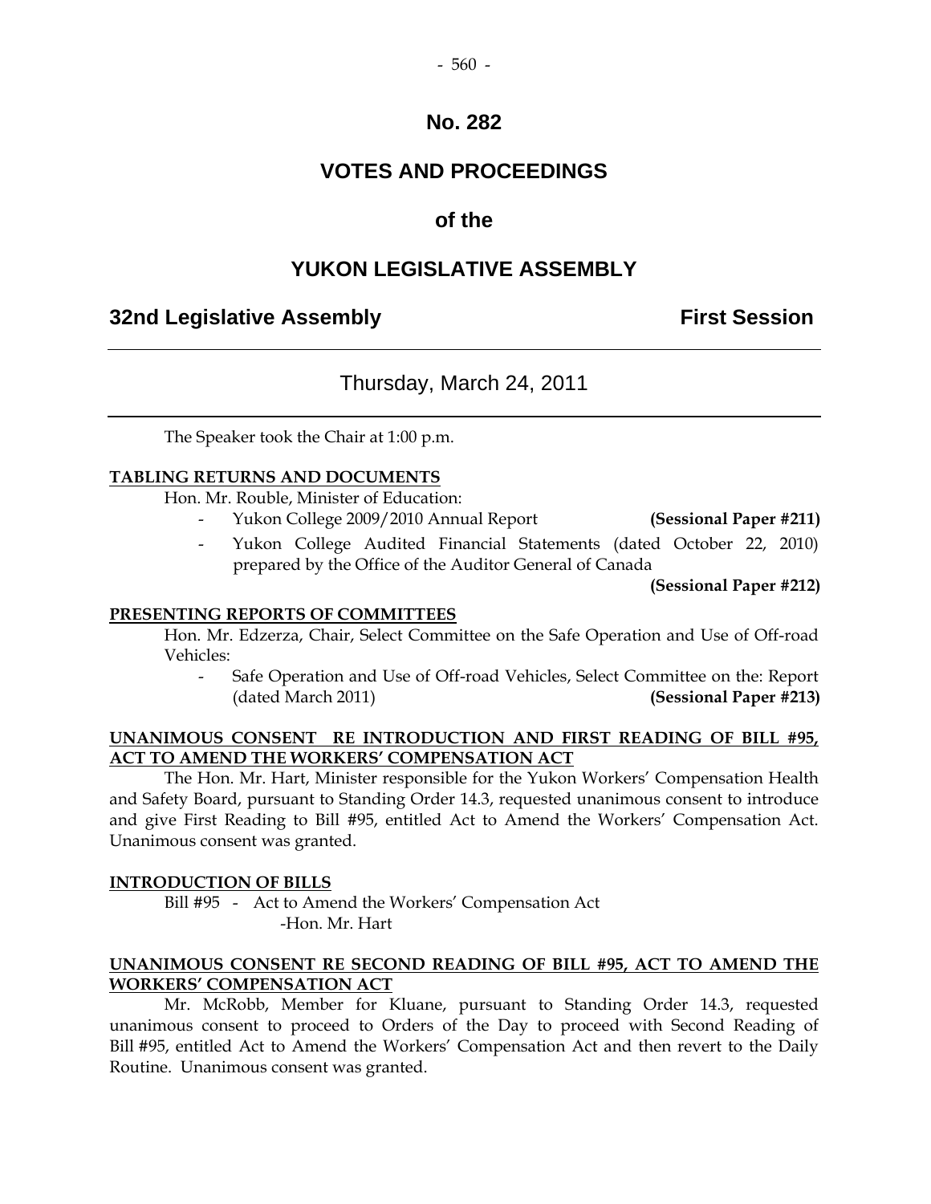# No. 282

# VOTES AND PROCEEDINGS

# of the

# YUKON LEGISLATIVE ASSEMBLY

**32nd Legislative Assembly** **First Session**

---

Thursday, March 24, 2011

---

The Speaker took the Chair at 1:00 p.m.

**TABLING RETURNS AND DOCUMENTS**

Hon. Mr. Rouble, Minister of Education:

- Yukon College 2009/2010 Annual Report **(Sessional Paper #211)**
- Yukon College Audited Financial Statements (dated October 22, 2010) prepared by the Office of the Auditor General of Canada **(Sessional Paper #212)**

**PRESENTING REPORTS OF COMMITTEES**

Hon. Mr. Edzerza, Chair, Select Committee on the Safe Operation and Use of Off-road Vehicles:

- Safe Operation and Use of Off-road Vehicles, Select Committee on the: Report (dated March 2011) **(Sessional Paper #213)**

**UNANIMOUS CONSENT RE INTRODUCTION AND FIRST READING OF BILL #95, ACT TO AMEND THE WORKERS' COMPENSATION ACT**

The Hon. Mr. Hart, Minister responsible for the Yukon Workers' Compensation Health and Safety Board, pursuant to Standing Order 14.3, requested unanimous consent to introduce and give First Reading to Bill #95, entitled Act to Amend the Workers' Compensation Act. Unanimous consent was granted.

**INTRODUCTION OF BILLS**

Bill #95 - Act to Amend the Workers' Compensation Act
-Hon. Mr. Hart

**UNANIMOUS CONSENT RE SECOND READING OF BILL #95, ACT TO AMEND THE WORKERS' COMPENSATION ACT**

Mr. McRobb, Member for Kluane, pursuant to Standing Order 14.3, requested unanimous consent to proceed to Orders of the Day to proceed with Second Reading of Bill #95, entitled Act to Amend the Workers' Compensation Act and then revert to the Daily Routine. Unanimous consent was granted.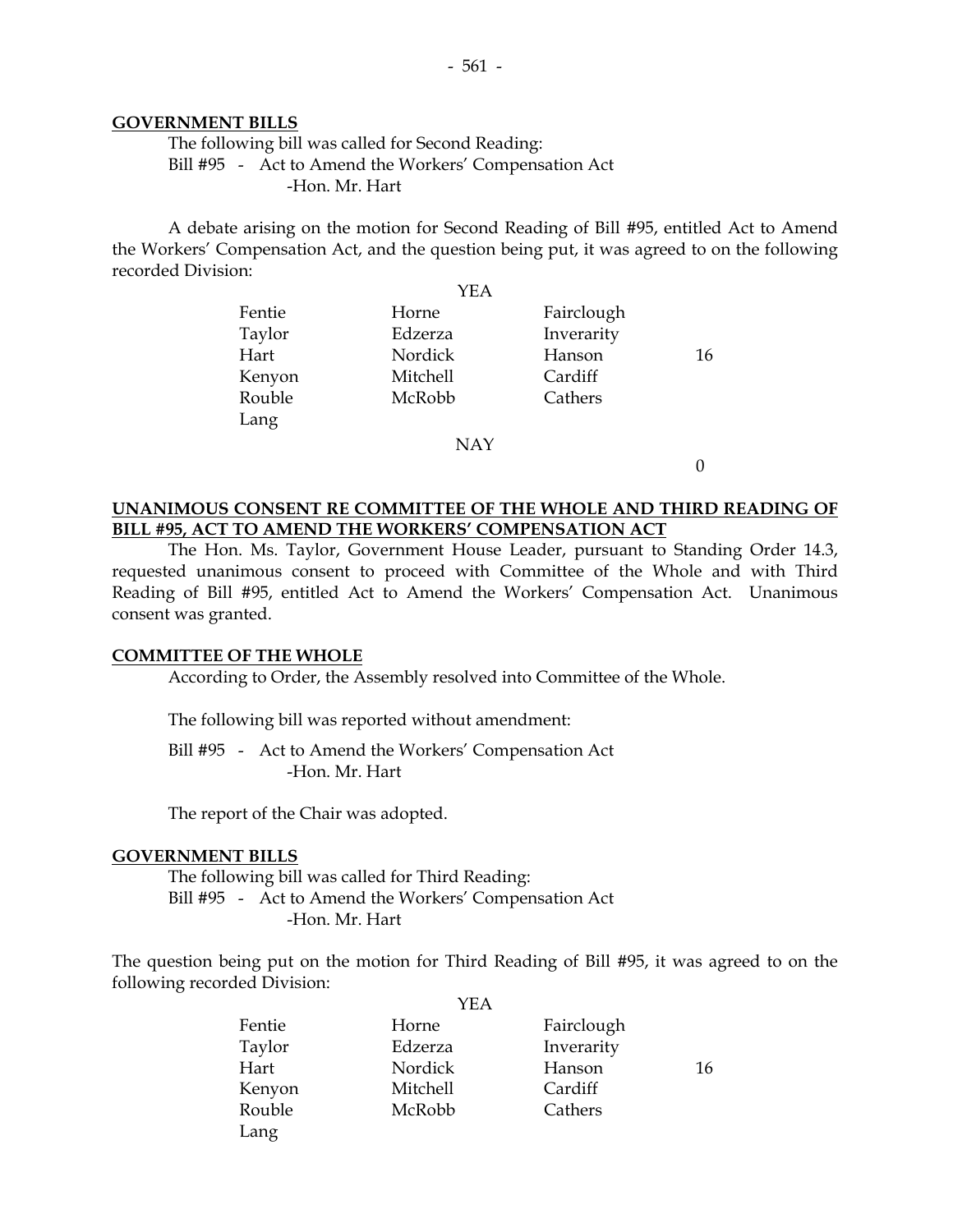**GOVERNMENT BILLS**

The following bill was called for Second Reading:

Bill #95 - Act to Amend the Workers' Compensation Act
-Hon. Mr. Hart

A debate arising on the motion for Second Reading of Bill #95, entitled Act to Amend the Workers' Compensation Act, and the question being put, it was agreed to on the following recorded Division:

YEA

| | | | |
|---|---|---|---|
| Fentie | Horne | Fairclough | |
| Taylor | Edzerza | Inverarity | |
| Hart | Nordick | Hanson | 16 |
| Kenyon | Mitchell | Cardiff | |
| Rouble | McRobb | Cathers | |
| Lang | | | |

NAY

0

**UNANIMOUS CONSENT RE COMMITTEE OF THE WHOLE AND THIRD READING OF BILL #95, ACT TO AMEND THE WORKERS' COMPENSATION ACT**

The Hon. Ms. Taylor, Government House Leader, pursuant to Standing Order 14.3, requested unanimous consent to proceed with Committee of the Whole and with Third Reading of Bill #95, entitled Act to Amend the Workers' Compensation Act. Unanimous consent was granted.

**COMMITTEE OF THE WHOLE**

According to Order, the Assembly resolved into Committee of the Whole.

The following bill was reported without amendment:

Bill #95 - Act to Amend the Workers' Compensation Act
-Hon. Mr. Hart

The report of the Chair was adopted.

**GOVERNMENT BILLS**

The following bill was called for Third Reading:

Bill #95 - Act to Amend the Workers' Compensation Act
-Hon. Mr. Hart

The question being put on the motion for Third Reading of Bill #95, it was agreed to on the following recorded Division:

YEA

| | | | |
|---|---|---|---|
| Fentie | Horne | Fairclough | |
| Taylor | Edzerza | Inverarity | |
| Hart | Nordick | Hanson | 16 |
| Kenyon | Mitchell | Cardiff | |
| Rouble | McRobb | Cathers | |
| Lang | | | |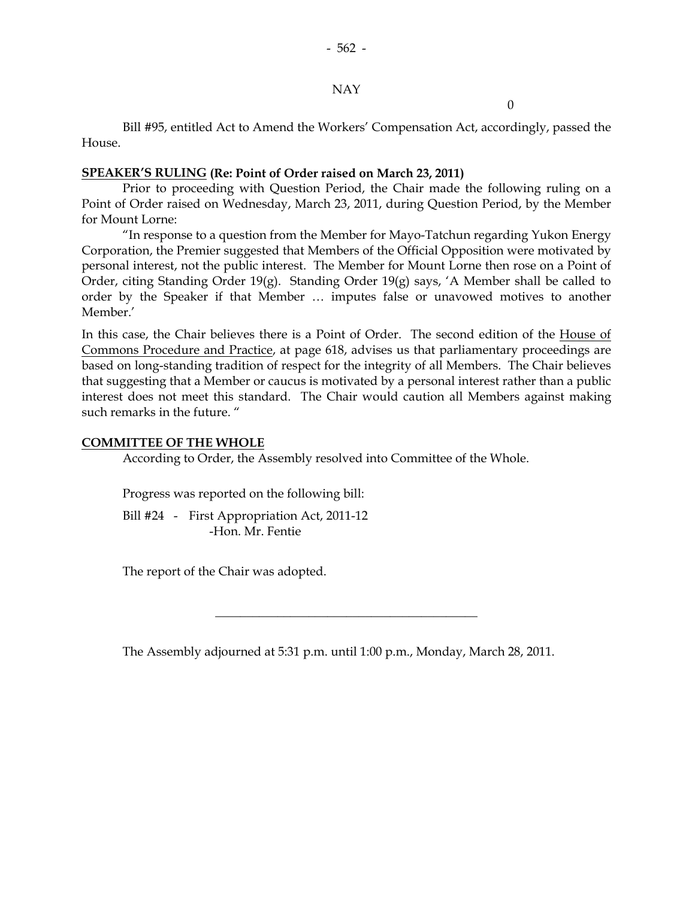NAY

0

Bill #95, entitled Act to Amend the Workers' Compensation Act, accordingly, passed the House.

**SPEAKER'S RULING (Re: Point of Order raised on March 23, 2011)**

Prior to proceeding with Question Period, the Chair made the following ruling on a Point of Order raised on Wednesday, March 23, 2011, during Question Period, by the Member for Mount Lorne:

"In response to a question from the Member for Mayo-Tatchun regarding Yukon Energy Corporation, the Premier suggested that Members of the Official Opposition were motivated by personal interest, not the public interest. The Member for Mount Lorne then rose on a Point of Order, citing Standing Order 19(g). Standing Order 19(g) says, 'A Member shall be called to order by the Speaker if that Member … imputes false or unavowed motives to another Member.'

In this case, the Chair believes there is a Point of Order. The second edition of the House of Commons Procedure and Practice, at page 618, advises us that parliamentary proceedings are based on long-standing tradition of respect for the integrity of all Members. The Chair believes that suggesting that a Member or caucus is motivated by a personal interest rather than a public interest does not meet this standard. The Chair would caution all Members against making such remarks in the future. "

**COMMITTEE OF THE WHOLE**

According to Order, the Assembly resolved into Committee of the Whole.

Progress was reported on the following bill:

Bill #24 - First Appropriation Act, 2011-12
-Hon. Mr. Fentie

The report of the Chair was adopted.

---

The Assembly adjourned at 5:31 p.m. until 1:00 p.m., Monday, March 28, 2011.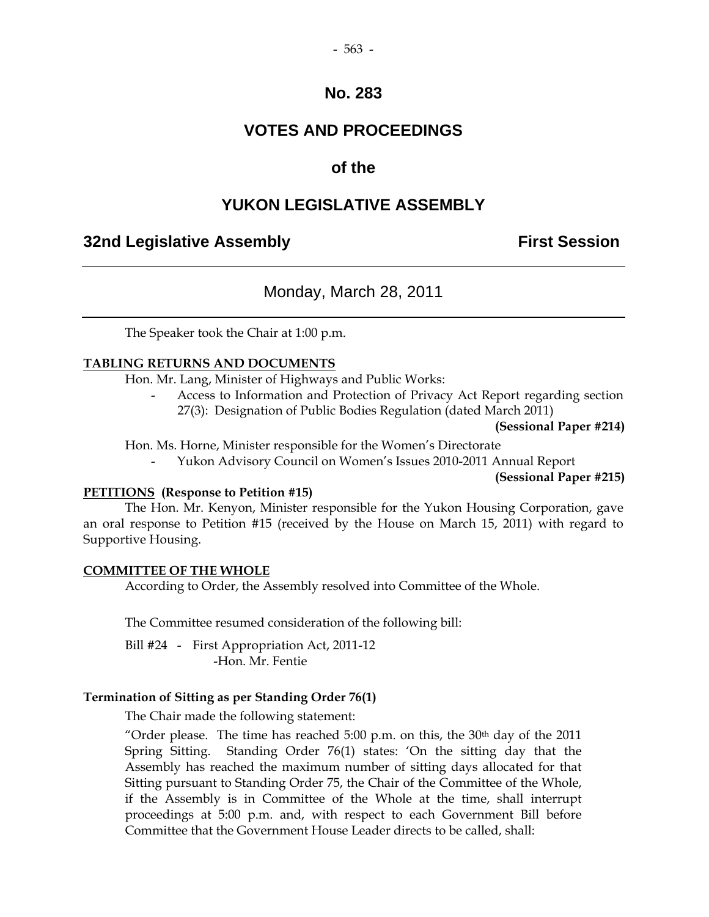# No. 283

# VOTES AND PROCEEDINGS

## of the

# YUKON LEGISLATIVE ASSEMBLY

**32nd Legislative Assembly** **First Session**

---

Monday, March 28, 2011

---

The Speaker took the Chair at 1:00 p.m.

**TABLING RETURNS AND DOCUMENTS**

Hon. Mr. Lang, Minister of Highways and Public Works:

- Access to Information and Protection of Privacy Act Report regarding section 27(3): Designation of Public Bodies Regulation (dated March 2011)

**(Sessional Paper #214)**

Hon. Ms. Horne, Minister responsible for the Women's Directorate

- Yukon Advisory Council on Women's Issues 2010-2011 Annual Report

**(Sessional Paper #215)**

**PETITIONS (Response to Petition #15)**

The Hon. Mr. Kenyon, Minister responsible for the Yukon Housing Corporation, gave an oral response to Petition #15 (received by the House on March 15, 2011) with regard to Supportive Housing.

**COMMITTEE OF THE WHOLE**

According to Order, the Assembly resolved into Committee of the Whole.

The Committee resumed consideration of the following bill:

Bill #24 - First Appropriation Act, 2011-12
-Hon. Mr. Fentie

**Termination of Sitting as per Standing Order 76(1)**

The Chair made the following statement:

"Order please. The time has reached 5:00 p.m. on this, the 30th day of the 2011 Spring Sitting. Standing Order 76(1) states: 'On the sitting day that the Assembly has reached the maximum number of sitting days allocated for that Sitting pursuant to Standing Order 75, the Chair of the Committee of the Whole, if the Assembly is in Committee of the Whole at the time, shall interrupt proceedings at 5:00 p.m. and, with respect to each Government Bill before Committee that the Government House Leader directs to be called, shall: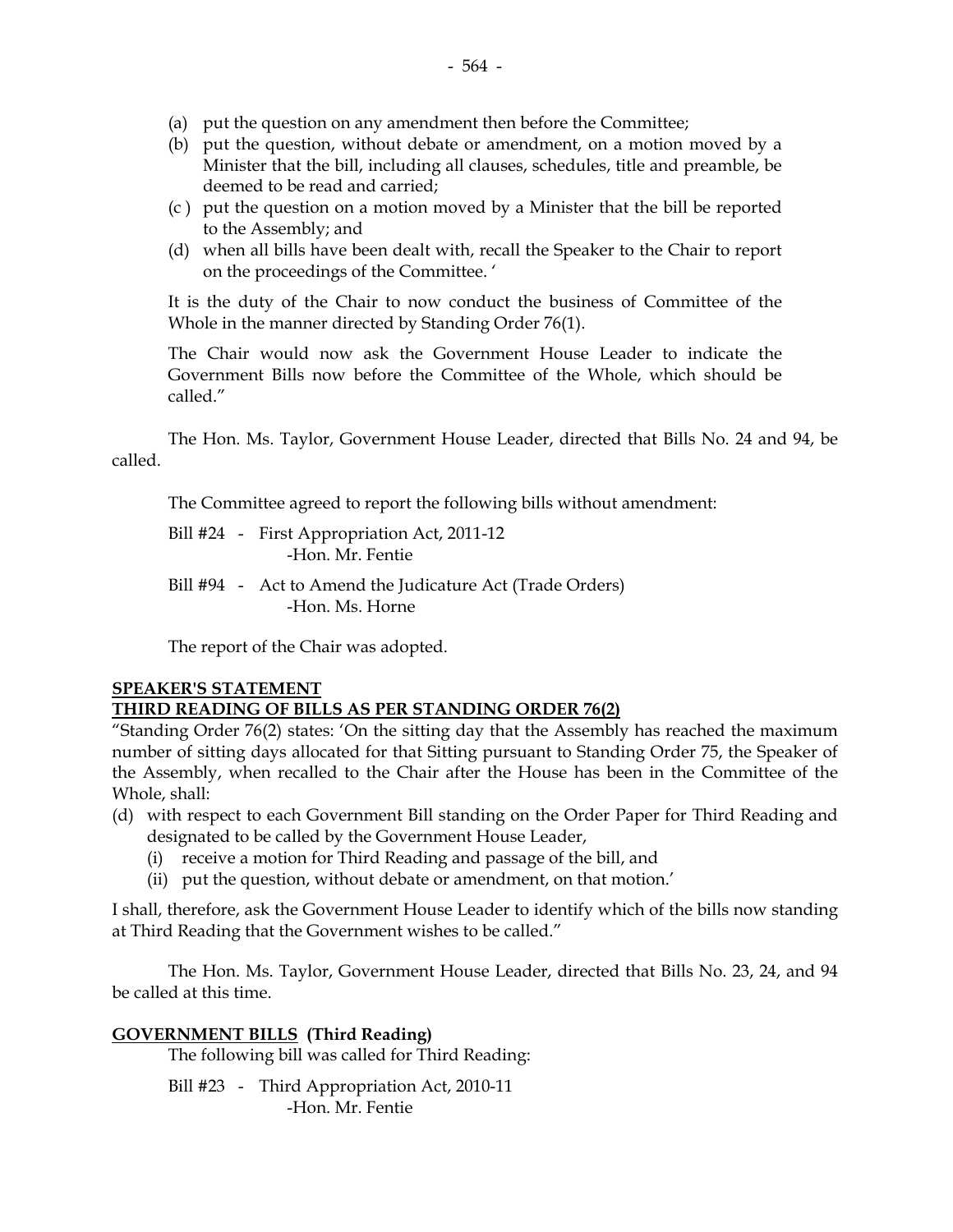(a) put the question on any amendment then before the Committee;

(b) put the question, without debate or amendment, on a motion moved by a Minister that the bill, including all clauses, schedules, title and preamble, be deemed to be read and carried;

(c ) put the question on a motion moved by a Minister that the bill be reported to the Assembly; and

(d) when all bills have been dealt with, recall the Speaker to the Chair to report on the proceedings of the Committee. '

It is the duty of the Chair to now conduct the business of Committee of the Whole in the manner directed by Standing Order 76(1).

The Chair would now ask the Government House Leader to indicate the Government Bills now before the Committee of the Whole, which should be called."

The Hon. Ms. Taylor, Government House Leader, directed that Bills No. 24 and 94, be called.

The Committee agreed to report the following bills without amendment:

Bill #24 - First Appropriation Act, 2011-12
-Hon. Mr. Fentie

Bill #94 - Act to Amend the Judicature Act (Trade Orders)
-Hon. Ms. Horne

The report of the Chair was adopted.

**SPEAKER'S STATEMENT**

**THIRD READING OF BILLS AS PER STANDING ORDER 76(2)**

"Standing Order 76(2) states: 'On the sitting day that the Assembly has reached the maximum number of sitting days allocated for that Sitting pursuant to Standing Order 75, the Speaker of the Assembly, when recalled to the Chair after the House has been in the Committee of the Whole, shall:

(d) with respect to each Government Bill standing on the Order Paper for Third Reading and designated to be called by the Government House Leader,
   (i) receive a motion for Third Reading and passage of the bill, and
   (ii) put the question, without debate or amendment, on that motion.'

I shall, therefore, ask the Government House Leader to identify which of the bills now standing at Third Reading that the Government wishes to be called."

The Hon. Ms. Taylor, Government House Leader, directed that Bills No. 23, 24, and 94 be called at this time.

**GOVERNMENT BILLS (Third Reading)**

The following bill was called for Third Reading:

Bill #23 - Third Appropriation Act, 2010-11
-Hon. Mr. Fentie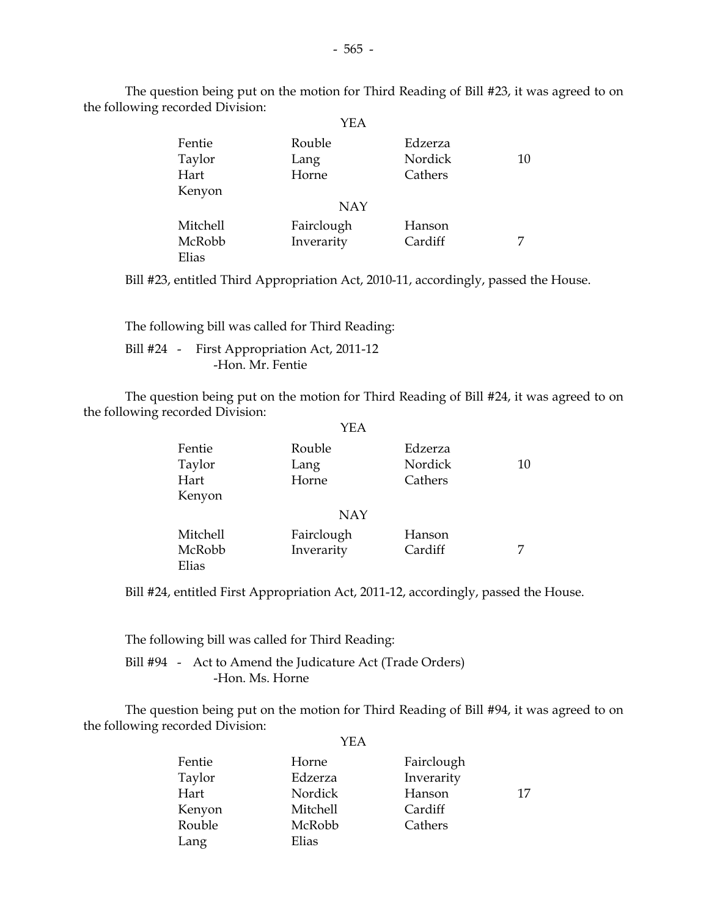The question being put on the motion for Third Reading of Bill #23, it was agreed to on the following recorded Division:

YEA

| | | | |
|---|---|---|---|
| Fentie | Rouble | Edzerza | |
| Taylor | Lang | Nordick | 10 |
| Hart | Horne | Cathers | |
| Kenyon | | | |

NAY

| | | | |
|---|---|---|---|
| Mitchell | Fairclough | Hanson | |
| McRobb | Inverarity | Cardiff | 7 |
| Elias | | | |

Bill #23, entitled Third Appropriation Act, 2010-11, accordingly, passed the House.

The following bill was called for Third Reading:

Bill #24 - First Appropriation Act, 2011-12
-Hon. Mr. Fentie

The question being put on the motion for Third Reading of Bill #24, it was agreed to on the following recorded Division:

YEA

| | | | |
|---|---|---|---|
| Fentie | Rouble | Edzerza | |
| Taylor | Lang | Nordick | 10 |
| Hart | Horne | Cathers | |
| Kenyon | | | |

NAY

| | | | |
|---|---|---|---|
| Mitchell | Fairclough | Hanson | |
| McRobb | Inverarity | Cardiff | 7 |
| Elias | | | |

Bill #24, entitled First Appropriation Act, 2011-12, accordingly, passed the House.

The following bill was called for Third Reading:

Bill #94 - Act to Amend the Judicature Act (Trade Orders)
-Hon. Ms. Horne

The question being put on the motion for Third Reading of Bill #94, it was agreed to on the following recorded Division:

YEA

| | | | |
|---|---|---|---|
| Fentie | Horne | Fairclough | |
| Taylor | Edzerza | Inverarity | |
| Hart | Nordick | Hanson | 17 |
| Kenyon | Mitchell | Cardiff | |
| Rouble | McRobb | Cathers | |
| Lang | Elias | | |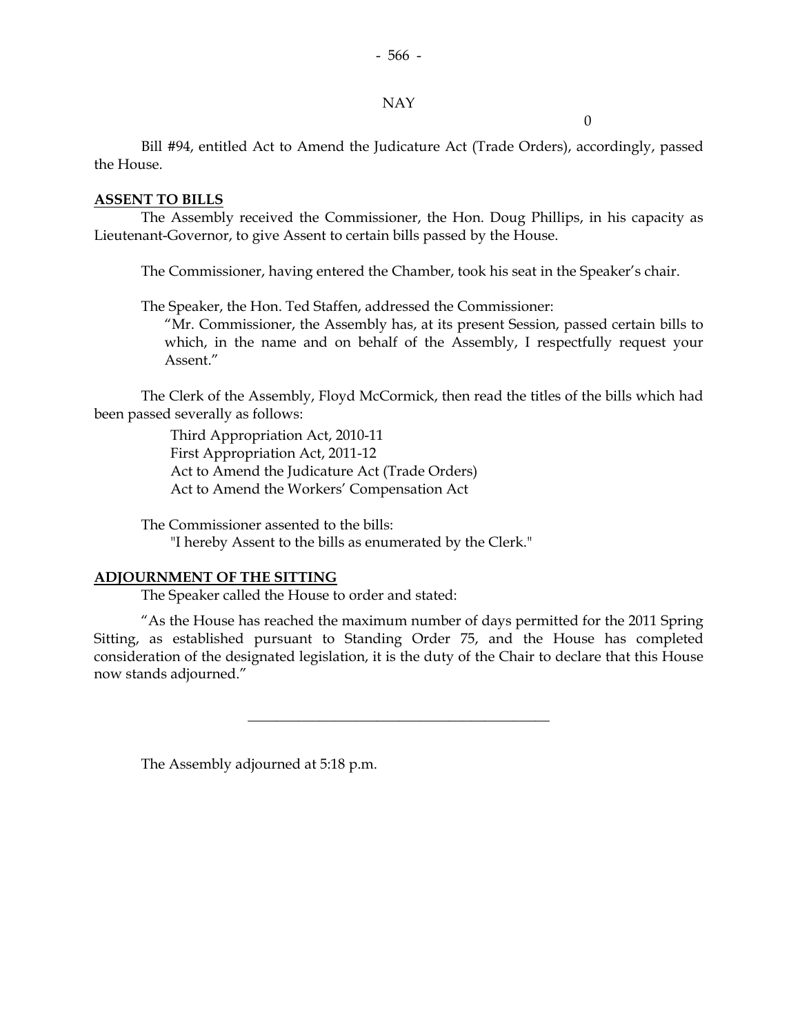NAY

0

Bill #94, entitled Act to Amend the Judicature Act (Trade Orders), accordingly, passed the House.

**ASSENT TO BILLS**

The Assembly received the Commissioner, the Hon. Doug Phillips, in his capacity as Lieutenant-Governor, to give Assent to certain bills passed by the House.

The Commissioner, having entered the Chamber, took his seat in the Speaker's chair.

The Speaker, the Hon. Ted Staffen, addressed the Commissioner:

> "Mr. Commissioner, the Assembly has, at its present Session, passed certain bills to which, in the name and on behalf of the Assembly, I respectfully request your Assent."

The Clerk of the Assembly, Floyd McCormick, then read the titles of the bills which had been passed severally as follows:

Third Appropriation Act, 2010-11
First Appropriation Act, 2011-12
Act to Amend the Judicature Act (Trade Orders)
Act to Amend the Workers' Compensation Act

The Commissioner assented to the bills:

> "I hereby Assent to the bills as enumerated by the Clerk."

**ADJOURNMENT OF THE SITTING**

The Speaker called the House to order and stated:

"As the House has reached the maximum number of days permitted for the 2011 Spring Sitting, as established pursuant to Standing Order 75, and the House has completed consideration of the designated legislation, it is the duty of the Chair to declare that this House now stands adjourned."

---

The Assembly adjourned at 5:18 p.m.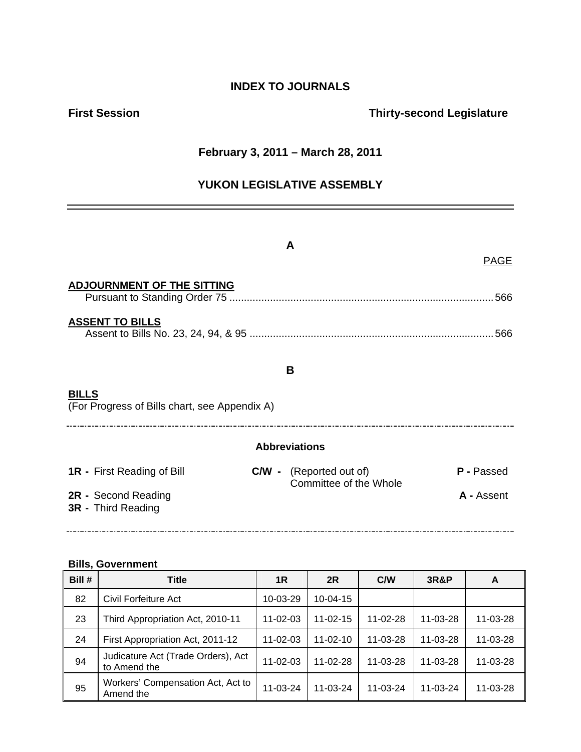# INDEX TO JOURNALS

**First Session** **Thirty-second Legislature**

**February 3, 2011 – March 28, 2011**

**YUKON LEGISLATIVE ASSEMBLY**

---

## A

PAGE

**ADJOURNMENT OF THE SITTING**

Pursuant to Standing Order 75 .......................................................................................... 566

**ASSENT TO BILLS**

Assent to Bills No. 23, 24, 94, & 95 .................................................................................... 566

## B

**BILLS**

(For Progress of Bills chart, see Appendix A)

---

**Abbreviations**

**1R -** First Reading of Bill
**2R -** Second Reading
**3R -** Third Reading
**C/W -** (Reported out of) Committee of the Whole
**P -** Passed
**A -** Assent

---

**Bills, Government**

| Bill # | Title | 1R | 2R | C/W | 3R&P | A |
|---|---|---|---|---|---|---|
| 82 | Civil Forfeiture Act | 10-03-29 | 10-04-15 | | | |
| 23 | Third Appropriation Act, 2010-11 | 11-02-03 | 11-02-15 | 11-02-28 | 11-03-28 | 11-03-28 |
| 24 | First Appropriation Act, 2011-12 | 11-02-03 | 11-02-10 | 11-03-28 | 11-03-28 | 11-03-28 |
| 94 | Judicature Act (Trade Orders), Act to Amend the | 11-02-03 | 11-02-28 | 11-03-28 | 11-03-28 | 11-03-28 |
| 95 | Workers' Compensation Act, Act to Amend the | 11-03-24 | 11-03-24 | 11-03-24 | 11-03-24 | 11-03-28 |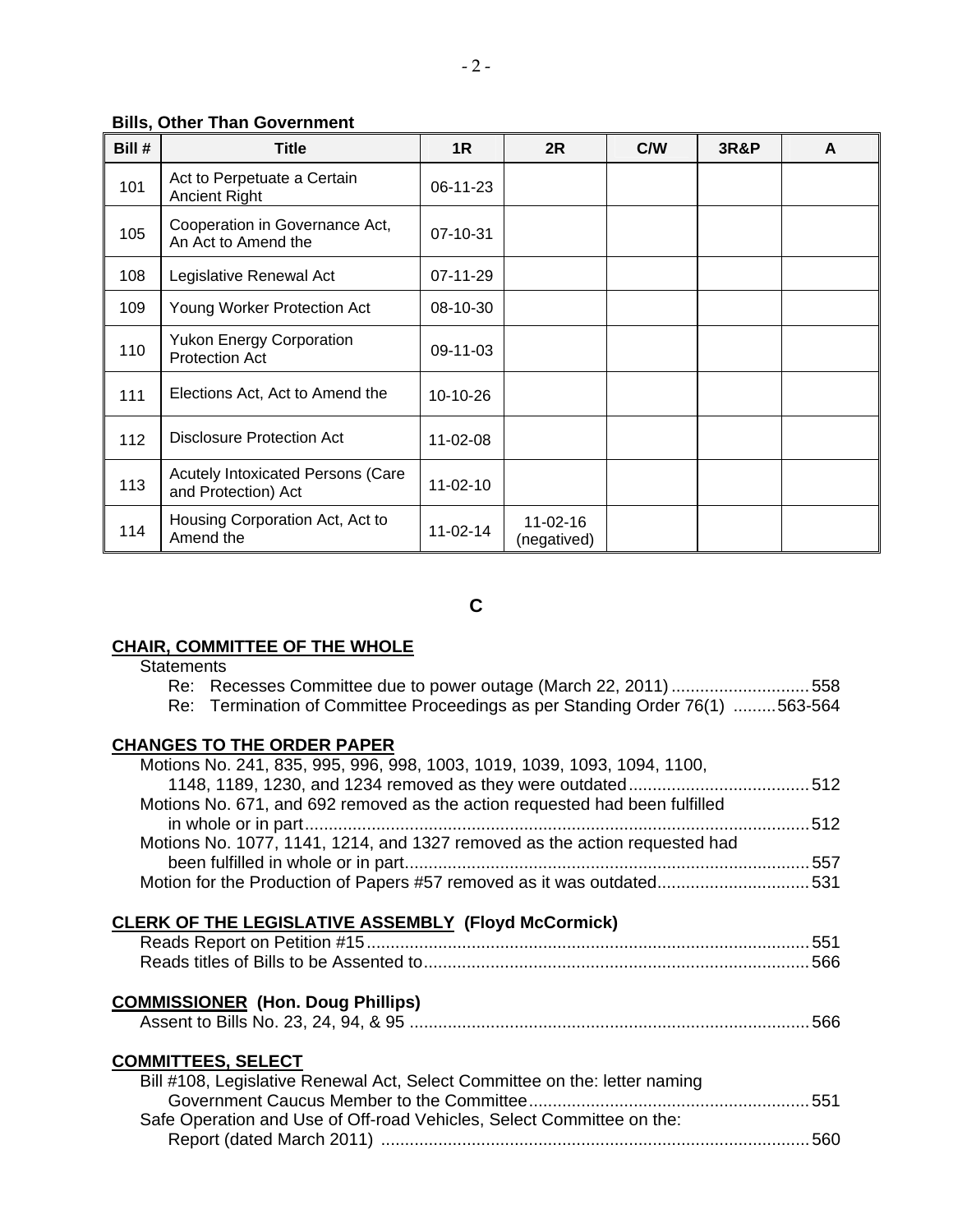**Bills, Other Than Government**

| Bill # | Title | 1R | 2R | C/W | 3R&P | A |
|---|---|---|---|---|---|---|
| 101 | Act to Perpetuate a Certain Ancient Right | 06-11-23 | | | | |
| 105 | Cooperation in Governance Act, An Act to Amend the | 07-10-31 | | | | |
| 108 | Legislative Renewal Act | 07-11-29 | | | | |
| 109 | Young Worker Protection Act | 08-10-30 | | | | |
| 110 | Yukon Energy Corporation Protection Act | 09-11-03 | | | | |
| 111 | Elections Act, Act to Amend the | 10-10-26 | | | | |
| 112 | Disclosure Protection Act | 11-02-08 | | | | |
| 113 | Acutely Intoxicated Persons (Care and Protection) Act | 11-02-10 | | | | |
| 114 | Housing Corporation Act, Act to Amend the | 11-02-14 | 11-02-16 (negatived) | | | |

## C

**CHAIR, COMMITTEE OF THE WHOLE**

Statements
- Re: Recesses Committee due to power outage (March 22, 2011) ............................ 558
- Re: Termination of Committee Proceedings as per Standing Order 76(1) .........563-564

**CHANGES TO THE ORDER PAPER**

Motions No. 241, 835, 995, 996, 998, 1003, 1019, 1039, 1093, 1094, 1100, 1148, 1189, 1230, and 1234 removed as they were outdated...................................... 512

Motions No. 671, and 692 removed as the action requested had been fulfilled in whole or in part.......................................................................................................... 512

Motions No. 1077, 1141, 1214, and 1327 removed as the action requested had been fulfilled in whole or in part................................................................................... 557

Motion for the Production of Papers #57 removed as it was outdated................................ 531

**CLERK OF THE LEGISLATIVE ASSEMBLY (Floyd McCormick)**

Reads Report on Petition #15............................................................................................ 551

Reads titles of Bills to be Assented to................................................................................ 566

**COMMISSIONER (Hon. Doug Phillips)**

Assent to Bills No. 23, 24, 94, & 95 ................................................................................... 566

**COMMITTEES, SELECT**

Bill #108, Legislative Renewal Act, Select Committee on the: letter naming Government Caucus Member to the Committee.......................................................... 551

Safe Operation and Use of Off-road Vehicles, Select Committee on the: Report (dated March 2011) .......................................................................................... 560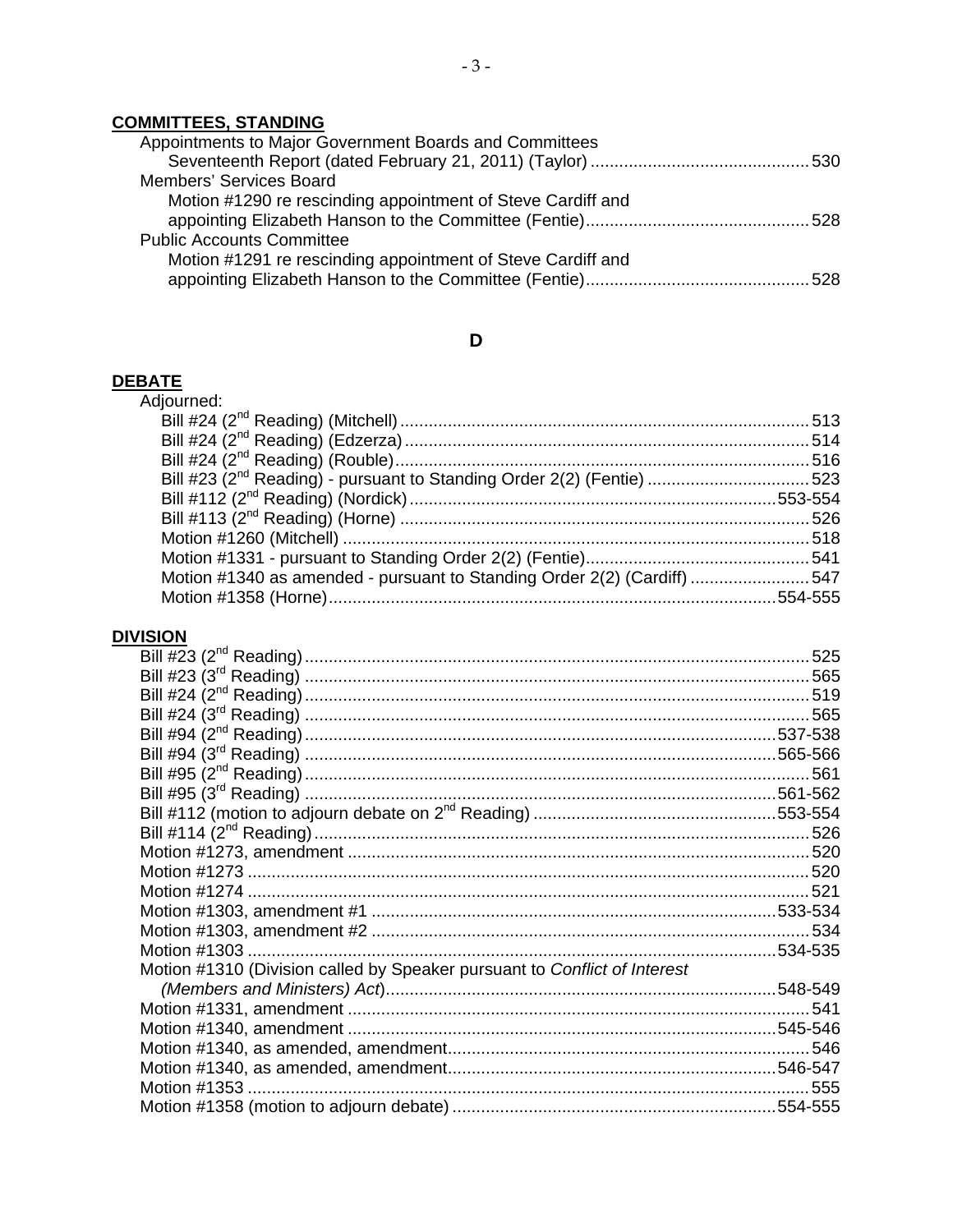**COMMITTEES, STANDING**

Appointments to Major Government Boards and Committees
    Seventeenth Report (dated February 21, 2011) (Taylor) ............................................. 530
Members' Services Board
    Motion #1290 re rescinding appointment of Steve Cardiff and
    appointing Elizabeth Hanson to the Committee (Fentie).............................................. 528
Public Accounts Committee
    Motion #1291 re rescinding appointment of Steve Cardiff and
    appointing Elizabeth Hanson to the Committee (Fentie).............................................. 528

## D

**DEBATE**

Adjourned:
    Bill #24 (2nd Reading) (Mitchell) ..................................................................................... 513
    Bill #24 (2nd Reading) (Edzerza) .................................................................................... 514
    Bill #24 (2nd Reading) (Rouble) ...................................................................................... 516
    Bill #23 (2nd Reading) - pursuant to Standing Order 2(2) (Fentie) ................................. 523
    Bill #112 (2nd Reading) (Nordick) ............................................................................ 553-554
    Bill #113 (2nd Reading) (Horne) .................................................................................... 526
    Motion #1260 (Mitchell) ................................................................................................ 518
    Motion #1331 - pursuant to Standing Order 2(2) (Fentie).............................................. 541
    Motion #1340 as amended - pursuant to Standing Order 2(2) (Cardiff) ......................... 547
    Motion #1358 (Horne)............................................................................................. 554-555

**DIVISION**

Bill #23 (2nd Reading) ......................................................................................................... 525
Bill #23 (3rd Reading) ......................................................................................................... 565
Bill #24 (2nd Reading) ......................................................................................................... 519
Bill #24 (3rd Reading) ......................................................................................................... 565
Bill #94 (2nd Reading) .................................................................................................. 537-538
Bill #94 (3rd Reading) .................................................................................................. 565-566
Bill #95 (2nd Reading) ......................................................................................................... 561
Bill #95 (3rd Reading) .................................................................................................. 561-562
Bill #112 (motion to adjourn debate on 2nd Reading) .................................................. 553-554
Bill #114 (2nd Reading) ....................................................................................................... 526
Motion #1273, amendment ................................................................................................ 520
Motion #1273 ..................................................................................................................... 520
Motion #1274 ..................................................................................................................... 521
Motion #1303, amendment #1 ..................................................................................... 533-534
Motion #1303, amendment #2 ............................................................................................ 534
Motion #1303 ............................................................................................................... 534-535
Motion #1310 (Division called by Speaker pursuant to *Conflict of Interest*
    *(Members and Ministers) Act*)................................................................................ 548-549
Motion #1331, amendment ................................................................................................ 541
Motion #1340, amendment .......................................................................................... 545-546
Motion #1340, as amended, amendment........................................................................... 546
Motion #1340, as amended, amendment.................................................................... 546-547
Motion #1353 ..................................................................................................................... 555
Motion #1358 (motion to adjourn debate) .................................................................... 554-555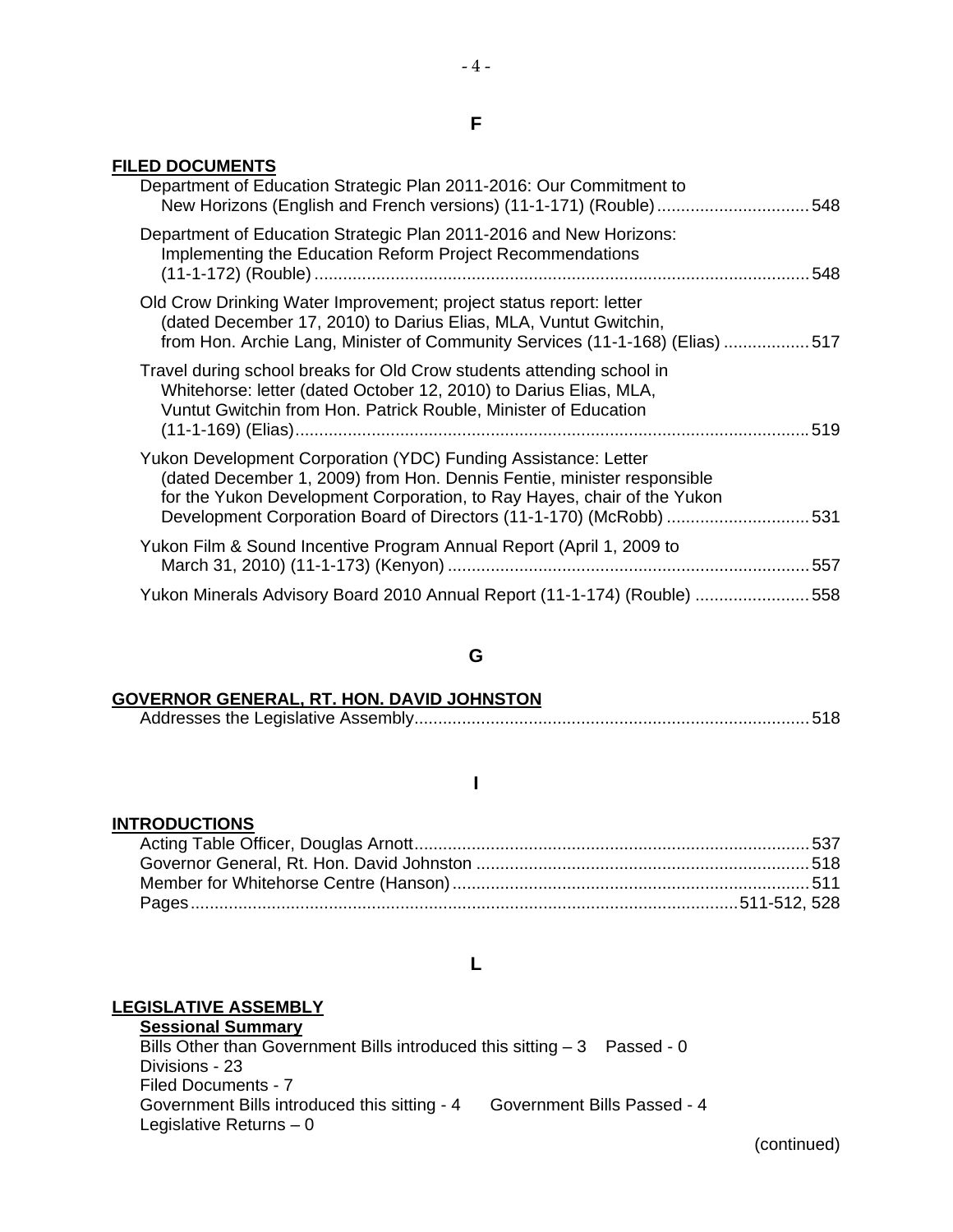## F

**FILED DOCUMENTS**

Department of Education Strategic Plan 2011-2016: Our Commitment to New Horizons (English and French versions) (11-1-171) (Rouble) ................................ 548

Department of Education Strategic Plan 2011-2016 and New Horizons: Implementing the Education Reform Project Recommendations (11-1-172) (Rouble) ....................................................................................................... 548

Old Crow Drinking Water Improvement; project status report: letter (dated December 17, 2010) to Darius Elias, MLA, Vuntut Gwitchin, from Hon. Archie Lang, Minister of Community Services (11-1-168) (Elias) ................. 517

Travel during school breaks for Old Crow students attending school in Whitehorse: letter (dated October 12, 2010) to Darius Elias, MLA, Vuntut Gwitchin from Hon. Patrick Rouble, Minister of Education (11-1-169) (Elias)............................................................................................................ 519

Yukon Development Corporation (YDC) Funding Assistance: Letter (dated December 1, 2009) from Hon. Dennis Fentie, minister responsible for the Yukon Development Corporation, to Ray Hayes, chair of the Yukon Development Corporation Board of Directors (11-1-170) (McRobb) ............................. 531

Yukon Film & Sound Incentive Program Annual Report (April 1, 2009 to March 31, 2010) (11-1-173) (Kenyon) ........................................................................... 557

Yukon Minerals Advisory Board 2010 Annual Report (11-1-174) (Rouble) ........................ 558

## G

**GOVERNOR GENERAL, RT. HON. DAVID JOHNSTON**

Addresses the Legislative Assembly.................................................................................. 518

## I

**INTRODUCTIONS**

Acting Table Officer, Douglas Arnott.................................................................................. 537
Governor General, Rt. Hon. David Johnston ..................................................................... 518
Member for Whitehorse Centre (Hanson).......................................................................... 511
Pages.................................................................................................................511-512, 528

## L

**LEGISLATIVE ASSEMBLY**

**Sessional Summary**

Bills Other than Government Bills introduced this sitting – 3 Passed - 0
Divisions - 23
Filed Documents - 7
Government Bills introduced this sitting - 4 Government Bills Passed - 4
Legislative Returns – 0

(continued)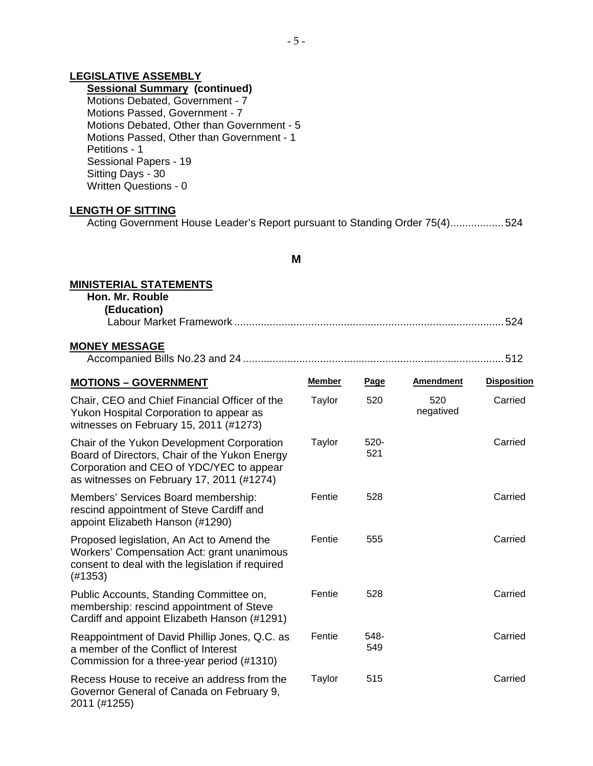**LEGISLATIVE ASSEMBLY**

**Sessional Summary (continued)**

Motions Debated, Government - 7
Motions Passed, Government - 7
Motions Debated, Other than Government - 5
Motions Passed, Other than Government - 1
Petitions - 1
Sessional Papers - 19
Sitting Days - 30
Written Questions - 0

**LENGTH OF SITTING**

Acting Government House Leader's Report pursuant to Standing Order 75(4).................. 524

## M

**MINISTERIAL STATEMENTS**

**Hon. Mr. Rouble**
**(Education)**
Labour Market Framework .......................................................................................... 524

**MONEY MESSAGE**

Accompanied Bills No.23 and 24 ....................................................................................... 512

| MOTIONS – GOVERNMENT | Member | Page | Amendment | Disposition |
|---|---|---|---|---|
| Chair, CEO and Chief Financial Officer of the Yukon Hospital Corporation to appear as witnesses on February 15, 2011 (#1273) | Taylor | 520 | 520 negatived | Carried |
| Chair of the Yukon Development Corporation Board of Directors, Chair of the Yukon Energy Corporation and CEO of YDC/YEC to appear as witnesses on February 17, 2011 (#1274) | Taylor | 520-521 | | Carried |
| Members' Services Board membership: rescind appointment of Steve Cardiff and appoint Elizabeth Hanson (#1290) | Fentie | 528 | | Carried |
| Proposed legislation, An Act to Amend the Workers' Compensation Act: grant unanimous consent to deal with the legislation if required (#1353) | Fentie | 555 | | Carried |
| Public Accounts, Standing Committee on, membership: rescind appointment of Steve Cardiff and appoint Elizabeth Hanson (#1291) | Fentie | 528 | | Carried |
| Reappointment of David Phillip Jones, Q.C. as a member of the Conflict of Interest Commission for a three-year period (#1310) | Fentie | 548-549 | | Carried |
| Recess House to receive an address from the Governor General of Canada on February 9, 2011 (#1255) | Taylor | 515 | | Carried |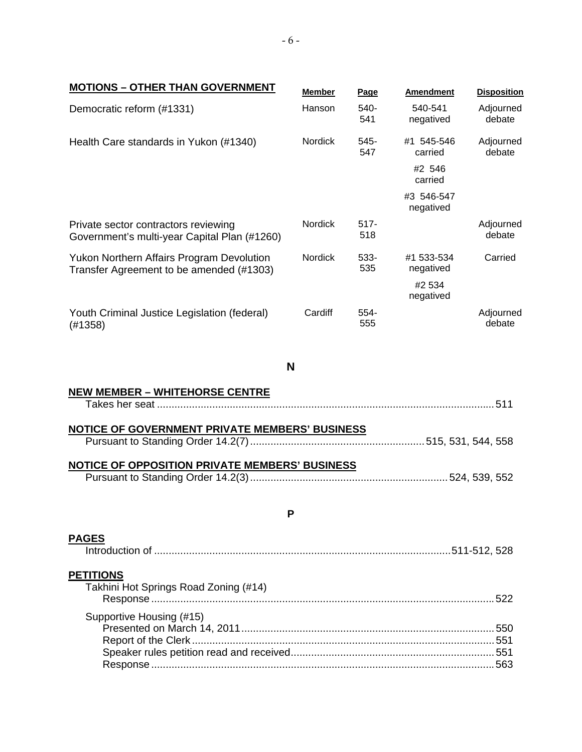| MOTIONS – OTHER THAN GOVERNMENT | Member | Page | Amendment | Disposition |
|---|---|---|---|---|
| Democratic reform (#1331) | Hanson | 540-541 | 540-541 negatived | Adjourned debate |
| Health Care standards in Yukon (#1340) | Nordick | 545-547 | #1 545-546 carried | Adjourned debate |
| | | | #2 546 carried | |
| | | | #3 546-547 negatived | |
| Private sector contractors reviewing Government's multi-year Capital Plan (#1260) | Nordick | 517-518 | | Adjourned debate |
| Yukon Northern Affairs Program Devolution Transfer Agreement to be amended (#1303) | Nordick | 533-535 | #1 533-534 negatived | Carried |
| | | | #2 534 negatived | |
| Youth Criminal Justice Legislation (federal) (#1358) | Cardiff | 554-555 | | Adjourned debate |

## N

**NEW MEMBER – WHITEHORSE CENTRE**

Takes her seat ....... 511

**NOTICE OF GOVERNMENT PRIVATE MEMBERS' BUSINESS**

Pursuant to Standing Order 14.2(7) ....... 515, 531, 544, 558

**NOTICE OF OPPOSITION PRIVATE MEMBERS' BUSINESS**

Pursuant to Standing Order 14.2(3) ....... 524, 539, 552

## P

**PAGES**

Introduction of ....... 511-512, 528

**PETITIONS**

Takhini Hot Springs Road Zoning (#14)
- Response ....... 522

Supportive Housing (#15)
- Presented on March 14, 2011 ....... 550
- Report of the Clerk ....... 551
- Speaker rules petition read and received ....... 551
- Response ....... 563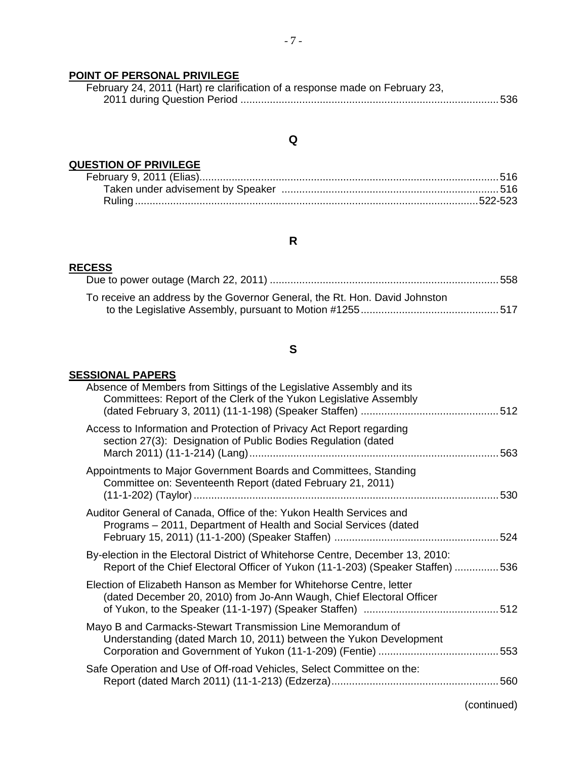**POINT OF PERSONAL PRIVILEGE**

February 24, 2011 (Hart) re clarification of a response made on February 23, 2011 during Question Period ........................................................................................ 536

## Q

**QUESTION OF PRIVILEGE**

February 9, 2011 (Elias)...................................................................................................... 516
- Taken under advisement by Speaker .......................................................................... 516
- Ruling ..................................................................................................................... 522-523

## R

**RECESS**

Due to power outage (March 22, 2011) .............................................................................. 558

To receive an address by the Governor General, the Rt. Hon. David Johnston to the Legislative Assembly, pursuant to Motion #1255.............................................. 517

## S

**SESSIONAL PAPERS**

Absence of Members from Sittings of the Legislative Assembly and its Committees: Report of the Clerk of the Yukon Legislative Assembly (dated February 3, 2011) (11-1-198) (Speaker Staffen) ............................................... 512

Access to Information and Protection of Privacy Act Report regarding section 27(3): Designation of Public Bodies Regulation (dated March 2011) (11-1-214) (Lang).................................................................................... 563

Appointments to Major Government Boards and Committees, Standing Committee on: Seventeenth Report (dated February 21, 2011) (11-1-202) (Taylor)........................................................................................................ 530

Auditor General of Canada, Office of the: Yukon Health Services and Programs – 2011, Department of Health and Social Services (dated February 15, 2011) (11-1-200) (Speaker Staffen) ........................................................ 524

By-election in the Electoral District of Whitehorse Centre, December 13, 2010: Report of the Chief Electoral Officer of Yukon (11-1-203) (Speaker Staffen) ............... 536

Election of Elizabeth Hanson as Member for Whitehorse Centre, letter (dated December 20, 2010) from Jo-Ann Waugh, Chief Electoral Officer of Yukon, to the Speaker (11-1-197) (Speaker Staffen) ............................................. 512

Mayo B and Carmacks-Stewart Transmission Line Memorandum of Understanding (dated March 10, 2011) between the Yukon Development Corporation and Government of Yukon (11-1-209) (Fentie) ......................................... 553

Safe Operation and Use of Off-road Vehicles, Select Committee on the: Report (dated March 2011) (11-1-213) (Edzerza)......................................................... 560

(continued)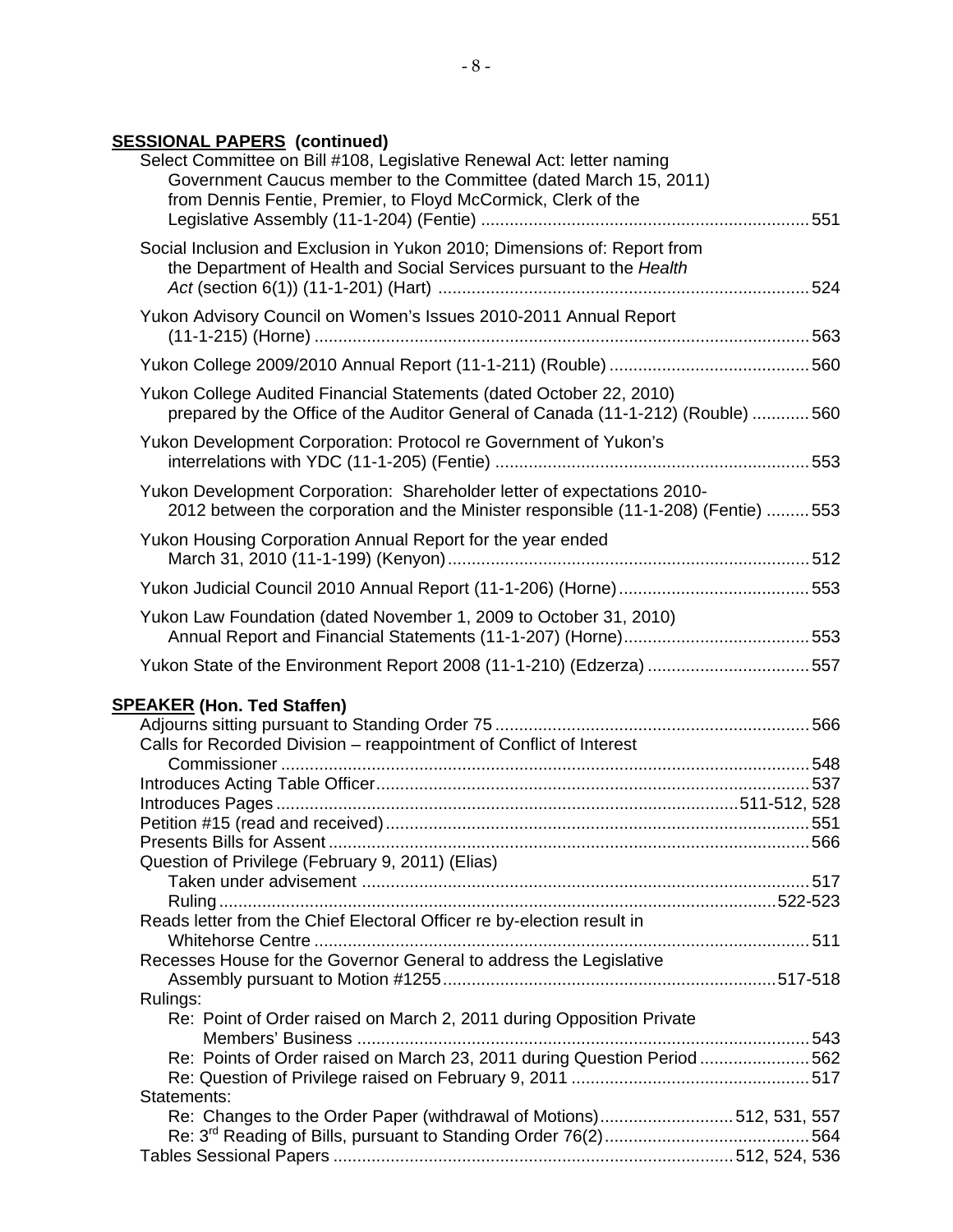**SESSIONAL PAPERS (continued)**

Select Committee on Bill #108, Legislative Renewal Act: letter naming Government Caucus member to the Committee (dated March 15, 2011) from Dennis Fentie, Premier, to Floyd McCormick, Clerk of the Legislative Assembly (11-1-204) (Fentie) .......... 551

Social Inclusion and Exclusion in Yukon 2010; Dimensions of: Report from the Department of Health and Social Services pursuant to the *Health Act* (section 6(1)) (11-1-201) (Hart) .......... 524

Yukon Advisory Council on Women's Issues 2010-2011 Annual Report (11-1-215) (Horne) .......... 563

Yukon College 2009/2010 Annual Report (11-1-211) (Rouble) .......... 560

Yukon College Audited Financial Statements (dated October 22, 2010) prepared by the Office of the Auditor General of Canada (11-1-212) (Rouble) .......... 560

Yukon Development Corporation: Protocol re Government of Yukon's interrelations with YDC (11-1-205) (Fentie) .......... 553

Yukon Development Corporation: Shareholder letter of expectations 2010-2012 between the corporation and the Minister responsible (11-1-208) (Fentie) .......... 553

Yukon Housing Corporation Annual Report for the year ended March 31, 2010 (11-1-199) (Kenyon) .......... 512

Yukon Judicial Council 2010 Annual Report (11-1-206) (Horne) .......... 553

Yukon Law Foundation (dated November 1, 2009 to October 31, 2010) Annual Report and Financial Statements (11-1-207) (Horne) .......... 553

Yukon State of the Environment Report 2008 (11-1-210) (Edzerza) .......... 557

**SPEAKER (Hon. Ted Staffen)**

Adjourns sitting pursuant to Standing Order 75 .......... 566
Calls for Recorded Division – reappointment of Conflict of Interest Commissioner .......... 548
Introduces Acting Table Officer .......... 537
Introduces Pages .......... 511-512, 528
Petition #15 (read and received) .......... 551
Presents Bills for Assent .......... 566
Question of Privilege (February 9, 2011) (Elias)
- Taken under advisement .......... 517
- Ruling .......... 522-523

Reads letter from the Chief Electoral Officer re by-election result in Whitehorse Centre .......... 511
Recesses House for the Governor General to address the Legislative Assembly pursuant to Motion #1255 .......... 517-518
Rulings:
- Re: Point of Order raised on March 2, 2011 during Opposition Private Members' Business .......... 543
- Re: Points of Order raised on March 23, 2011 during Question Period .......... 562
- Re: Question of Privilege raised on February 9, 2011 .......... 517

Statements:
- Re: Changes to the Order Paper (withdrawal of Motions) .......... 512, 531, 557
- Re: 3rd Reading of Bills, pursuant to Standing Order 76(2) .......... 564

Tables Sessional Papers .......... 512, 524, 536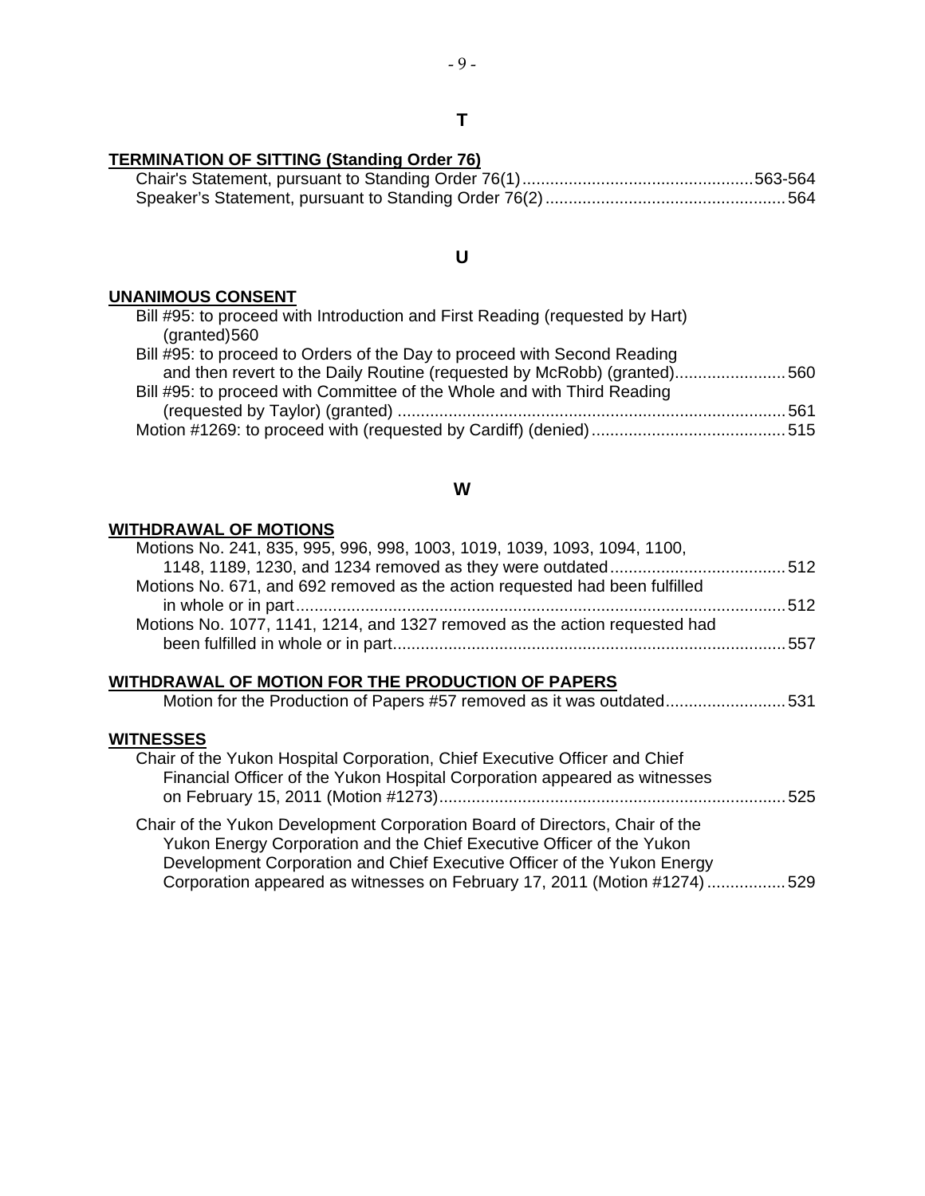## T

**TERMINATION OF SITTING (Standing Order 76)**

Chair's Statement, pursuant to Standing Order 76(1)....................................................563-564
Speaker's Statement, pursuant to Standing Order 76(2)....................................................564

## U

**UNANIMOUS CONSENT**

Bill #95: to proceed with Introduction and First Reading (requested by Hart) (granted)560
Bill #95: to proceed to Orders of the Day to proceed with Second Reading and then revert to the Daily Routine (requested by McRobb) (granted)........................560
Bill #95: to proceed with Committee of the Whole and with Third Reading (requested by Taylor) (granted) ....................................................................................561
Motion #1269: to proceed with (requested by Cardiff) (denied)..........................................515

## W

**WITHDRAWAL OF MOTIONS**

Motions No. 241, 835, 995, 996, 998, 1003, 1019, 1039, 1093, 1094, 1100, 1148, 1189, 1230, and 1234 removed as they were outdated......................................512
Motions No. 671, and 692 removed as the action requested had been fulfilled in whole or in part..........................................................................................................512
Motions No. 1077, 1141, 1214, and 1327 removed as the action requested had been fulfilled in whole or in part....................................................................................557

**WITHDRAWAL OF MOTION FOR THE PRODUCTION OF PAPERS**

Motion for the Production of Papers #57 removed as it was outdated..........................531

**WITNESSES**

Chair of the Yukon Hospital Corporation, Chief Executive Officer and Chief Financial Officer of the Yukon Hospital Corporation appeared as witnesses on February 15, 2011 (Motion #1273)...........................................................................525

Chair of the Yukon Development Corporation Board of Directors, Chair of the Yukon Energy Corporation and the Chief Executive Officer of the Yukon Development Corporation and Chief Executive Officer of the Yukon Energy Corporation appeared as witnesses on February 17, 2011 (Motion #1274).................529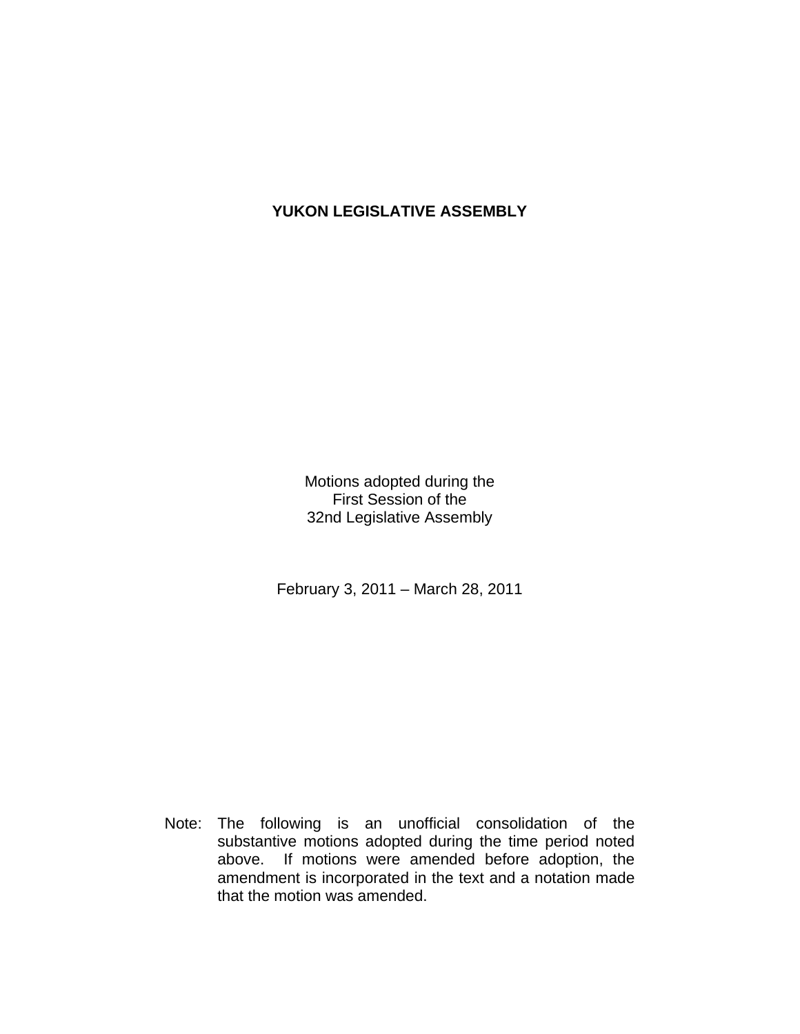# YUKON LEGISLATIVE ASSEMBLY

Motions adopted during the
First Session of the
32nd Legislative Assembly

February 3, 2011 – March 28, 2011

Note: The following is an unofficial consolidation of the substantive motions adopted during the time period noted above. If motions were amended before adoption, the amendment is incorporated in the text and a notation made that the motion was amended.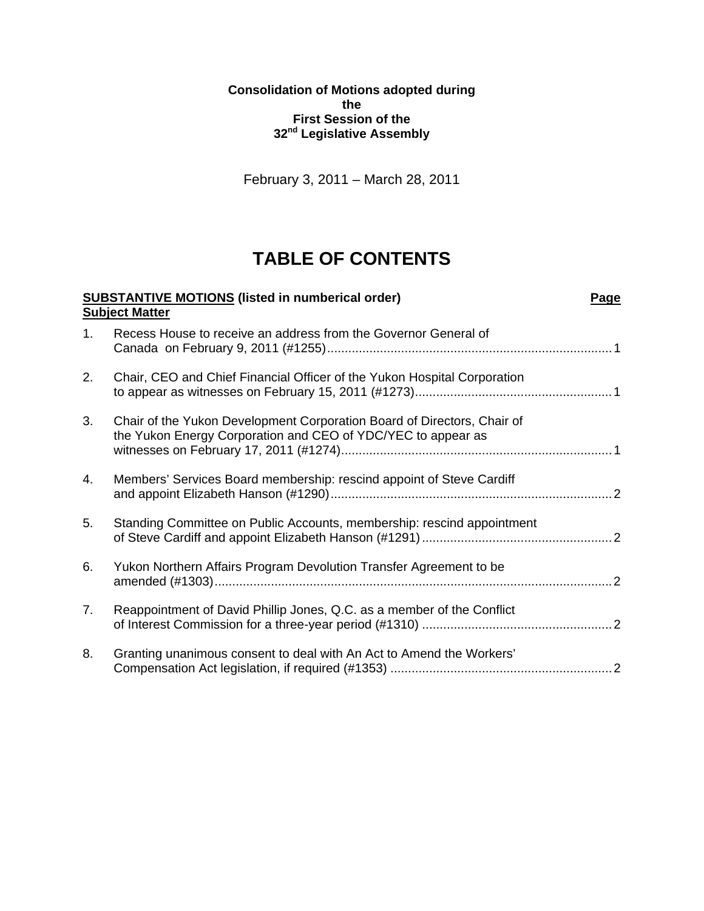**Consolidation of Motions adopted during the First Session of the 32nd Legislative Assembly**

February 3, 2011 – March 28, 2011

# TABLE OF CONTENTS

| <u>**SUBSTANTIVE MOTIONS**</u> **(listed in numberical order)**<br><u>**Subject Matter**</u> | | <u>**Page**</u> |
|---|---|---|
| 1. | Recess House to receive an address from the Governor General of Canada on February 9, 2011 (#1255) | 1 |
| 2. | Chair, CEO and Chief Financial Officer of the Yukon Hospital Corporation to appear as witnesses on February 15, 2011 (#1273) | 1 |
| 3. | Chair of the Yukon Development Corporation Board of Directors, Chair of the Yukon Energy Corporation and CEO of YDC/YEC to appear as witnesses on February 17, 2011 (#1274) | 1 |
| 4. | Members' Services Board membership: rescind appoint of Steve Cardiff and appoint Elizabeth Hanson (#1290) | 2 |
| 5. | Standing Committee on Public Accounts, membership: rescind appointment of Steve Cardiff and appoint Elizabeth Hanson (#1291) | 2 |
| 6. | Yukon Northern Affairs Program Devolution Transfer Agreement to be amended (#1303) | 2 |
| 7. | Reappointment of David Phillip Jones, Q.C. as a member of the Conflict of Interest Commission for a three-year period (#1310) | 2 |
| 8. | Granting unanimous consent to deal with An Act to Amend the Workers' Compensation Act legislation, if required (#1353) | 2 |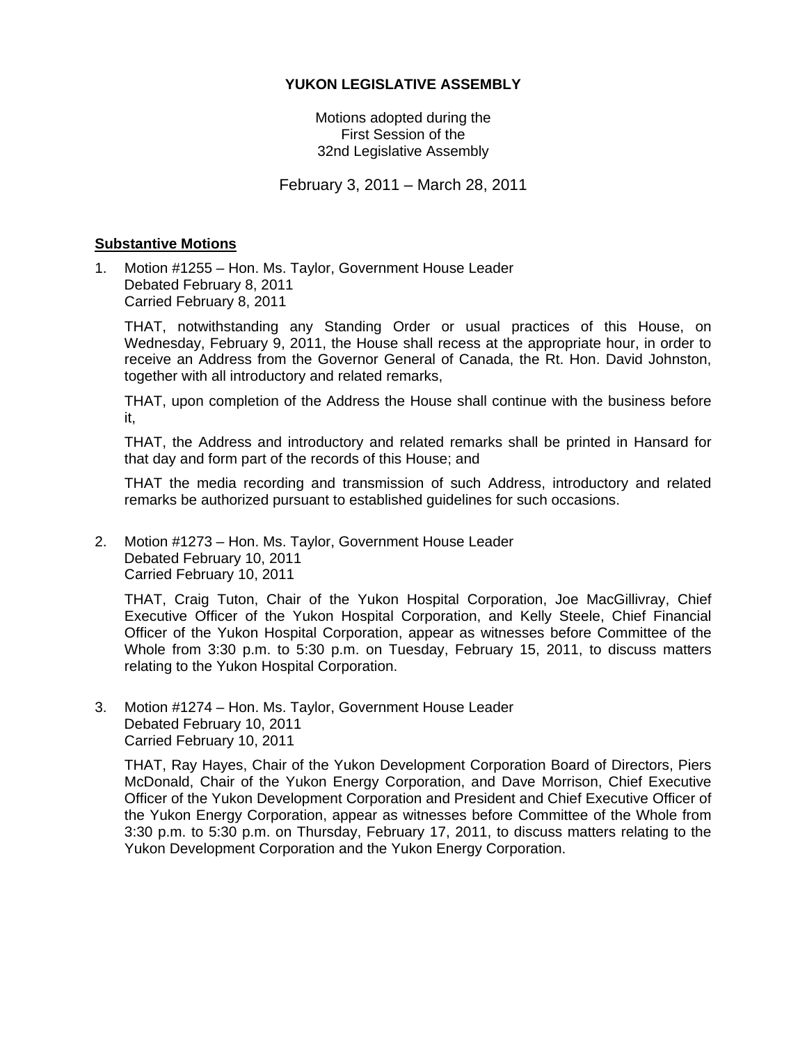**YUKON LEGISLATIVE ASSEMBLY**

Motions adopted during the
First Session of the
32nd Legislative Assembly

February 3, 2011 – March 28, 2011

## **Substantive Motions**

1. Motion #1255 – Hon. Ms. Taylor, Government House Leader
   Debated February 8, 2011
   Carried February 8, 2011

   THAT, notwithstanding any Standing Order or usual practices of this House, on Wednesday, February 9, 2011, the House shall recess at the appropriate hour, in order to receive an Address from the Governor General of Canada, the Rt. Hon. David Johnston, together with all introductory and related remarks,

   THAT, upon completion of the Address the House shall continue with the business before it,

   THAT, the Address and introductory and related remarks shall be printed in Hansard for that day and form part of the records of this House; and

   THAT the media recording and transmission of such Address, introductory and related remarks be authorized pursuant to established guidelines for such occasions.

2. Motion #1273 – Hon. Ms. Taylor, Government House Leader
   Debated February 10, 2011
   Carried February 10, 2011

   THAT, Craig Tuton, Chair of the Yukon Hospital Corporation, Joe MacGillivray, Chief Executive Officer of the Yukon Hospital Corporation, and Kelly Steele, Chief Financial Officer of the Yukon Hospital Corporation, appear as witnesses before Committee of the Whole from 3:30 p.m. to 5:30 p.m. on Tuesday, February 15, 2011, to discuss matters relating to the Yukon Hospital Corporation.

3. Motion #1274 – Hon. Ms. Taylor, Government House Leader
   Debated February 10, 2011
   Carried February 10, 2011

   THAT, Ray Hayes, Chair of the Yukon Development Corporation Board of Directors, Piers McDonald, Chair of the Yukon Energy Corporation, and Dave Morrison, Chief Executive Officer of the Yukon Development Corporation and President and Chief Executive Officer of the Yukon Energy Corporation, appear as witnesses before Committee of the Whole from 3:30 p.m. to 5:30 p.m. on Thursday, February 17, 2011, to discuss matters relating to the Yukon Development Corporation and the Yukon Energy Corporation.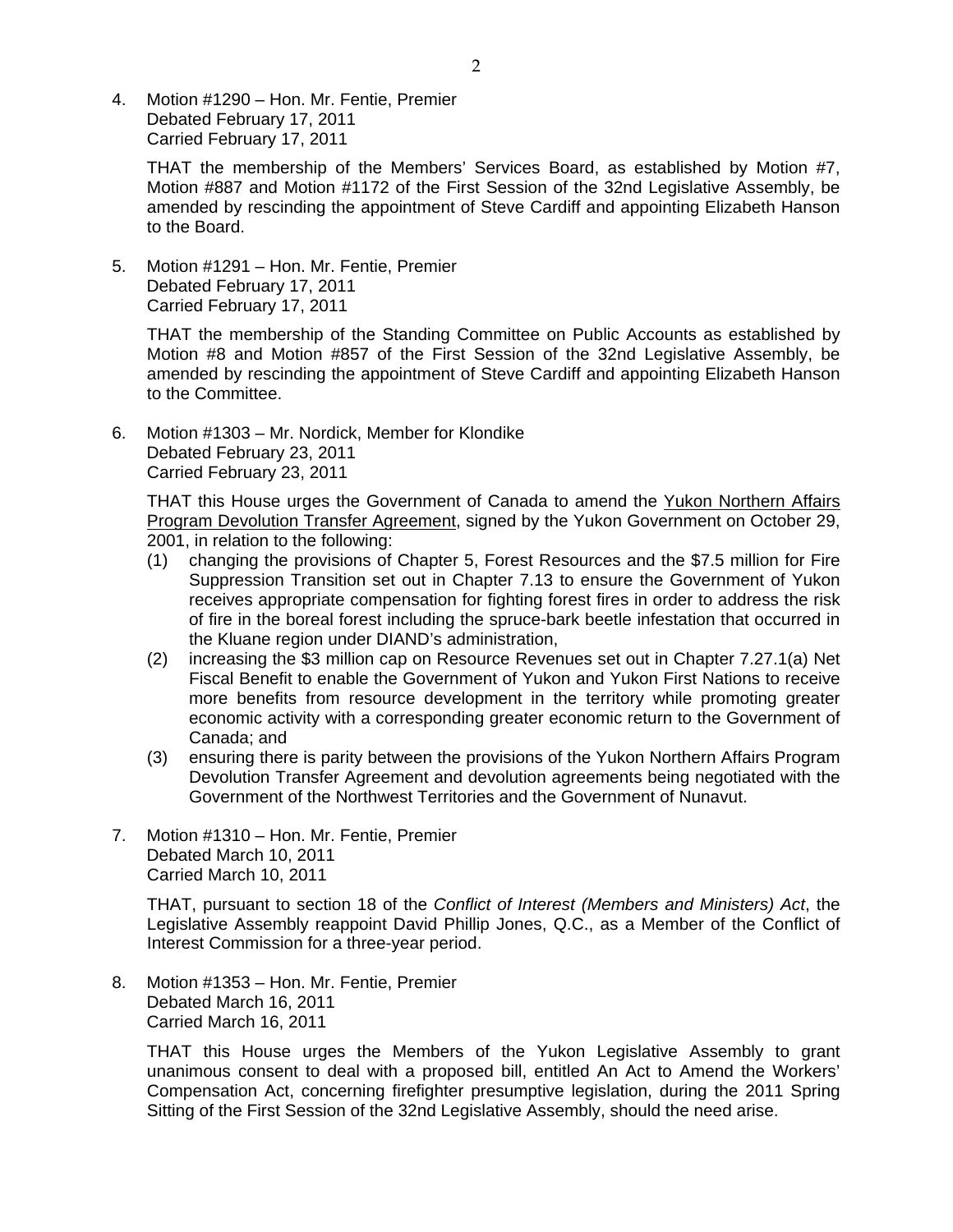4. Motion #1290 – Hon. Mr. Fentie, Premier
   Debated February 17, 2011
   Carried February 17, 2011

   THAT the membership of the Members' Services Board, as established by Motion #7, Motion #887 and Motion #1172 of the First Session of the 32nd Legislative Assembly, be amended by rescinding the appointment of Steve Cardiff and appointing Elizabeth Hanson to the Board.

5. Motion #1291 – Hon. Mr. Fentie, Premier
   Debated February 17, 2011
   Carried February 17, 2011

   THAT the membership of the Standing Committee on Public Accounts as established by Motion #8 and Motion #857 of the First Session of the 32nd Legislative Assembly, be amended by rescinding the appointment of Steve Cardiff and appointing Elizabeth Hanson to the Committee.

6. Motion #1303 – Mr. Nordick, Member for Klondike
   Debated February 23, 2011
   Carried February 23, 2011

   THAT this House urges the Government of Canada to amend the Yukon Northern Affairs Program Devolution Transfer Agreement, signed by the Yukon Government on October 29, 2001, in relation to the following:

   (1) changing the provisions of Chapter 5, Forest Resources and the $7.5 million for Fire Suppression Transition set out in Chapter 7.13 to ensure the Government of Yukon receives appropriate compensation for fighting forest fires in order to address the risk of fire in the boreal forest including the spruce-bark beetle infestation that occurred in the Kluane region under DIAND's administration,
   (2) increasing the $3 million cap on Resource Revenues set out in Chapter 7.27.1(a) Net Fiscal Benefit to enable the Government of Yukon and Yukon First Nations to receive more benefits from resource development in the territory while promoting greater economic activity with a corresponding greater economic return to the Government of Canada; and
   (3) ensuring there is parity between the provisions of the Yukon Northern Affairs Program Devolution Transfer Agreement and devolution agreements being negotiated with the Government of the Northwest Territories and the Government of Nunavut.

7. Motion #1310 – Hon. Mr. Fentie, Premier
   Debated March 10, 2011
   Carried March 10, 2011

   THAT, pursuant to section 18 of the *Conflict of Interest (Members and Ministers) Act*, the Legislative Assembly reappoint David Phillip Jones, Q.C., as a Member of the Conflict of Interest Commission for a three-year period.

8. Motion #1353 – Hon. Mr. Fentie, Premier
   Debated March 16, 2011
   Carried March 16, 2011

   THAT this House urges the Members of the Yukon Legislative Assembly to grant unanimous consent to deal with a proposed bill, entitled An Act to Amend the Workers' Compensation Act, concerning firefighter presumptive legislation, during the 2011 Spring Sitting of the First Session of the 32nd Legislative Assembly, should the need arise.